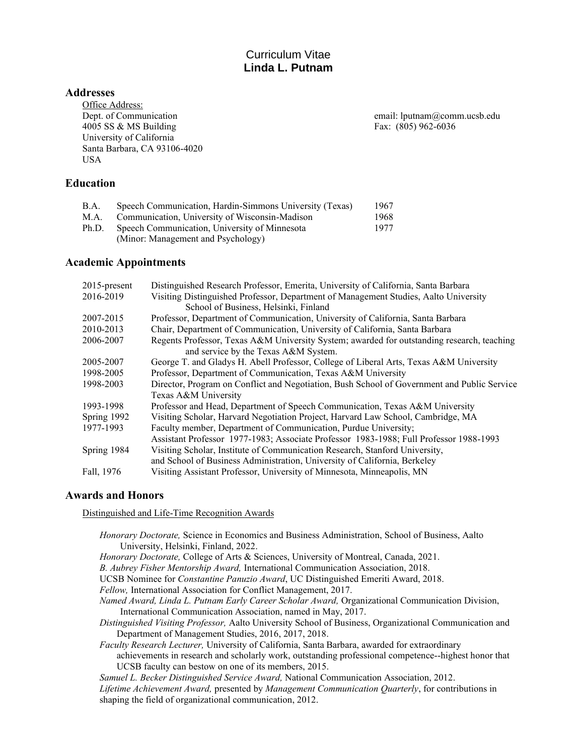# Curriculum Vitae
# **Linda L. Putnam**

## Addresses

Office Address:
Dept. of Communication
4005 SS & MS Building
University of California
Santa Barbara, CA 93106-4020
USA

email: lputnam@comm.ucsb.edu
Fax: (805) 962-6036

## Education

| | | |
|---|---|---|
| B.A. | Speech Communication, Hardin-Simmons University (Texas) | 1967 |
| M.A. | Communication, University of Wisconsin-Madison | 1968 |
| Ph.D. | Speech Communication, University of Minnesota (Minor: Management and Psychology) | 1977 |

## Academic Appointments

| | |
|---|---|
| 2015-present | Distinguished Research Professor, Emerita, University of California, Santa Barbara |
| 2016-2019 | Visiting Distinguished Professor, Department of Management Studies, Aalto University School of Business, Helsinki, Finland |
| 2007-2015 | Professor, Department of Communication, University of California, Santa Barbara |
| 2010-2013 | Chair, Department of Communication, University of California, Santa Barbara |
| 2006-2007 | Regents Professor, Texas A&M University System; awarded for outstanding research, teaching and service by the Texas A&M System. |
| 2005-2007 | George T. and Gladys H. Abell Professor, College of Liberal Arts, Texas A&M University |
| 1998-2005 | Professor, Department of Communication, Texas A&M University |
| 1998-2003 | Director, Program on Conflict and Negotiation, Bush School of Government and Public Service Texas A&M University |
| 1993-1998 | Professor and Head, Department of Speech Communication, Texas A&M University |
| Spring 1992 | Visiting Scholar, Harvard Negotiation Project, Harvard Law School, Cambridge, MA |
| 1977-1993 | Faculty member, Department of Communication, Purdue University; Assistant Professor 1977-1983; Associate Professor 1983-1988; Full Professor 1988-1993 |
| Spring 1984 | Visiting Scholar, Institute of Communication Research, Stanford University, and School of Business Administration, University of California, Berkeley |
| Fall, 1976 | Visiting Assistant Professor, University of Minnesota, Minneapolis, MN |

## Awards and Honors

Distinguished and Life-Time Recognition Awards

*Honorary Doctorate,* Science in Economics and Business Administration, School of Business, Aalto University, Helsinki, Finland, 2022.

*Honorary Doctorate,* College of Arts & Sciences, University of Montreal, Canada, 2021.

*B. Aubrey Fisher Mentorship Award,* International Communication Association, 2018.

UCSB Nominee for *Constantine Panuzio Award*, UC Distinguished Emeriti Award, 2018.

*Fellow,* International Association for Conflict Management, 2017.

*Named Award, Linda L. Putnam Early Career Scholar Award,* Organizational Communication Division, International Communication Association, named in May, 2017.

*Distinguished Visiting Professor,* Aalto University School of Business, Organizational Communication and Department of Management Studies, 2016, 2017, 2018.

*Faculty Research Lecturer,* University of California, Santa Barbara, awarded for extraordinary achievements in research and scholarly work, outstanding professional competence--highest honor that UCSB faculty can bestow on one of its members, 2015.

*Samuel L. Becker Distinguished Service Award,* National Communication Association, 2012.

*Lifetime Achievement Award,* presented by *Management Communication Quarterly*, for contributions in shaping the field of organizational communication, 2012.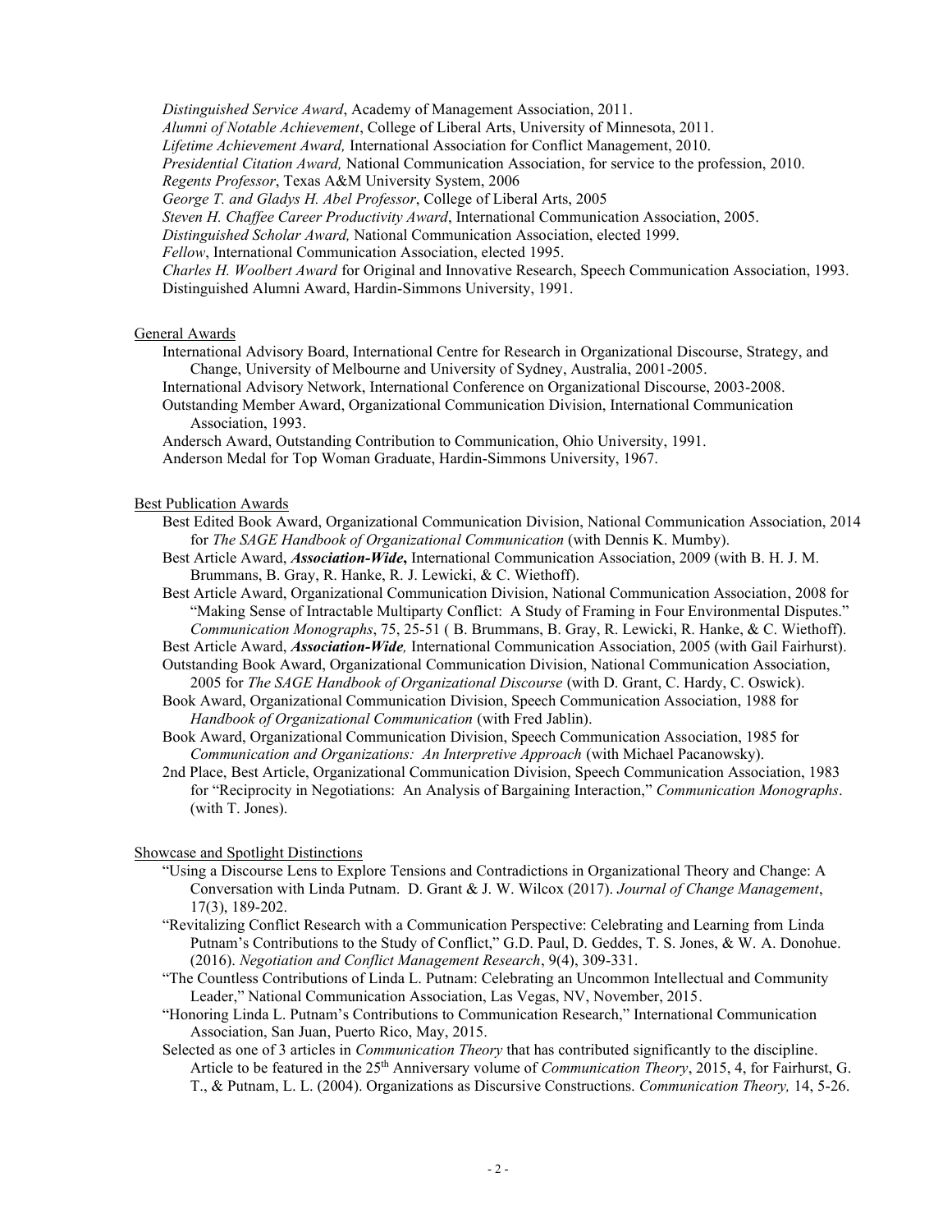*Distinguished Service Award*, Academy of Management Association, 2011.
*Alumni of Notable Achievement*, College of Liberal Arts, University of Minnesota, 2011.
*Lifetime Achievement Award,* International Association for Conflict Management, 2010.
*Presidential Citation Award,* National Communication Association, for service to the profession, 2010.
*Regents Professor*, Texas A&M University System, 2006
*George T. and Gladys H. Abel Professor*, College of Liberal Arts, 2005
*Steven H. Chaffee Career Productivity Award*, International Communication Association, 2005.
*Distinguished Scholar Award,* National Communication Association, elected 1999.
*Fellow*, International Communication Association, elected 1995.
*Charles H. Woolbert Award* for Original and Innovative Research, Speech Communication Association, 1993.
Distinguished Alumni Award, Hardin-Simmons University, 1991.

General Awards

International Advisory Board, International Centre for Research in Organizational Discourse, Strategy, and Change, University of Melbourne and University of Sydney, Australia, 2001-2005.
International Advisory Network, International Conference on Organizational Discourse, 2003-2008.
Outstanding Member Award, Organizational Communication Division, International Communication Association, 1993.
Andersch Award, Outstanding Contribution to Communication, Ohio University, 1991.
Anderson Medal for Top Woman Graduate, Hardin-Simmons University, 1967.

Best Publication Awards

Best Edited Book Award, Organizational Communication Division, National Communication Association, 2014 for *The SAGE Handbook of Organizational Communication* (with Dennis K. Mumby).
Best Article Award, ***Association-Wide***, International Communication Association, 2009 (with B. H. J. M. Brummans, B. Gray, R. Hanke, R. J. Lewicki, & C. Wiethoff).
Best Article Award, Organizational Communication Division, National Communication Association, 2008 for "Making Sense of Intractable Multiparty Conflict: A Study of Framing in Four Environmental Disputes." *Communication Monographs*, 75, 25-51 ( B. Brummans, B. Gray, R. Lewicki, R. Hanke, & C. Wiethoff).
Best Article Award, ***Association-Wide,*** International Communication Association, 2005 (with Gail Fairhurst).
Outstanding Book Award, Organizational Communication Division, National Communication Association, 2005 for *The SAGE Handbook of Organizational Discourse* (with D. Grant, C. Hardy, C. Oswick).
Book Award, Organizational Communication Division, Speech Communication Association, 1988 for *Handbook of Organizational Communication* (with Fred Jablin).
Book Award, Organizational Communication Division, Speech Communication Association, 1985 for *Communication and Organizations: An Interpretive Approach* (with Michael Pacanowsky).
2nd Place, Best Article, Organizational Communication Division, Speech Communication Association, 1983 for "Reciprocity in Negotiations: An Analysis of Bargaining Interaction," *Communication Monographs*. (with T. Jones).

Showcase and Spotlight Distinctions

"Using a Discourse Lens to Explore Tensions and Contradictions in Organizational Theory and Change: A Conversation with Linda Putnam. D. Grant & J. W. Wilcox (2017). *Journal of Change Management*, 17(3), 189-202.
"Revitalizing Conflict Research with a Communication Perspective: Celebrating and Learning from Linda Putnam's Contributions to the Study of Conflict," G.D. Paul, D. Geddes, T. S. Jones, & W. A. Donohue. (2016). *Negotiation and Conflict Management Research*, 9(4), 309-331.
"The Countless Contributions of Linda L. Putnam: Celebrating an Uncommon Intellectual and Community Leader," National Communication Association, Las Vegas, NV, November, 2015.
"Honoring Linda L. Putnam's Contributions to Communication Research," International Communication Association, San Juan, Puerto Rico, May, 2015.
Selected as one of 3 articles in *Communication Theory* that has contributed significantly to the discipline. Article to be featured in the 25th Anniversary volume of *Communication Theory*, 2015, 4, for Fairhurst, G. T., & Putnam, L. L. (2004). Organizations as Discursive Constructions. *Communication Theory,* 14, 5-26.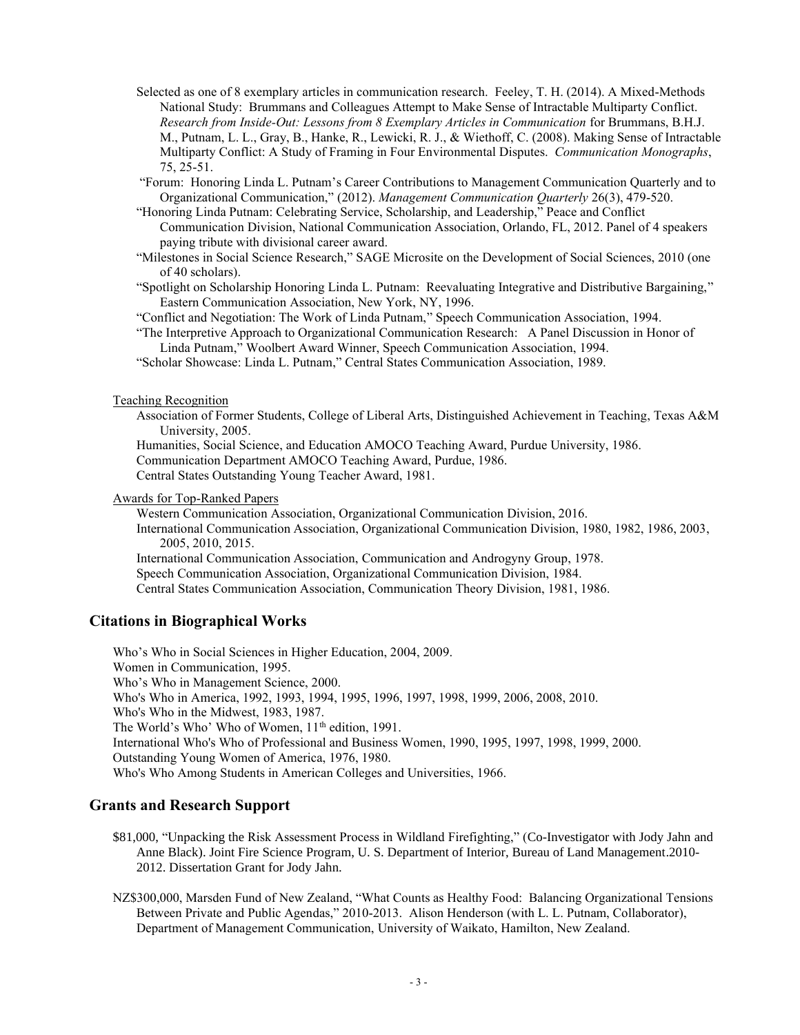Selected as one of 8 exemplary articles in communication research. Feeley, T. H. (2014). A Mixed-Methods National Study: Brummans and Colleagues Attempt to Make Sense of Intractable Multiparty Conflict. *Research from Inside-Out: Lessons from 8 Exemplary Articles in Communication* for Brummans, B.H.J. M., Putnam, L. L., Gray, B., Hanke, R., Lewicki, R. J., & Wiethoff, C. (2008). Making Sense of Intractable Multiparty Conflict: A Study of Framing in Four Environmental Disputes. *Communication Monographs*, 75, 25-51.

"Forum: Honoring Linda L. Putnam's Career Contributions to Management Communication Quarterly and to Organizational Communication," (2012). *Management Communication Quarterly* 26(3), 479-520.

"Honoring Linda Putnam: Celebrating Service, Scholarship, and Leadership," Peace and Conflict Communication Division, National Communication Association, Orlando, FL, 2012. Panel of 4 speakers paying tribute with divisional career award.

"Milestones in Social Science Research," SAGE Microsite on the Development of Social Sciences, 2010 (one of 40 scholars).

"Spotlight on Scholarship Honoring Linda L. Putnam: Reevaluating Integrative and Distributive Bargaining," Eastern Communication Association, New York, NY, 1996.

"Conflict and Negotiation: The Work of Linda Putnam," Speech Communication Association, 1994.

"The Interpretive Approach to Organizational Communication Research: A Panel Discussion in Honor of Linda Putnam," Woolbert Award Winner, Speech Communication Association, 1994.

"Scholar Showcase: Linda L. Putnam," Central States Communication Association, 1989.

Teaching Recognition

Association of Former Students, College of Liberal Arts, Distinguished Achievement in Teaching, Texas A&M University, 2005.

Humanities, Social Science, and Education AMOCO Teaching Award, Purdue University, 1986.

Communication Department AMOCO Teaching Award, Purdue, 1986.

Central States Outstanding Young Teacher Award, 1981.

Awards for Top-Ranked Papers

Western Communication Association, Organizational Communication Division, 2016.

International Communication Association, Organizational Communication Division, 1980, 1982, 1986, 2003, 2005, 2010, 2015.

International Communication Association, Communication and Androgyny Group, 1978.

Speech Communication Association, Organizational Communication Division, 1984.

Central States Communication Association, Communication Theory Division, 1981, 1986.

## Citations in Biographical Works

Who's Who in Social Sciences in Higher Education, 2004, 2009.

Women in Communication, 1995.

Who's Who in Management Science, 2000.

Who's Who in America, 1992, 1993, 1994, 1995, 1996, 1997, 1998, 1999, 2006, 2008, 2010.

Who's Who in the Midwest, 1983, 1987.

The World's Who' Who of Women, 11th edition, 1991.

International Who's Who of Professional and Business Women, 1990, 1995, 1997, 1998, 1999, 2000.

Outstanding Young Women of America, 1976, 1980.

Who's Who Among Students in American Colleges and Universities, 1966.

## Grants and Research Support

$81,000, "Unpacking the Risk Assessment Process in Wildland Firefighting," (Co-Investigator with Jody Jahn and Anne Black). Joint Fire Science Program, U. S. Department of Interior, Bureau of Land Management.2010-2012. Dissertation Grant for Jody Jahn.

NZ$300,000, Marsden Fund of New Zealand, "What Counts as Healthy Food: Balancing Organizational Tensions Between Private and Public Agendas," 2010-2013. Alison Henderson (with L. L. Putnam, Collaborator), Department of Management Communication, University of Waikato, Hamilton, New Zealand.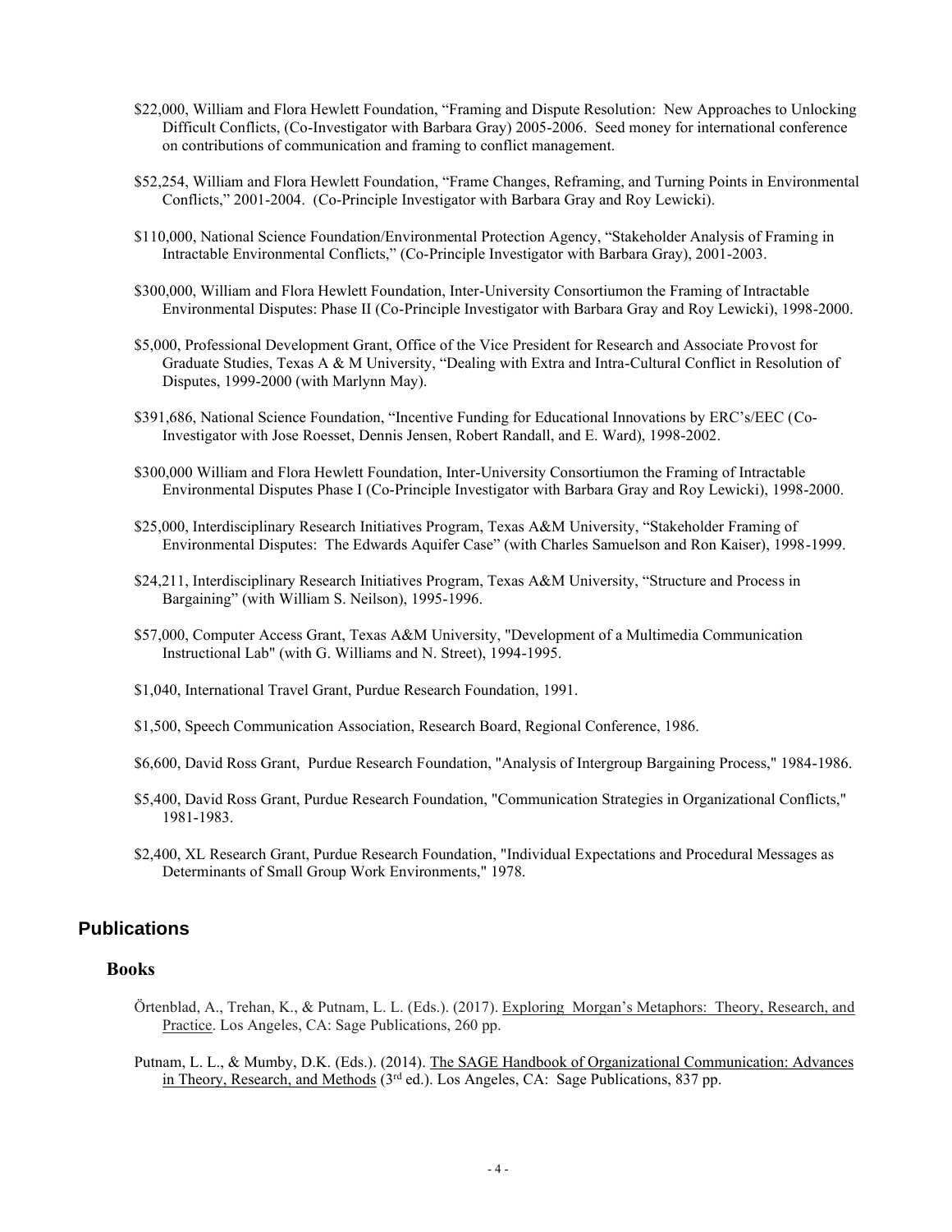$22,000, William and Flora Hewlett Foundation, "Framing and Dispute Resolution: New Approaches to Unlocking Difficult Conflicts, (Co-Investigator with Barbara Gray) 2005-2006. Seed money for international conference on contributions of communication and framing to conflict management.

$52,254, William and Flora Hewlett Foundation, "Frame Changes, Reframing, and Turning Points in Environmental Conflicts," 2001-2004. (Co-Principle Investigator with Barbara Gray and Roy Lewicki).

$110,000, National Science Foundation/Environmental Protection Agency, "Stakeholder Analysis of Framing in Intractable Environmental Conflicts," (Co-Principle Investigator with Barbara Gray), 2001-2003.

$300,000, William and Flora Hewlett Foundation, Inter-University Consortiumon the Framing of Intractable Environmental Disputes: Phase II (Co-Principle Investigator with Barbara Gray and Roy Lewicki), 1998-2000.

$5,000, Professional Development Grant, Office of the Vice President for Research and Associate Provost for Graduate Studies, Texas A & M University, "Dealing with Extra and Intra-Cultural Conflict in Resolution of Disputes, 1999-2000 (with Marlynn May).

$391,686, National Science Foundation, "Incentive Funding for Educational Innovations by ERC's/EEC (Co-Investigator with Jose Roesset, Dennis Jensen, Robert Randall, and E. Ward), 1998-2002.

$300,000 William and Flora Hewlett Foundation, Inter-University Consortiumon the Framing of Intractable Environmental Disputes Phase I (Co-Principle Investigator with Barbara Gray and Roy Lewicki), 1998-2000.

$25,000, Interdisciplinary Research Initiatives Program, Texas A&M University, "Stakeholder Framing of Environmental Disputes: The Edwards Aquifer Case" (with Charles Samuelson and Ron Kaiser), 1998-1999.

$24,211, Interdisciplinary Research Initiatives Program, Texas A&M University, "Structure and Process in Bargaining" (with William S. Neilson), 1995-1996.

$57,000, Computer Access Grant, Texas A&M University, "Development of a Multimedia Communication Instructional Lab" (with G. Williams and N. Street), 1994-1995.

$1,040, International Travel Grant, Purdue Research Foundation, 1991.

$1,500, Speech Communication Association, Research Board, Regional Conference, 1986.

$6,600, David Ross Grant, Purdue Research Foundation, "Analysis of Intergroup Bargaining Process," 1984-1986.

$5,400, David Ross Grant, Purdue Research Foundation, "Communication Strategies in Organizational Conflicts," 1981-1983.

$2,400, XL Research Grant, Purdue Research Foundation, "Individual Expectations and Procedural Messages as Determinants of Small Group Work Environments," 1978.

## Publications

### Books

Örtenblad, A., Trehan, K., & Putnam, L. L. (Eds.). (2017). Exploring Morgan's Metaphors: Theory, Research, and Practice. Los Angeles, CA: Sage Publications, 260 pp.

Putnam, L. L., & Mumby, D.K. (Eds.). (2014). The SAGE Handbook of Organizational Communication: Advances in Theory, Research, and Methods (3rd ed.). Los Angeles, CA: Sage Publications, 837 pp.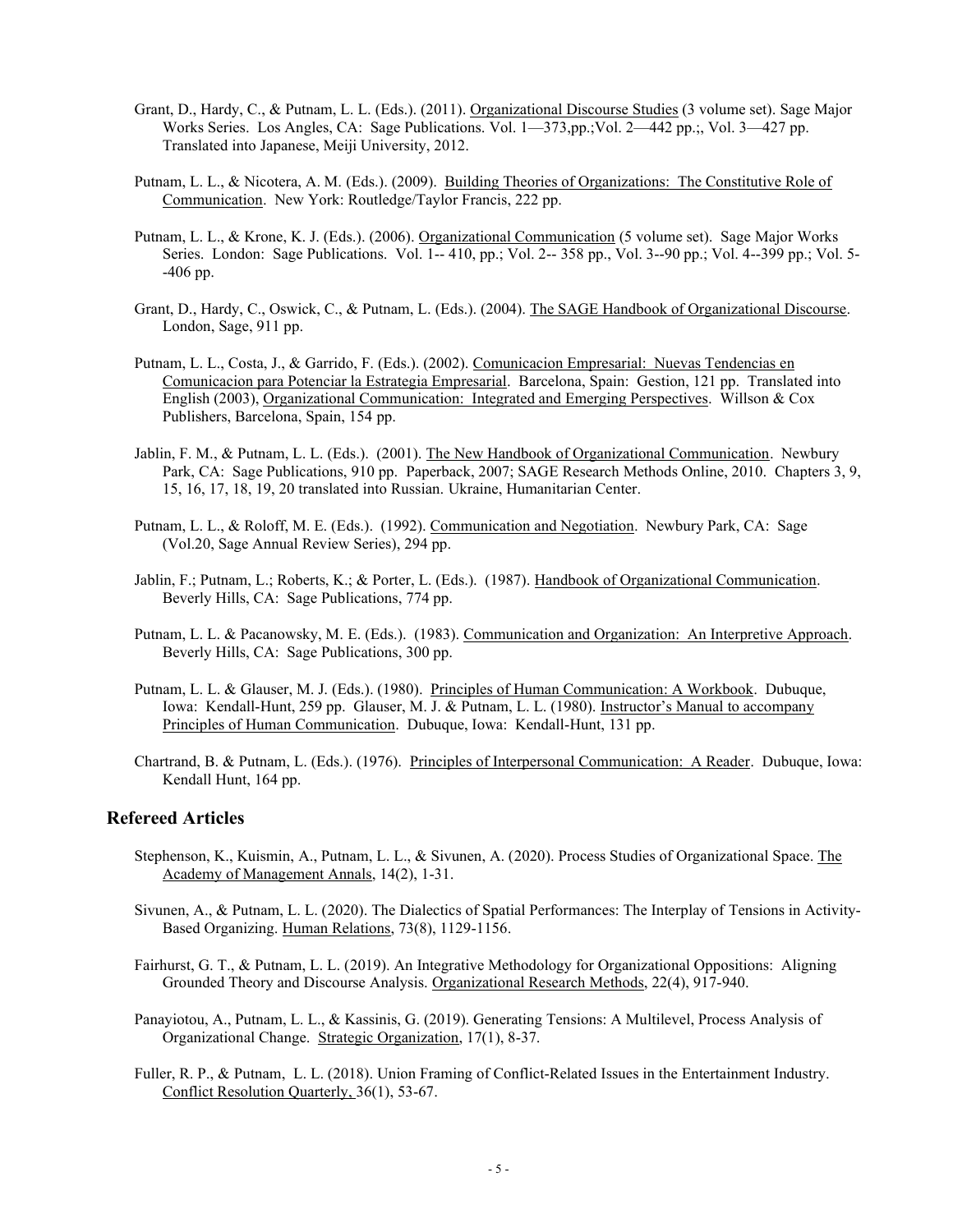Grant, D., Hardy, C., & Putnam, L. L. (Eds.). (2011). Organizational Discourse Studies (3 volume set). Sage Major Works Series. Los Angles, CA: Sage Publications. Vol. 1—373,pp.;Vol. 2—442 pp.;, Vol. 3—427 pp. Translated into Japanese, Meiji University, 2012.

Putnam, L. L., & Nicotera, A. M. (Eds.). (2009). Building Theories of Organizations: The Constitutive Role of Communication. New York: Routledge/Taylor Francis, 222 pp.

Putnam, L. L., & Krone, K. J. (Eds.). (2006). Organizational Communication (5 volume set). Sage Major Works Series. London: Sage Publications. Vol. 1-- 410, pp.; Vol. 2-- 358 pp., Vol. 3--90 pp.; Vol. 4--399 pp.; Vol. 5--406 pp.

Grant, D., Hardy, C., Oswick, C., & Putnam, L. (Eds.). (2004). The SAGE Handbook of Organizational Discourse. London, Sage, 911 pp.

Putnam, L. L., Costa, J., & Garrido, F. (Eds.). (2002). Comunicacion Empresarial: Nuevas Tendencias en Comunicacion para Potenciar la Estrategia Empresarial. Barcelona, Spain: Gestion, 121 pp. Translated into English (2003), Organizational Communication: Integrated and Emerging Perspectives. Willson & Cox Publishers, Barcelona, Spain, 154 pp.

Jablin, F. M., & Putnam, L. L. (Eds.). (2001). The New Handbook of Organizational Communication. Newbury Park, CA: Sage Publications, 910 pp. Paperback, 2007; SAGE Research Methods Online, 2010. Chapters 3, 9, 15, 16, 17, 18, 19, 20 translated into Russian. Ukraine, Humanitarian Center.

Putnam, L. L., & Roloff, M. E. (Eds.). (1992). Communication and Negotiation. Newbury Park, CA: Sage (Vol.20, Sage Annual Review Series), 294 pp.

Jablin, F.; Putnam, L.; Roberts, K.; & Porter, L. (Eds.). (1987). Handbook of Organizational Communication. Beverly Hills, CA: Sage Publications, 774 pp.

Putnam, L. L. & Pacanowsky, M. E. (Eds.). (1983). Communication and Organization: An Interpretive Approach. Beverly Hills, CA: Sage Publications, 300 pp.

Putnam, L. L. & Glauser, M. J. (Eds.). (1980). Principles of Human Communication: A Workbook. Dubuque, Iowa: Kendall-Hunt, 259 pp. Glauser, M. J. & Putnam, L. L. (1980). Instructor's Manual to accompany Principles of Human Communication. Dubuque, Iowa: Kendall-Hunt, 131 pp.

Chartrand, B. & Putnam, L. (Eds.). (1976). Principles of Interpersonal Communication: A Reader. Dubuque, Iowa: Kendall Hunt, 164 pp.

## Refereed Articles

Stephenson, K., Kuismin, A., Putnam, L. L., & Sivunen, A. (2020). Process Studies of Organizational Space. The Academy of Management Annals, 14(2), 1-31.

Sivunen, A., & Putnam, L. L. (2020). The Dialectics of Spatial Performances: The Interplay of Tensions in Activity-Based Organizing. Human Relations, 73(8), 1129-1156.

Fairhurst, G. T., & Putnam, L. L. (2019). An Integrative Methodology for Organizational Oppositions: Aligning Grounded Theory and Discourse Analysis. Organizational Research Methods, 22(4), 917-940.

Panayiotou, A., Putnam, L. L., & Kassinis, G. (2019). Generating Tensions: A Multilevel, Process Analysis of Organizational Change. Strategic Organization, 17(1), 8-37.

Fuller, R. P., & Putnam, L. L. (2018). Union Framing of Conflict-Related Issues in the Entertainment Industry. Conflict Resolution Quarterly, 36(1), 53-67.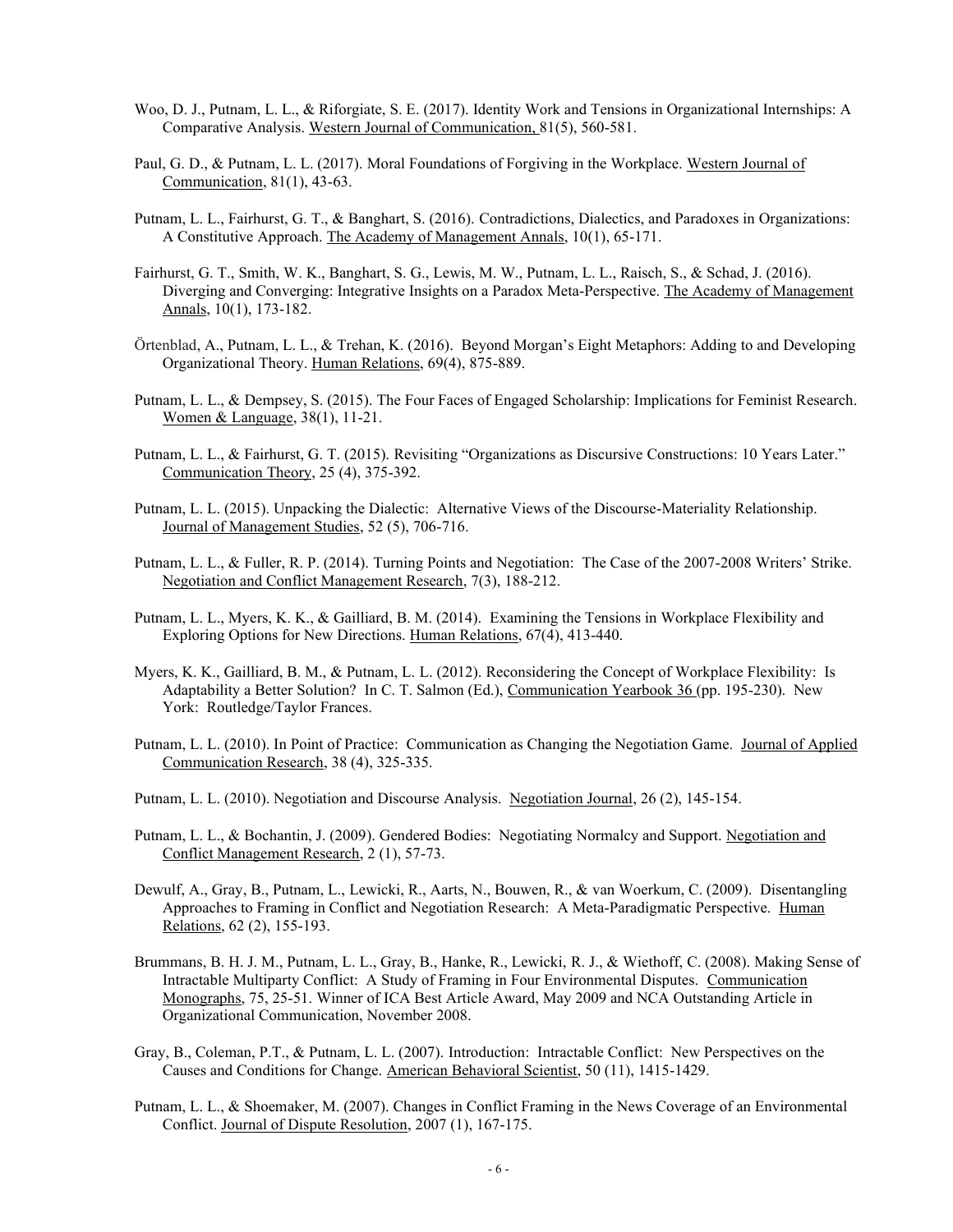Woo, D. J., Putnam, L. L., & Riforgiate, S. E. (2017). Identity Work and Tensions in Organizational Internships: A Comparative Analysis. Western Journal of Communication, 81(5), 560-581.

Paul, G. D., & Putnam, L. L. (2017). Moral Foundations of Forgiving in the Workplace. Western Journal of Communication, 81(1), 43-63.

Putnam, L. L., Fairhurst, G. T., & Banghart, S. (2016). Contradictions, Dialectics, and Paradoxes in Organizations: A Constitutive Approach. The Academy of Management Annals, 10(1), 65-171.

Fairhurst, G. T., Smith, W. K., Banghart, S. G., Lewis, M. W., Putnam, L. L., Raisch, S., & Schad, J. (2016). Diverging and Converging: Integrative Insights on a Paradox Meta-Perspective. The Academy of Management Annals, 10(1), 173-182.

Örtenblad, A., Putnam, L. L., & Trehan, K. (2016). Beyond Morgan's Eight Metaphors: Adding to and Developing Organizational Theory. Human Relations, 69(4), 875-889.

Putnam, L. L., & Dempsey, S. (2015). The Four Faces of Engaged Scholarship: Implications for Feminist Research. Women & Language, 38(1), 11-21.

Putnam, L. L., & Fairhurst, G. T. (2015). Revisiting "Organizations as Discursive Constructions: 10 Years Later." Communication Theory, 25 (4), 375-392.

Putnam, L. L. (2015). Unpacking the Dialectic: Alternative Views of the Discourse-Materiality Relationship. Journal of Management Studies, 52 (5), 706-716.

Putnam, L. L., & Fuller, R. P. (2014). Turning Points and Negotiation: The Case of the 2007-2008 Writers' Strike. Negotiation and Conflict Management Research, 7(3), 188-212.

Putnam, L. L., Myers, K. K., & Gailliard, B. M. (2014). Examining the Tensions in Workplace Flexibility and Exploring Options for New Directions. Human Relations, 67(4), 413-440.

Myers, K. K., Gailliard, B. M., & Putnam, L. L. (2012). Reconsidering the Concept of Workplace Flexibility: Is Adaptability a Better Solution? In C. T. Salmon (Ed.), Communication Yearbook 36 (pp. 195-230). New York: Routledge/Taylor Frances.

Putnam, L. L. (2010). In Point of Practice: Communication as Changing the Negotiation Game. Journal of Applied Communication Research, 38 (4), 325-335.

Putnam, L. L. (2010). Negotiation and Discourse Analysis. Negotiation Journal, 26 (2), 145-154.

Putnam, L. L., & Bochantin, J. (2009). Gendered Bodies: Negotiating Normalcy and Support. Negotiation and Conflict Management Research, 2 (1), 57-73.

Dewulf, A., Gray, B., Putnam, L., Lewicki, R., Aarts, N., Bouwen, R., & van Woerkum, C. (2009). Disentangling Approaches to Framing in Conflict and Negotiation Research: A Meta-Paradigmatic Perspective. Human Relations, 62 (2), 155-193.

Brummans, B. H. J. M., Putnam, L. L., Gray, B., Hanke, R., Lewicki, R. J., & Wiethoff, C. (2008). Making Sense of Intractable Multiparty Conflict: A Study of Framing in Four Environmental Disputes. Communication Monographs, 75, 25-51. Winner of ICA Best Article Award, May 2009 and NCA Outstanding Article in Organizational Communication, November 2008.

Gray, B., Coleman, P.T., & Putnam, L. L. (2007). Introduction: Intractable Conflict: New Perspectives on the Causes and Conditions for Change. American Behavioral Scientist, 50 (11), 1415-1429.

Putnam, L. L., & Shoemaker, M. (2007). Changes in Conflict Framing in the News Coverage of an Environmental Conflict. Journal of Dispute Resolution, 2007 (1), 167-175.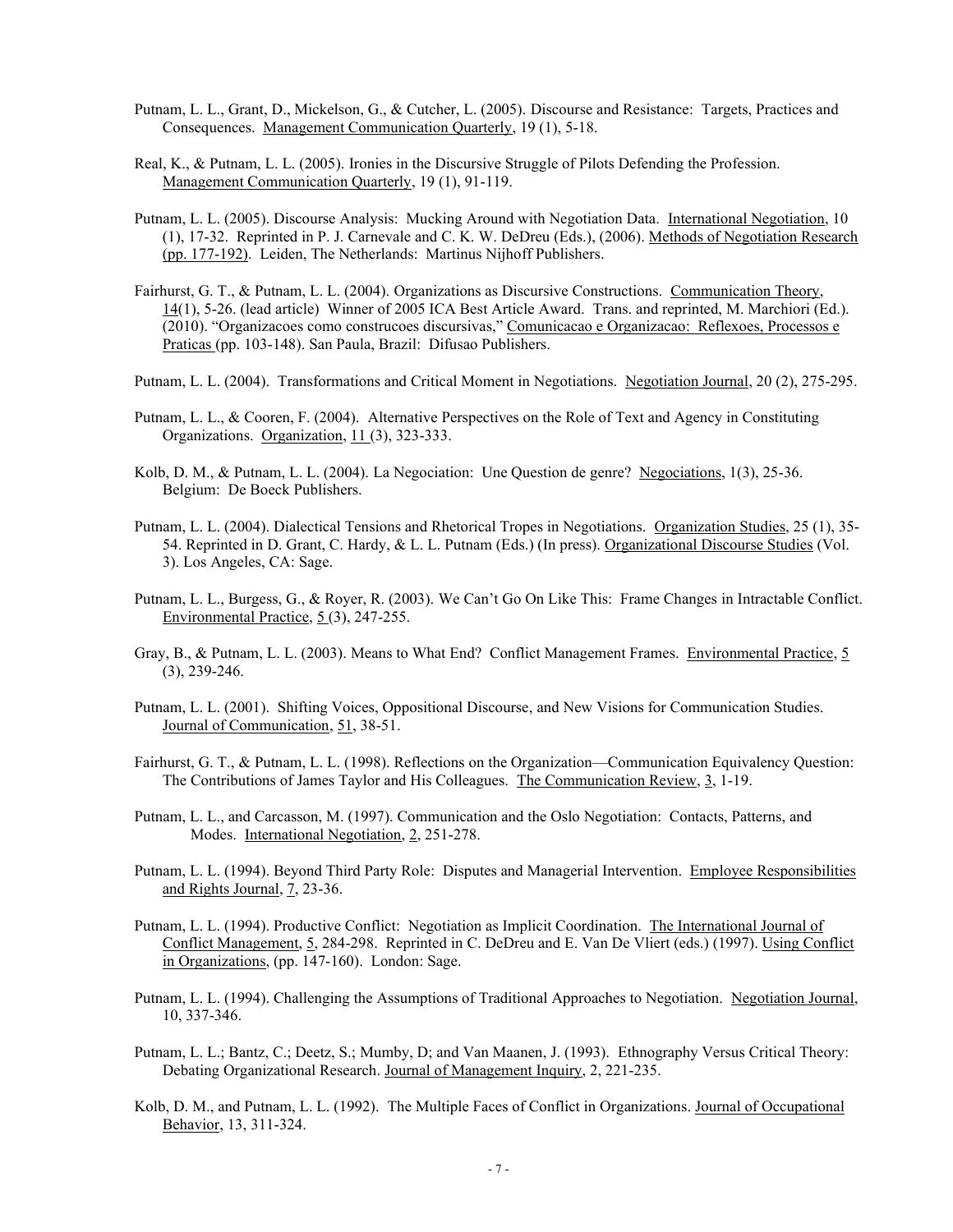Putnam, L. L., Grant, D., Mickelson, G., & Cutcher, L. (2005). Discourse and Resistance: Targets, Practices and Consequences. Management Communication Quarterly, 19 (1), 5-18.

Real, K., & Putnam, L. L. (2005). Ironies in the Discursive Struggle of Pilots Defending the Profession. Management Communication Quarterly, 19 (1), 91-119.

Putnam, L. L. (2005). Discourse Analysis: Mucking Around with Negotiation Data. International Negotiation, 10 (1), 17-32. Reprinted in P. J. Carnevale and C. K. W. DeDreu (Eds.), (2006). Methods of Negotiation Research (pp. 177-192). Leiden, The Netherlands: Martinus Nijhoff Publishers.

Fairhurst, G. T., & Putnam, L. L. (2004). Organizations as Discursive Constructions. Communication Theory, 14(1), 5-26. (lead article) Winner of 2005 ICA Best Article Award. Trans. and reprinted, M. Marchiori (Ed.). (2010). "Organizacoes como construcoes discursivas," Comunicacao e Organizacao: Reflexoes, Processos e Praticas (pp. 103-148). San Paula, Brazil: Difusao Publishers.

Putnam, L. L. (2004). Transformations and Critical Moment in Negotiations. Negotiation Journal, 20 (2), 275-295.

Putnam, L. L., & Cooren, F. (2004). Alternative Perspectives on the Role of Text and Agency in Constituting Organizations. Organization, 11 (3), 323-333.

Kolb, D. M., & Putnam, L. L. (2004). La Negociation: Une Question de genre? Negociations, 1(3), 25-36. Belgium: De Boeck Publishers.

Putnam, L. L. (2004). Dialectical Tensions and Rhetorical Tropes in Negotiations. Organization Studies, 25 (1), 35-54. Reprinted in D. Grant, C. Hardy, & L. L. Putnam (Eds.) (In press). Organizational Discourse Studies (Vol. 3). Los Angeles, CA: Sage.

Putnam, L. L., Burgess, G., & Royer, R. (2003). We Can't Go On Like This: Frame Changes in Intractable Conflict. Environmental Practice, 5 (3), 247-255.

Gray, B., & Putnam, L. L. (2003). Means to What End? Conflict Management Frames. Environmental Practice, 5 (3), 239-246.

Putnam, L. L. (2001). Shifting Voices, Oppositional Discourse, and New Visions for Communication Studies. Journal of Communication, 51, 38-51.

Fairhurst, G. T., & Putnam, L. L. (1998). Reflections on the Organization—Communication Equivalency Question: The Contributions of James Taylor and His Colleagues. The Communication Review, 3, 1-19.

Putnam, L. L., and Carcasson, M. (1997). Communication and the Oslo Negotiation: Contacts, Patterns, and Modes. International Negotiation, 2, 251-278.

Putnam, L. L. (1994). Beyond Third Party Role: Disputes and Managerial Intervention. Employee Responsibilities and Rights Journal, 7, 23-36.

Putnam, L. L. (1994). Productive Conflict: Negotiation as Implicit Coordination. The International Journal of Conflict Management, 5, 284-298. Reprinted in C. DeDreu and E. Van De Vliert (eds.) (1997). Using Conflict in Organizations, (pp. 147-160). London: Sage.

Putnam, L. L. (1994). Challenging the Assumptions of Traditional Approaches to Negotiation. Negotiation Journal, 10, 337-346.

Putnam, L. L.; Bantz, C.; Deetz, S.; Mumby, D; and Van Maanen, J. (1993). Ethnography Versus Critical Theory: Debating Organizational Research. Journal of Management Inquiry, 2, 221-235.

Kolb, D. M., and Putnam, L. L. (1992). The Multiple Faces of Conflict in Organizations. Journal of Occupational Behavior, 13, 311-324.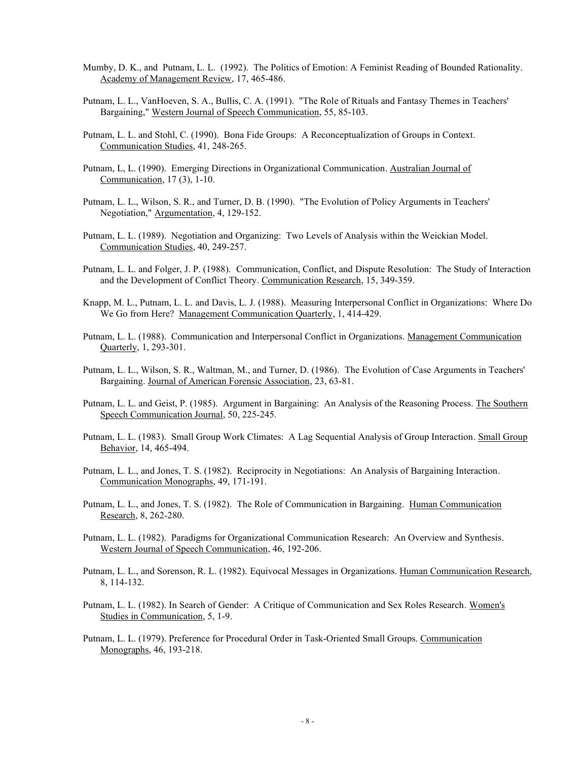Mumby, D. K., and Putnam, L. L. (1992). The Politics of Emotion: A Feminist Reading of Bounded Rationality. Academy of Management Review, 17, 465-486.

Putnam, L. L., VanHoeven, S. A., Bullis, C. A. (1991). "The Role of Rituals and Fantasy Themes in Teachers' Bargaining," Western Journal of Speech Communication, 55, 85-103.

Putnam, L. L. and Stohl, C. (1990). Bona Fide Groups: A Reconceptualization of Groups in Context. Communication Studies, 41, 248-265.

Putnam, L, L. (1990). Emerging Directions in Organizational Communication. Australian Journal of Communication, 17 (3), 1-10.

Putnam, L. L., Wilson, S. R., and Turner, D. B. (1990). "The Evolution of Policy Arguments in Teachers' Negotiation," Argumentation, 4, 129-152.

Putnam, L. L. (1989). Negotiation and Organizing: Two Levels of Analysis within the Weickian Model. Communication Studies, 40, 249-257.

Putnam, L. L. and Folger, J. P. (1988). Communication, Conflict, and Dispute Resolution: The Study of Interaction and the Development of Conflict Theory. Communication Research, 15, 349-359.

Knapp, M. L., Putnam, L. L. and Davis, L. J. (1988). Measuring Interpersonal Conflict in Organizations: Where Do We Go from Here? Management Communication Quarterly, 1, 414-429.

Putnam, L. L. (1988). Communication and Interpersonal Conflict in Organizations. Management Communication Quarterly, 1, 293-301.

Putnam, L. L., Wilson, S. R., Waltman, M., and Turner, D. (1986). The Evolution of Case Arguments in Teachers' Bargaining. Journal of American Forensic Association, 23, 63-81.

Putnam, L. L. and Geist, P. (1985). Argument in Bargaining: An Analysis of the Reasoning Process. The Southern Speech Communication Journal, 50, 225-245.

Putnam, L. L. (1983). Small Group Work Climates: A Lag Sequential Analysis of Group Interaction. Small Group Behavior, 14, 465-494.

Putnam, L. L., and Jones, T. S. (1982). Reciprocity in Negotiations: An Analysis of Bargaining Interaction. Communication Monographs, 49, 171-191.

Putnam, L. L., and Jones, T. S. (1982). The Role of Communication in Bargaining. Human Communication Research, 8, 262-280.

Putnam, L. L. (1982). Paradigms for Organizational Communication Research: An Overview and Synthesis. Western Journal of Speech Communication, 46, 192-206.

Putnam, L. L., and Sorenson, R. L. (1982). Equivocal Messages in Organizations. Human Communication Research, 8, 114-132.

Putnam, L. L. (1982). In Search of Gender: A Critique of Communication and Sex Roles Research. Women's Studies in Communication, 5, 1-9.

Putnam, L. L. (1979). Preference for Procedural Order in Task-Oriented Small Groups. Communication Monographs, 46, 193-218.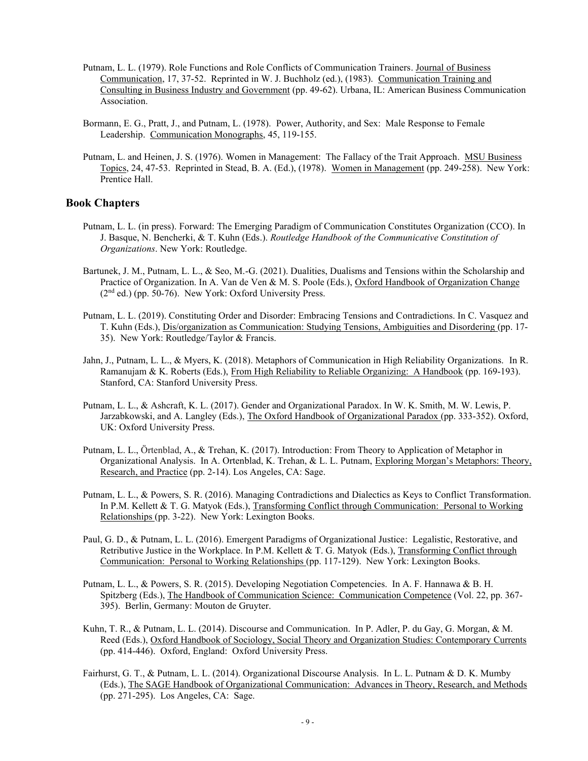Putnam, L. L. (1979). Role Functions and Role Conflicts of Communication Trainers. Journal of Business Communication, 17, 37-52. Reprinted in W. J. Buchholz (ed.), (1983). Communication Training and Consulting in Business Industry and Government (pp. 49-62). Urbana, IL: American Business Communication Association.

Bormann, E. G., Pratt, J., and Putnam, L. (1978). Power, Authority, and Sex: Male Response to Female Leadership. Communication Monographs, 45, 119-155.

Putnam, L. and Heinen, J. S. (1976). Women in Management: The Fallacy of the Trait Approach. MSU Business Topics, 24, 47-53. Reprinted in Stead, B. A. (Ed.), (1978). Women in Management (pp. 249-258). New York: Prentice Hall.

## Book Chapters

Putnam, L. L. (in press). Forward: The Emerging Paradigm of Communication Constitutes Organization (CCO). In J. Basque, N. Bencherki, & T. Kuhn (Eds.). *Routledge Handbook of the Communicative Constitution of Organizations*. New York: Routledge.

Bartunek, J. M., Putnam, L. L., & Seo, M.-G. (2021). Dualities, Dualisms and Tensions within the Scholarship and Practice of Organization. In A. Van de Ven & M. S. Poole (Eds.), Oxford Handbook of Organization Change (2nd ed.) (pp. 50-76). New York: Oxford University Press.

Putnam, L. L. (2019). Constituting Order and Disorder: Embracing Tensions and Contradictions. In C. Vasquez and T. Kuhn (Eds.), Dis/organization as Communication: Studying Tensions, Ambiguities and Disordering (pp. 17-35). New York: Routledge/Taylor & Francis.

Jahn, J., Putnam, L. L., & Myers, K. (2018). Metaphors of Communication in High Reliability Organizations. In R. Ramanujam & K. Roberts (Eds.), From High Reliability to Reliable Organizing: A Handbook (pp. 169-193). Stanford, CA: Stanford University Press.

Putnam, L. L., & Ashcraft, K. L. (2017). Gender and Organizational Paradox. In W. K. Smith, M. W. Lewis, P. Jarzabkowski, and A. Langley (Eds.), The Oxford Handbook of Organizational Paradox (pp. 333-352). Oxford, UK: Oxford University Press.

Putnam, L. L., Örtenblad, A., & Trehan, K. (2017). Introduction: From Theory to Application of Metaphor in Organizational Analysis. In A. Ortenblad, K. Trehan, & L. L. Putnam, Exploring Morgan's Metaphors: Theory, Research, and Practice (pp. 2-14). Los Angeles, CA: Sage.

Putnam, L. L., & Powers, S. R. (2016). Managing Contradictions and Dialectics as Keys to Conflict Transformation. In P.M. Kellett & T. G. Matyok (Eds.), Transforming Conflict through Communication: Personal to Working Relationships (pp. 3-22). New York: Lexington Books.

Paul, G. D., & Putnam, L. L. (2016). Emergent Paradigms of Organizational Justice: Legalistic, Restorative, and Retributive Justice in the Workplace. In P.M. Kellett & T. G. Matyok (Eds.), Transforming Conflict through Communication: Personal to Working Relationships (pp. 117-129). New York: Lexington Books.

Putnam, L. L., & Powers, S. R. (2015). Developing Negotiation Competencies. In A. F. Hannawa & B. H. Spitzberg (Eds.), The Handbook of Communication Science: Communication Competence (Vol. 22, pp. 367-395). Berlin, Germany: Mouton de Gruyter.

Kuhn, T. R., & Putnam, L. L. (2014). Discourse and Communication. In P. Adler, P. du Gay, G. Morgan, & M. Reed (Eds.), Oxford Handbook of Sociology, Social Theory and Organization Studies: Contemporary Currents (pp. 414-446). Oxford, England: Oxford University Press.

Fairhurst, G. T., & Putnam, L. L. (2014). Organizational Discourse Analysis. In L. L. Putnam & D. K. Mumby (Eds.), The SAGE Handbook of Organizational Communication: Advances in Theory, Research, and Methods (pp. 271-295). Los Angeles, CA: Sage.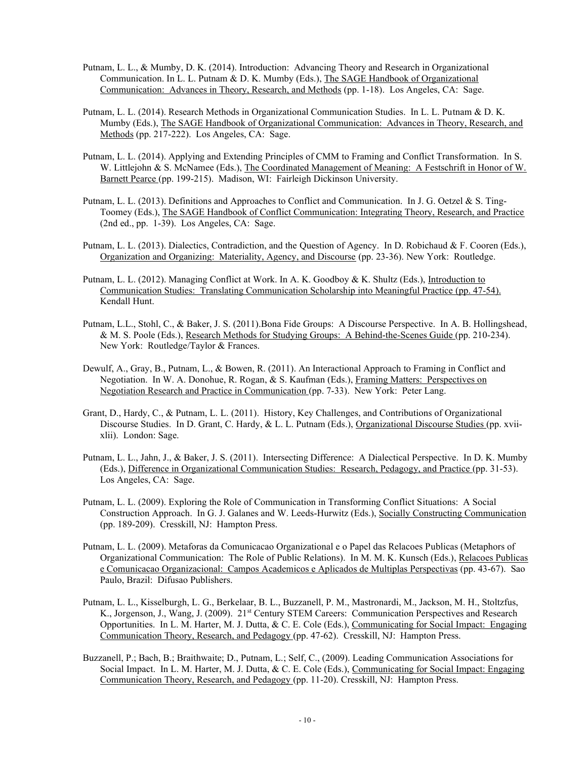Putnam, L. L., & Mumby, D. K. (2014). Introduction: Advancing Theory and Research in Organizational Communication. In L. L. Putnam & D. K. Mumby (Eds.), The SAGE Handbook of Organizational Communication: Advances in Theory, Research, and Methods (pp. 1-18). Los Angeles, CA: Sage.

Putnam, L. L. (2014). Research Methods in Organizational Communication Studies. In L. L. Putnam & D. K. Mumby (Eds.), The SAGE Handbook of Organizational Communication: Advances in Theory, Research, and Methods (pp. 217-222). Los Angeles, CA: Sage.

Putnam, L. L. (2014). Applying and Extending Principles of CMM to Framing and Conflict Transformation. In S. W. Littlejohn & S. McNamee (Eds.), The Coordinated Management of Meaning: A Festschrift in Honor of W. Barnett Pearce (pp. 199-215). Madison, WI: Fairleigh Dickinson University.

Putnam, L. L. (2013). Definitions and Approaches to Conflict and Communication. In J. G. Oetzel & S. Ting-Toomey (Eds.), The SAGE Handbook of Conflict Communication: Integrating Theory, Research, and Practice (2nd ed., pp. 1-39). Los Angeles, CA: Sage.

Putnam, L. L. (2013). Dialectics, Contradiction, and the Question of Agency. In D. Robichaud & F. Cooren (Eds.), Organization and Organizing: Materiality, Agency, and Discourse (pp. 23-36). New York: Routledge.

Putnam, L. L. (2012). Managing Conflict at Work. In A. K. Goodboy & K. Shultz (Eds.), Introduction to Communication Studies: Translating Communication Scholarship into Meaningful Practice (pp. 47-54). Kendall Hunt.

Putnam, L.L., Stohl, C., & Baker, J. S. (2011).Bona Fide Groups: A Discourse Perspective. In A. B. Hollingshead, & M. S. Poole (Eds.), Research Methods for Studying Groups: A Behind-the-Scenes Guide (pp. 210-234). New York: Routledge/Taylor & Frances.

Dewulf, A., Gray, B., Putnam, L., & Bowen, R. (2011). An Interactional Approach to Framing in Conflict and Negotiation. In W. A. Donohue, R. Rogan, & S. Kaufman (Eds.), Framing Matters: Perspectives on Negotiation Research and Practice in Communication (pp. 7-33). New York: Peter Lang.

Grant, D., Hardy, C., & Putnam, L. L. (2011). History, Key Challenges, and Contributions of Organizational Discourse Studies. In D. Grant, C. Hardy, & L. L. Putnam (Eds.), Organizational Discourse Studies (pp. xvii-xlii). London: Sage.

Putnam, L. L., Jahn, J., & Baker, J. S. (2011). Intersecting Difference: A Dialectical Perspective. In D. K. Mumby (Eds.), Difference in Organizational Communication Studies: Research, Pedagogy, and Practice (pp. 31-53). Los Angeles, CA: Sage.

Putnam, L. L. (2009). Exploring the Role of Communication in Transforming Conflict Situations: A Social Construction Approach. In G. J. Galanes and W. Leeds-Hurwitz (Eds.), Socially Constructing Communication (pp. 189-209). Cresskill, NJ: Hampton Press.

Putnam, L. L. (2009). Metaforas da Comunicacao Organizational e o Papel das Relacoes Publicas (Metaphors of Organizational Communication: The Role of Public Relations). In M. M. K. Kunsch (Eds.), Relacoes Publicas e Comunicacao Organizacional: Campos Academicos e Aplicados de Multiplas Perspectivas (pp. 43-67). Sao Paulo, Brazil: Difusao Publishers.

Putnam, L. L., Kisselburgh, L. G., Berkelaar, B. L., Buzzanell, P. M., Mastronardi, M., Jackson, M. H., Stoltzfus, K., Jorgenson, J., Wang, J. (2009). 21st Century STEM Careers: Communication Perspectives and Research Opportunities. In L. M. Harter, M. J. Dutta, & C. E. Cole (Eds.), Communicating for Social Impact: Engaging Communication Theory, Research, and Pedagogy (pp. 47-62). Cresskill, NJ: Hampton Press.

Buzzanell, P.; Bach, B.; Braithwaite; D., Putnam, L.; Self, C., (2009). Leading Communication Associations for Social Impact. In L. M. Harter, M. J. Dutta, & C. E. Cole (Eds.), Communicating for Social Impact: Engaging Communication Theory, Research, and Pedagogy (pp. 11-20). Cresskill, NJ: Hampton Press.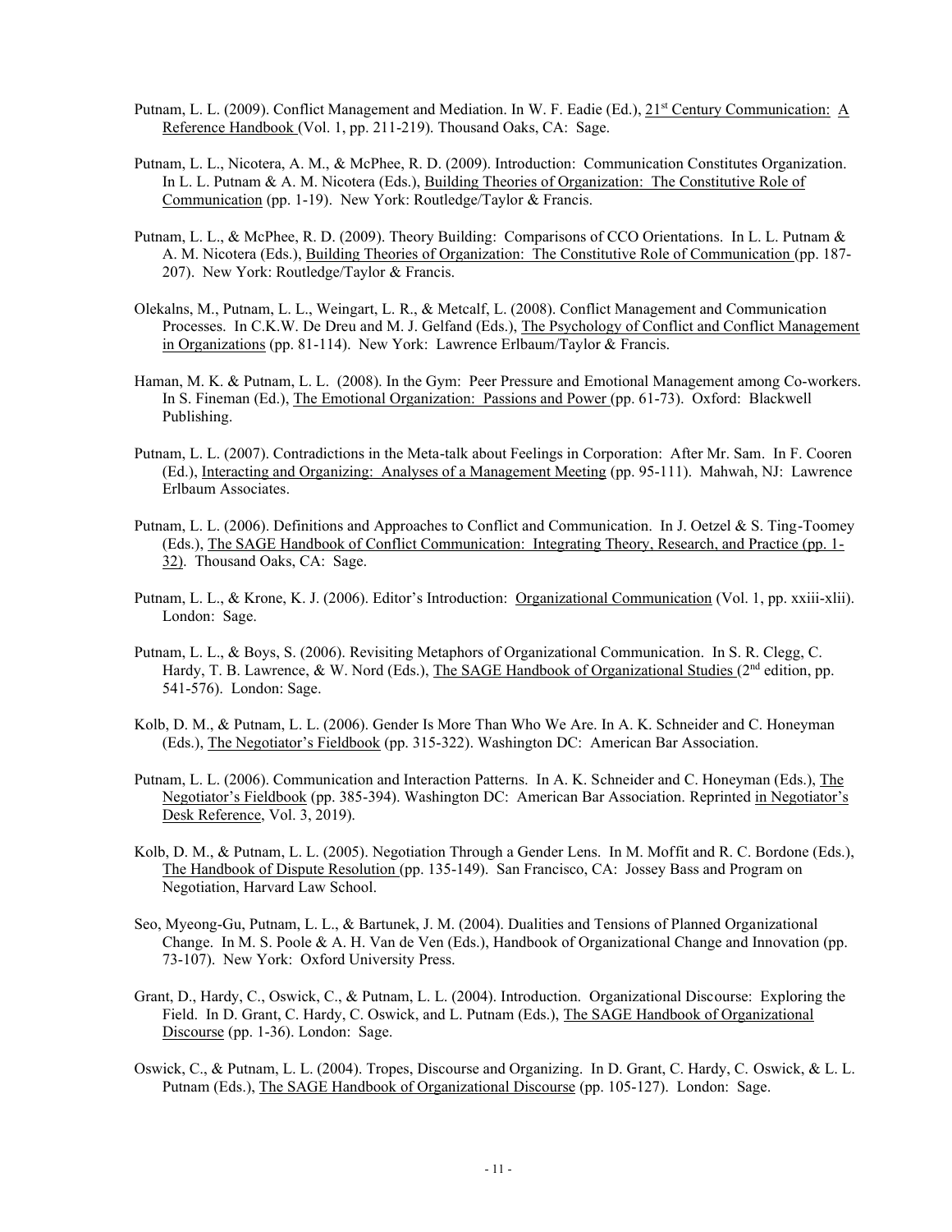Putnam, L. L. (2009). Conflict Management and Mediation. In W. F. Eadie (Ed.), 21st Century Communication: A Reference Handbook (Vol. 1, pp. 211-219). Thousand Oaks, CA: Sage.

Putnam, L. L., Nicotera, A. M., & McPhee, R. D. (2009). Introduction: Communication Constitutes Organization. In L. L. Putnam & A. M. Nicotera (Eds.), Building Theories of Organization: The Constitutive Role of Communication (pp. 1-19). New York: Routledge/Taylor & Francis.

Putnam, L. L., & McPhee, R. D. (2009). Theory Building: Comparisons of CCO Orientations. In L. L. Putnam & A. M. Nicotera (Eds.), Building Theories of Organization: The Constitutive Role of Communication (pp. 187-207). New York: Routledge/Taylor & Francis.

Olekalns, M., Putnam, L. L., Weingart, L. R., & Metcalf, L. (2008). Conflict Management and Communication Processes. In C.K.W. De Dreu and M. J. Gelfand (Eds.), The Psychology of Conflict and Conflict Management in Organizations (pp. 81-114). New York: Lawrence Erlbaum/Taylor & Francis.

Haman, M. K. & Putnam, L. L. (2008). In the Gym: Peer Pressure and Emotional Management among Co-workers. In S. Fineman (Ed.), The Emotional Organization: Passions and Power (pp. 61-73). Oxford: Blackwell Publishing.

Putnam, L. L. (2007). Contradictions in the Meta-talk about Feelings in Corporation: After Mr. Sam. In F. Cooren (Ed.), Interacting and Organizing: Analyses of a Management Meeting (pp. 95-111). Mahwah, NJ: Lawrence Erlbaum Associates.

Putnam, L. L. (2006). Definitions and Approaches to Conflict and Communication. In J. Oetzel & S. Ting-Toomey (Eds.), The SAGE Handbook of Conflict Communication: Integrating Theory, Research, and Practice (pp. 1-32). Thousand Oaks, CA: Sage.

Putnam, L. L., & Krone, K. J. (2006). Editor's Introduction: Organizational Communication (Vol. 1, pp. xxiii-xlii). London: Sage.

Putnam, L. L., & Boys, S. (2006). Revisiting Metaphors of Organizational Communication. In S. R. Clegg, C. Hardy, T. B. Lawrence, & W. Nord (Eds.), The SAGE Handbook of Organizational Studies (2nd edition, pp. 541-576). London: Sage.

Kolb, D. M., & Putnam, L. L. (2006). Gender Is More Than Who We Are. In A. K. Schneider and C. Honeyman (Eds.), The Negotiator's Fieldbook (pp. 315-322). Washington DC: American Bar Association.

Putnam, L. L. (2006). Communication and Interaction Patterns. In A. K. Schneider and C. Honeyman (Eds.), The Negotiator's Fieldbook (pp. 385-394). Washington DC: American Bar Association. Reprinted in Negotiator's Desk Reference, Vol. 3, 2019).

Kolb, D. M., & Putnam, L. L. (2005). Negotiation Through a Gender Lens. In M. Moffit and R. C. Bordone (Eds.), The Handbook of Dispute Resolution (pp. 135-149). San Francisco, CA: Jossey Bass and Program on Negotiation, Harvard Law School.

Seo, Myeong-Gu, Putnam, L. L., & Bartunek, J. M. (2004). Dualities and Tensions of Planned Organizational Change. In M. S. Poole & A. H. Van de Ven (Eds.), Handbook of Organizational Change and Innovation (pp. 73-107). New York: Oxford University Press.

Grant, D., Hardy, C., Oswick, C., & Putnam, L. L. (2004). Introduction. Organizational Discourse: Exploring the Field. In D. Grant, C. Hardy, C. Oswick, and L. Putnam (Eds.), The SAGE Handbook of Organizational Discourse (pp. 1-36). London: Sage.

Oswick, C., & Putnam, L. L. (2004). Tropes, Discourse and Organizing. In D. Grant, C. Hardy, C. Oswick, & L. L. Putnam (Eds.), The SAGE Handbook of Organizational Discourse (pp. 105-127). London: Sage.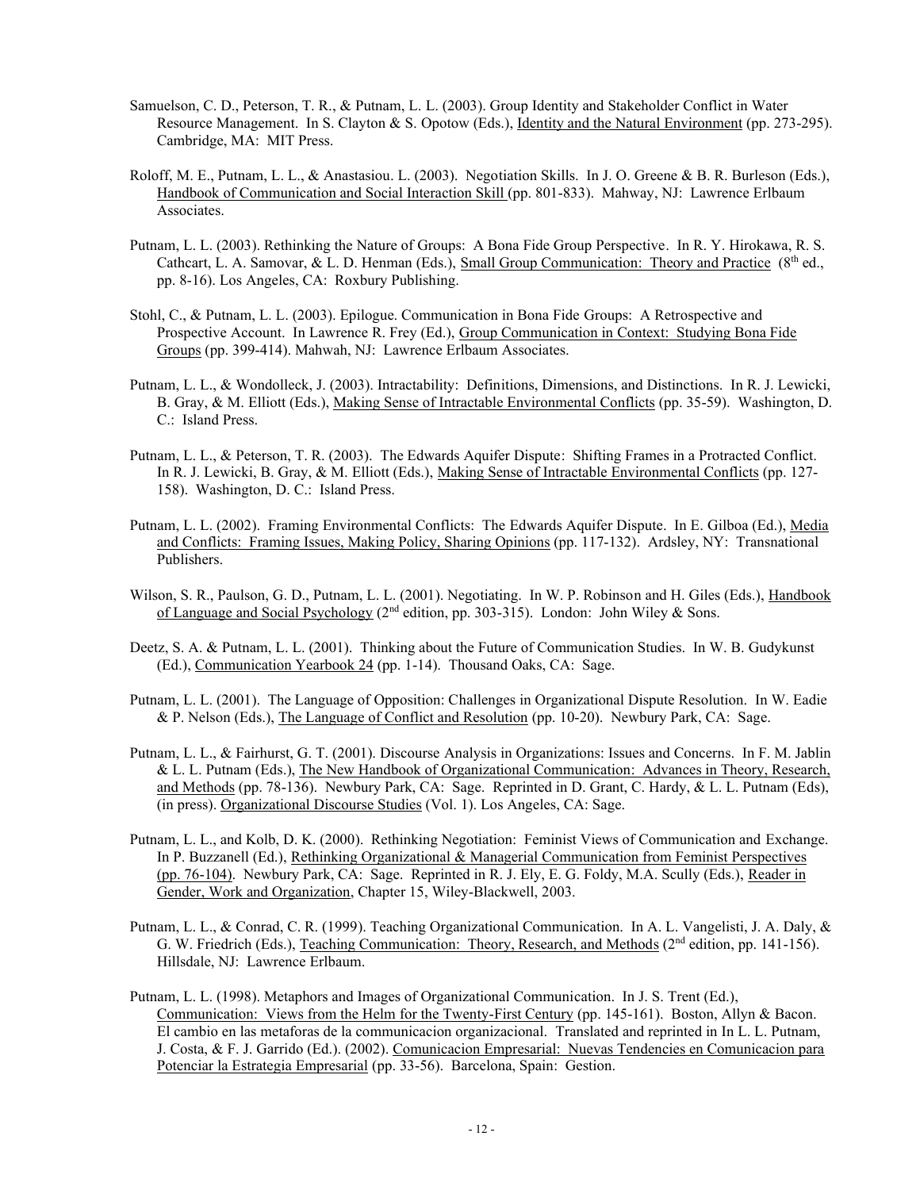Samuelson, C. D., Peterson, T. R., & Putnam, L. L. (2003). Group Identity and Stakeholder Conflict in Water Resource Management. In S. Clayton & S. Opotow (Eds.), Identity and the Natural Environment (pp. 273-295). Cambridge, MA: MIT Press.

Roloff, M. E., Putnam, L. L., & Anastasiou. L. (2003). Negotiation Skills. In J. O. Greene & B. R. Burleson (Eds.), Handbook of Communication and Social Interaction Skill (pp. 801-833). Mahway, NJ: Lawrence Erlbaum Associates.

Putnam, L. L. (2003). Rethinking the Nature of Groups: A Bona Fide Group Perspective. In R. Y. Hirokawa, R. S. Cathcart, L. A. Samovar, & L. D. Henman (Eds.), Small Group Communication: Theory and Practice (8th ed., pp. 8-16). Los Angeles, CA: Roxbury Publishing.

Stohl, C., & Putnam, L. L. (2003). Epilogue. Communication in Bona Fide Groups: A Retrospective and Prospective Account. In Lawrence R. Frey (Ed.), Group Communication in Context: Studying Bona Fide Groups (pp. 399-414). Mahwah, NJ: Lawrence Erlbaum Associates.

Putnam, L. L., & Wondolleck, J. (2003). Intractability: Definitions, Dimensions, and Distinctions. In R. J. Lewicki, B. Gray, & M. Elliott (Eds.), Making Sense of Intractable Environmental Conflicts (pp. 35-59). Washington, D. C.: Island Press.

Putnam, L. L., & Peterson, T. R. (2003). The Edwards Aquifer Dispute: Shifting Frames in a Protracted Conflict. In R. J. Lewicki, B. Gray, & M. Elliott (Eds.), Making Sense of Intractable Environmental Conflicts (pp. 127-158). Washington, D. C.: Island Press.

Putnam, L. L. (2002). Framing Environmental Conflicts: The Edwards Aquifer Dispute. In E. Gilboa (Ed.), Media and Conflicts: Framing Issues, Making Policy, Sharing Opinions (pp. 117-132). Ardsley, NY: Transnational Publishers.

Wilson, S. R., Paulson, G. D., Putnam, L. L. (2001). Negotiating. In W. P. Robinson and H. Giles (Eds.), Handbook of Language and Social Psychology (2nd edition, pp. 303-315). London: John Wiley & Sons.

Deetz, S. A. & Putnam, L. L. (2001). Thinking about the Future of Communication Studies. In W. B. Gudykunst (Ed.), Communication Yearbook 24 (pp. 1-14). Thousand Oaks, CA: Sage.

Putnam, L. L. (2001). The Language of Opposition: Challenges in Organizational Dispute Resolution. In W. Eadie & P. Nelson (Eds.), The Language of Conflict and Resolution (pp. 10-20). Newbury Park, CA: Sage.

Putnam, L. L., & Fairhurst, G. T. (2001). Discourse Analysis in Organizations: Issues and Concerns. In F. M. Jablin & L. L. Putnam (Eds.), The New Handbook of Organizational Communication: Advances in Theory, Research, and Methods (pp. 78-136). Newbury Park, CA: Sage. Reprinted in D. Grant, C. Hardy, & L. L. Putnam (Eds), (in press). Organizational Discourse Studies (Vol. 1). Los Angeles, CA: Sage.

Putnam, L. L., and Kolb, D. K. (2000). Rethinking Negotiation: Feminist Views of Communication and Exchange. In P. Buzzanell (Ed.), Rethinking Organizational & Managerial Communication from Feminist Perspectives (pp. 76-104). Newbury Park, CA: Sage. Reprinted in R. J. Ely, E. G. Foldy, M.A. Scully (Eds.), Reader in Gender, Work and Organization, Chapter 15, Wiley-Blackwell, 2003.

Putnam, L. L., & Conrad, C. R. (1999). Teaching Organizational Communication. In A. L. Vangelisti, J. A. Daly, & G. W. Friedrich (Eds.), Teaching Communication: Theory, Research, and Methods (2nd edition, pp. 141-156). Hillsdale, NJ: Lawrence Erlbaum.

Putnam, L. L. (1998). Metaphors and Images of Organizational Communication. In J. S. Trent (Ed.), Communication: Views from the Helm for the Twenty-First Century (pp. 145-161). Boston, Allyn & Bacon. El cambio en las metaforas de la communicacion organizacional. Translated and reprinted in In L. L. Putnam, J. Costa, & F. J. Garrido (Ed.). (2002). Comunicacion Empresarial: Nuevas Tendencies en Comunicacion para Potenciar la Estrategia Empresarial (pp. 33-56). Barcelona, Spain: Gestion.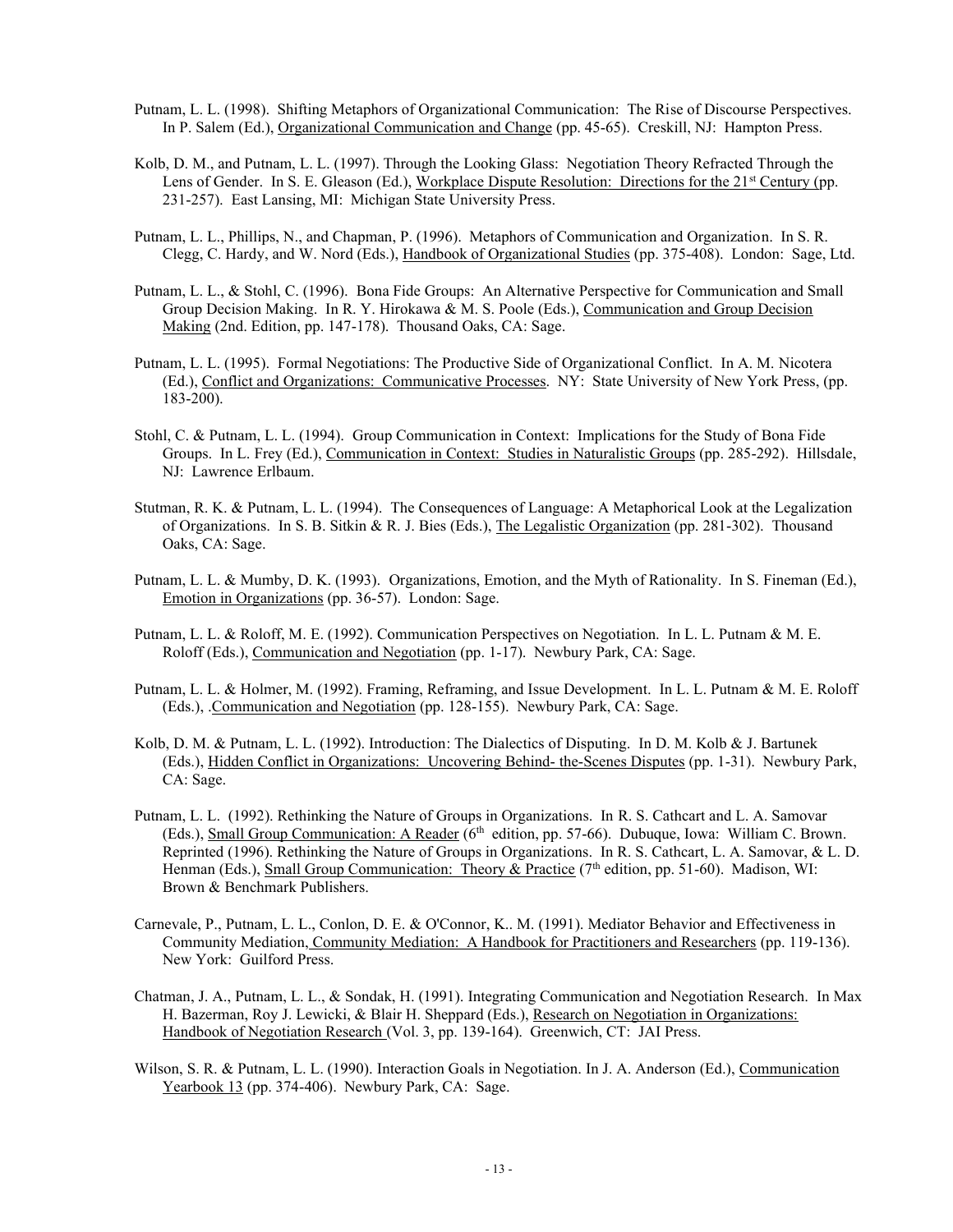Putnam, L. L. (1998). Shifting Metaphors of Organizational Communication: The Rise of Discourse Perspectives. In P. Salem (Ed.), Organizational Communication and Change (pp. 45-65). Creskill, NJ: Hampton Press.

Kolb, D. M., and Putnam, L. L. (1997). Through the Looking Glass: Negotiation Theory Refracted Through the Lens of Gender. In S. E. Gleason (Ed.), Workplace Dispute Resolution: Directions for the 21st Century (pp. 231-257). East Lansing, MI: Michigan State University Press.

Putnam, L. L., Phillips, N., and Chapman, P. (1996). Metaphors of Communication and Organization. In S. R. Clegg, C. Hardy, and W. Nord (Eds.), Handbook of Organizational Studies (pp. 375-408). London: Sage, Ltd.

Putnam, L. L., & Stohl, C. (1996). Bona Fide Groups: An Alternative Perspective for Communication and Small Group Decision Making. In R. Y. Hirokawa & M. S. Poole (Eds.), Communication and Group Decision Making (2nd. Edition, pp. 147-178). Thousand Oaks, CA: Sage.

Putnam, L. L. (1995). Formal Negotiations: The Productive Side of Organizational Conflict. In A. M. Nicotera (Ed.), Conflict and Organizations: Communicative Processes. NY: State University of New York Press, (pp. 183-200).

Stohl, C. & Putnam, L. L. (1994). Group Communication in Context: Implications for the Study of Bona Fide Groups. In L. Frey (Ed.), Communication in Context: Studies in Naturalistic Groups (pp. 285-292). Hillsdale, NJ: Lawrence Erlbaum.

Stutman, R. K. & Putnam, L. L. (1994). The Consequences of Language: A Metaphorical Look at the Legalization of Organizations. In S. B. Sitkin & R. J. Bies (Eds.), The Legalistic Organization (pp. 281-302). Thousand Oaks, CA: Sage.

Putnam, L. L. & Mumby, D. K. (1993). Organizations, Emotion, and the Myth of Rationality. In S. Fineman (Ed.), Emotion in Organizations (pp. 36-57). London: Sage.

Putnam, L. L. & Roloff, M. E. (1992). Communication Perspectives on Negotiation. In L. L. Putnam & M. E. Roloff (Eds.), Communication and Negotiation (pp. 1-17). Newbury Park, CA: Sage.

Putnam, L. L. & Holmer, M. (1992). Framing, Reframing, and Issue Development. In L. L. Putnam & M. E. Roloff (Eds.), .Communication and Negotiation (pp. 128-155). Newbury Park, CA: Sage.

Kolb, D. M. & Putnam, L. L. (1992). Introduction: The Dialectics of Disputing. In D. M. Kolb & J. Bartunek (Eds.), Hidden Conflict in Organizations: Uncovering Behind- the-Scenes Disputes (pp. 1-31). Newbury Park, CA: Sage.

Putnam, L. L. (1992). Rethinking the Nature of Groups in Organizations. In R. S. Cathcart and L. A. Samovar (Eds.), Small Group Communication: A Reader (6th edition, pp. 57-66). Dubuque, Iowa: William C. Brown. Reprinted (1996). Rethinking the Nature of Groups in Organizations. In R. S. Cathcart, L. A. Samovar, & L. D. Henman (Eds.), Small Group Communication: Theory & Practice (7th edition, pp. 51-60). Madison, WI: Brown & Benchmark Publishers.

Carnevale, P., Putnam, L. L., Conlon, D. E. & O'Connor, K.. M. (1991). Mediator Behavior and Effectiveness in Community Mediation, Community Mediation: A Handbook for Practitioners and Researchers (pp. 119-136). New York: Guilford Press.

Chatman, J. A., Putnam, L. L., & Sondak, H. (1991). Integrating Communication and Negotiation Research. In Max H. Bazerman, Roy J. Lewicki, & Blair H. Sheppard (Eds.), Research on Negotiation in Organizations: Handbook of Negotiation Research (Vol. 3, pp. 139-164). Greenwich, CT: JAI Press.

Wilson, S. R. & Putnam, L. L. (1990). Interaction Goals in Negotiation. In J. A. Anderson (Ed.), Communication Yearbook 13 (pp. 374-406). Newbury Park, CA: Sage.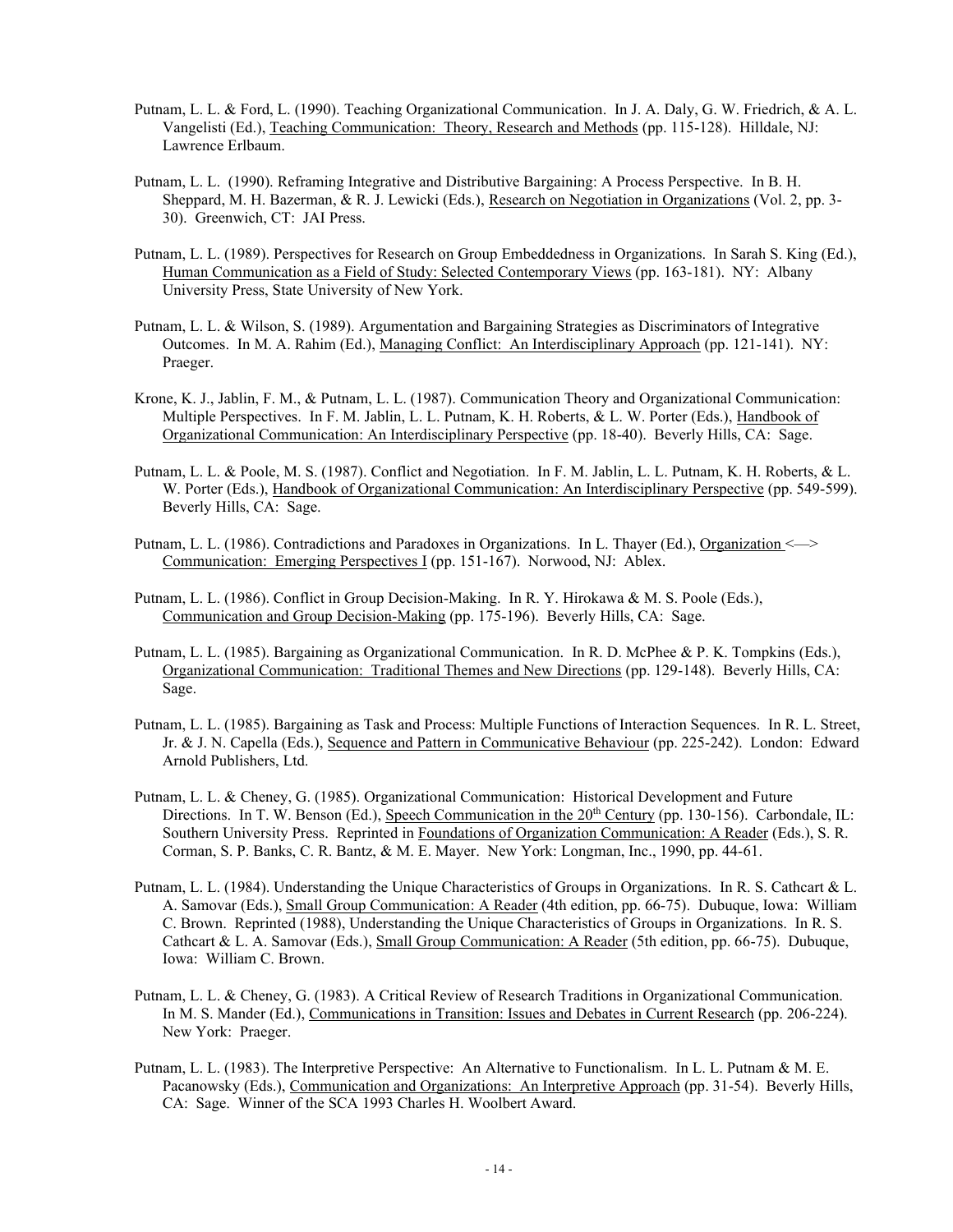Putnam, L. L. & Ford, L. (1990). Teaching Organizational Communication. In J. A. Daly, G. W. Friedrich, & A. L. Vangelisti (Ed.), Teaching Communication: Theory, Research and Methods (pp. 115-128). Hilldale, NJ: Lawrence Erlbaum.

Putnam, L. L. (1990). Reframing Integrative and Distributive Bargaining: A Process Perspective. In B. H. Sheppard, M. H. Bazerman, & R. J. Lewicki (Eds.), Research on Negotiation in Organizations (Vol. 2, pp. 3-30). Greenwich, CT: JAI Press.

Putnam, L. L. (1989). Perspectives for Research on Group Embeddedness in Organizations. In Sarah S. King (Ed.), Human Communication as a Field of Study: Selected Contemporary Views (pp. 163-181). NY: Albany University Press, State University of New York.

Putnam, L. L. & Wilson, S. (1989). Argumentation and Bargaining Strategies as Discriminators of Integrative Outcomes. In M. A. Rahim (Ed.), Managing Conflict: An Interdisciplinary Approach (pp. 121-141). NY: Praeger.

Krone, K. J., Jablin, F. M., & Putnam, L. L. (1987). Communication Theory and Organizational Communication: Multiple Perspectives. In F. M. Jablin, L. L. Putnam, K. H. Roberts, & L. W. Porter (Eds.), Handbook of Organizational Communication: An Interdisciplinary Perspective (pp. 18-40). Beverly Hills, CA: Sage.

Putnam, L. L. & Poole, M. S. (1987). Conflict and Negotiation. In F. M. Jablin, L. L. Putnam, K. H. Roberts, & L. W. Porter (Eds.), Handbook of Organizational Communication: An Interdisciplinary Perspective (pp. 549-599). Beverly Hills, CA: Sage.

Putnam, L. L. (1986). Contradictions and Paradoxes in Organizations. In L. Thayer (Ed.), Organization <—> Communication: Emerging Perspectives I (pp. 151-167). Norwood, NJ: Ablex.

Putnam, L. L. (1986). Conflict in Group Decision-Making. In R. Y. Hirokawa & M. S. Poole (Eds.), Communication and Group Decision-Making (pp. 175-196). Beverly Hills, CA: Sage.

Putnam, L. L. (1985). Bargaining as Organizational Communication. In R. D. McPhee & P. K. Tompkins (Eds.), Organizational Communication: Traditional Themes and New Directions (pp. 129-148). Beverly Hills, CA: Sage.

Putnam, L. L. (1985). Bargaining as Task and Process: Multiple Functions of Interaction Sequences. In R. L. Street, Jr. & J. N. Capella (Eds.), Sequence and Pattern in Communicative Behaviour (pp. 225-242). London: Edward Arnold Publishers, Ltd.

Putnam, L. L. & Cheney, G. (1985). Organizational Communication: Historical Development and Future Directions. In T. W. Benson (Ed.), Speech Communication in the 20th Century (pp. 130-156). Carbondale, IL: Southern University Press. Reprinted in Foundations of Organization Communication: A Reader (Eds.), S. R. Corman, S. P. Banks, C. R. Bantz, & M. E. Mayer. New York: Longman, Inc., 1990, pp. 44-61.

Putnam, L. L. (1984). Understanding the Unique Characteristics of Groups in Organizations. In R. S. Cathcart & L. A. Samovar (Eds.), Small Group Communication: A Reader (4th edition, pp. 66-75). Dubuque, Iowa: William C. Brown. Reprinted (1988), Understanding the Unique Characteristics of Groups in Organizations. In R. S. Cathcart & L. A. Samovar (Eds.), Small Group Communication: A Reader (5th edition, pp. 66-75). Dubuque, Iowa: William C. Brown.

Putnam, L. L. & Cheney, G. (1983). A Critical Review of Research Traditions in Organizational Communication. In M. S. Mander (Ed.), Communications in Transition: Issues and Debates in Current Research (pp. 206-224). New York: Praeger.

Putnam, L. L. (1983). The Interpretive Perspective: An Alternative to Functionalism. In L. L. Putnam & M. E. Pacanowsky (Eds.), Communication and Organizations: An Interpretive Approach (pp. 31-54). Beverly Hills, CA: Sage. Winner of the SCA 1993 Charles H. Woolbert Award.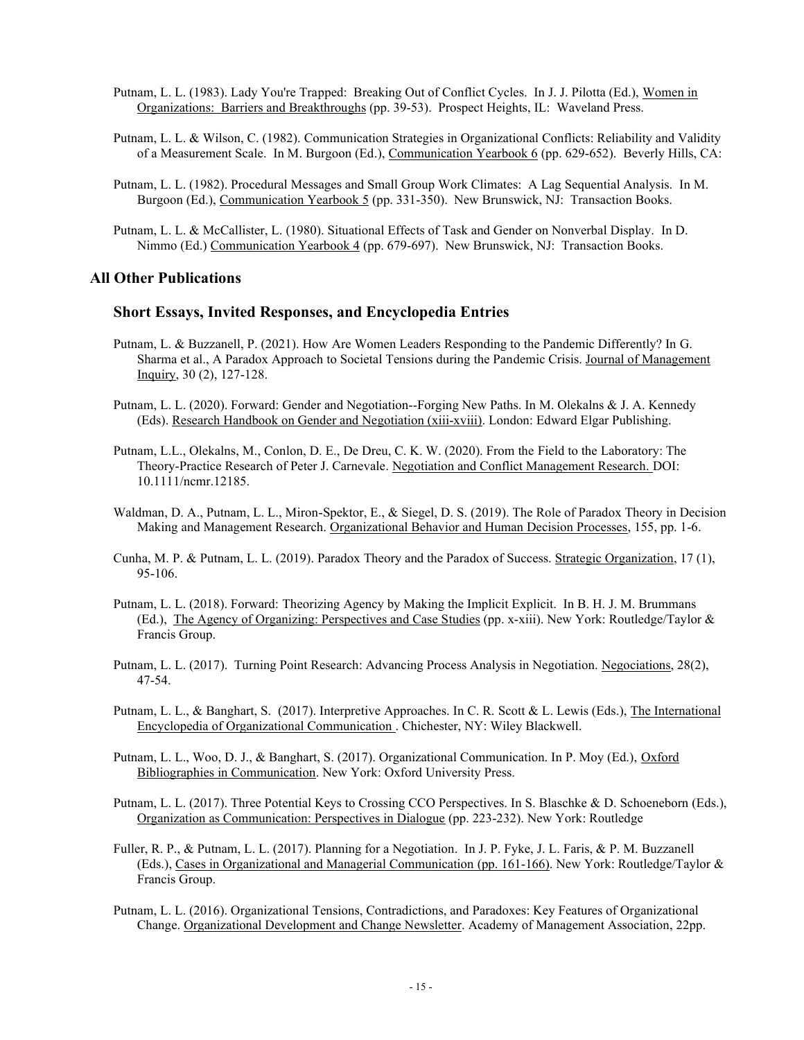Putnam, L. L. (1983). Lady You're Trapped: Breaking Out of Conflict Cycles. In J. J. Pilotta (Ed.), Women in Organizations: Barriers and Breakthroughs (pp. 39-53). Prospect Heights, IL: Waveland Press.

Putnam, L. L. & Wilson, C. (1982). Communication Strategies in Organizational Conflicts: Reliability and Validity of a Measurement Scale. In M. Burgoon (Ed.), Communication Yearbook 6 (pp. 629-652). Beverly Hills, CA:

Putnam, L. L. (1982). Procedural Messages and Small Group Work Climates: A Lag Sequential Analysis. In M. Burgoon (Ed.), Communication Yearbook 5 (pp. 331-350). New Brunswick, NJ: Transaction Books.

Putnam, L. L. & McCallister, L. (1980). Situational Effects of Task and Gender on Nonverbal Display. In D. Nimmo (Ed.) Communication Yearbook 4 (pp. 679-697). New Brunswick, NJ: Transaction Books.

## All Other Publications

### Short Essays, Invited Responses, and Encyclopedia Entries

Putnam, L. & Buzzanell, P. (2021). How Are Women Leaders Responding to the Pandemic Differently? In G. Sharma et al., A Paradox Approach to Societal Tensions during the Pandemic Crisis. Journal of Management Inquiry, 30 (2), 127-128.

Putnam, L. L. (2020). Forward: Gender and Negotiation--Forging New Paths. In M. Olekalns & J. A. Kennedy (Eds). Research Handbook on Gender and Negotiation (xiii-xviii). London: Edward Elgar Publishing.

Putnam, L.L., Olekalns, M., Conlon, D. E., De Dreu, C. K. W. (2020). From the Field to the Laboratory: The Theory-Practice Research of Peter J. Carnevale. Negotiation and Conflict Management Research. DOI: 10.1111/ncmr.12185.

Waldman, D. A., Putnam, L. L., Miron-Spektor, E., & Siegel, D. S. (2019). The Role of Paradox Theory in Decision Making and Management Research. Organizational Behavior and Human Decision Processes, 155, pp. 1-6.

Cunha, M. P. & Putnam, L. L. (2019). Paradox Theory and the Paradox of Success. Strategic Organization, 17 (1), 95-106.

Putnam, L. L. (2018). Forward: Theorizing Agency by Making the Implicit Explicit. In B. H. J. M. Brummans (Ed.), The Agency of Organizing: Perspectives and Case Studies (pp. x-xiii). New York: Routledge/Taylor & Francis Group.

Putnam, L. L. (2017). Turning Point Research: Advancing Process Analysis in Negotiation. Negociations, 28(2), 47-54.

Putnam, L. L., & Banghart, S. (2017). Interpretive Approaches. In C. R. Scott & L. Lewis (Eds.), The International Encyclopedia of Organizational Communication . Chichester, NY: Wiley Blackwell.

Putnam, L. L., Woo, D. J., & Banghart, S. (2017). Organizational Communication. In P. Moy (Ed.), Oxford Bibliographies in Communication. New York: Oxford University Press.

Putnam, L. L. (2017). Three Potential Keys to Crossing CCO Perspectives. In S. Blaschke & D. Schoeneborn (Eds.), Organization as Communication: Perspectives in Dialogue (pp. 223-232). New York: Routledge

Fuller, R. P., & Putnam, L. L. (2017). Planning for a Negotiation. In J. P. Fyke, J. L. Faris, & P. M. Buzzanell (Eds.), Cases in Organizational and Managerial Communication (pp. 161-166). New York: Routledge/Taylor & Francis Group.

Putnam, L. L. (2016). Organizational Tensions, Contradictions, and Paradoxes: Key Features of Organizational Change. Organizational Development and Change Newsletter. Academy of Management Association, 22pp.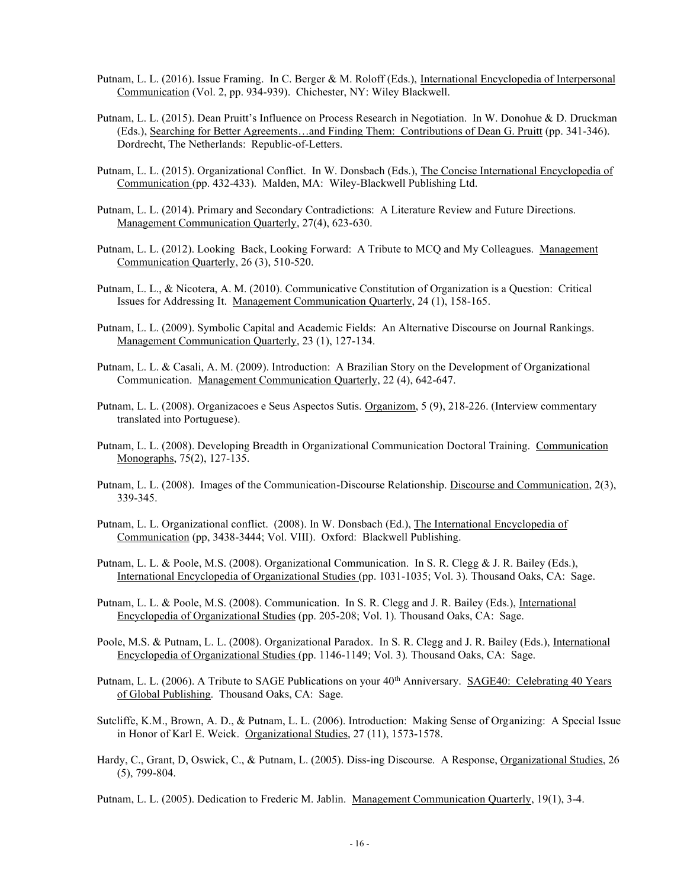Putnam, L. L. (2016). Issue Framing. In C. Berger & M. Roloff (Eds.), International Encyclopedia of Interpersonal Communication (Vol. 2, pp. 934-939). Chichester, NY: Wiley Blackwell.

Putnam, L. L. (2015). Dean Pruitt's Influence on Process Research in Negotiation. In W. Donohue & D. Druckman (Eds.), Searching for Better Agreements…and Finding Them: Contributions of Dean G. Pruitt (pp. 341-346). Dordrecht, The Netherlands: Republic-of-Letters.

Putnam, L. L. (2015). Organizational Conflict. In W. Donsbach (Eds.), The Concise International Encyclopedia of Communication (pp. 432-433). Malden, MA: Wiley-Blackwell Publishing Ltd.

Putnam, L. L. (2014). Primary and Secondary Contradictions: A Literature Review and Future Directions. Management Communication Quarterly, 27(4), 623-630.

Putnam, L. L. (2012). Looking Back, Looking Forward: A Tribute to MCQ and My Colleagues. Management Communication Quarterly, 26 (3), 510-520.

Putnam, L. L., & Nicotera, A. M. (2010). Communicative Constitution of Organization is a Question: Critical Issues for Addressing It. Management Communication Quarterly, 24 (1), 158-165.

Putnam, L. L. (2009). Symbolic Capital and Academic Fields: An Alternative Discourse on Journal Rankings. Management Communication Quarterly, 23 (1), 127-134.

Putnam, L. L. & Casali, A. M. (2009). Introduction: A Brazilian Story on the Development of Organizational Communication. Management Communication Quarterly, 22 (4), 642-647.

Putnam, L. L. (2008). Organizacoes e Seus Aspectos Sutis. Organizom, 5 (9), 218-226. (Interview commentary translated into Portuguese).

Putnam, L. L. (2008). Developing Breadth in Organizational Communication Doctoral Training. Communication Monographs, 75(2), 127-135.

Putnam, L. L. (2008). Images of the Communication-Discourse Relationship. Discourse and Communication, 2(3), 339-345.

Putnam, L. L. Organizational conflict. (2008). In W. Donsbach (Ed.), The International Encyclopedia of Communication (pp, 3438-3444; Vol. VIII). Oxford: Blackwell Publishing.

Putnam, L. L. & Poole, M.S. (2008). Organizational Communication. In S. R. Clegg & J. R. Bailey (Eds.), International Encyclopedia of Organizational Studies (pp. 1031-1035; Vol. 3). Thousand Oaks, CA: Sage.

Putnam, L. L. & Poole, M.S. (2008). Communication. In S. R. Clegg and J. R. Bailey (Eds.), International Encyclopedia of Organizational Studies (pp. 205-208; Vol. 1). Thousand Oaks, CA: Sage.

Poole, M.S. & Putnam, L. L. (2008). Organizational Paradox. In S. R. Clegg and J. R. Bailey (Eds.), International Encyclopedia of Organizational Studies (pp. 1146-1149; Vol. 3). Thousand Oaks, CA: Sage.

Putnam, L. L. (2006). A Tribute to SAGE Publications on your 40th Anniversary. SAGE40: Celebrating 40 Years of Global Publishing. Thousand Oaks, CA: Sage.

Sutcliffe, K.M., Brown, A. D., & Putnam, L. L. (2006). Introduction: Making Sense of Organizing: A Special Issue in Honor of Karl E. Weick. Organizational Studies, 27 (11), 1573-1578.

Hardy, C., Grant, D, Oswick, C., & Putnam, L. (2005). Diss-ing Discourse. A Response, Organizational Studies, 26 (5), 799-804.

Putnam, L. L. (2005). Dedication to Frederic M. Jablin. Management Communication Quarterly, 19(1), 3-4.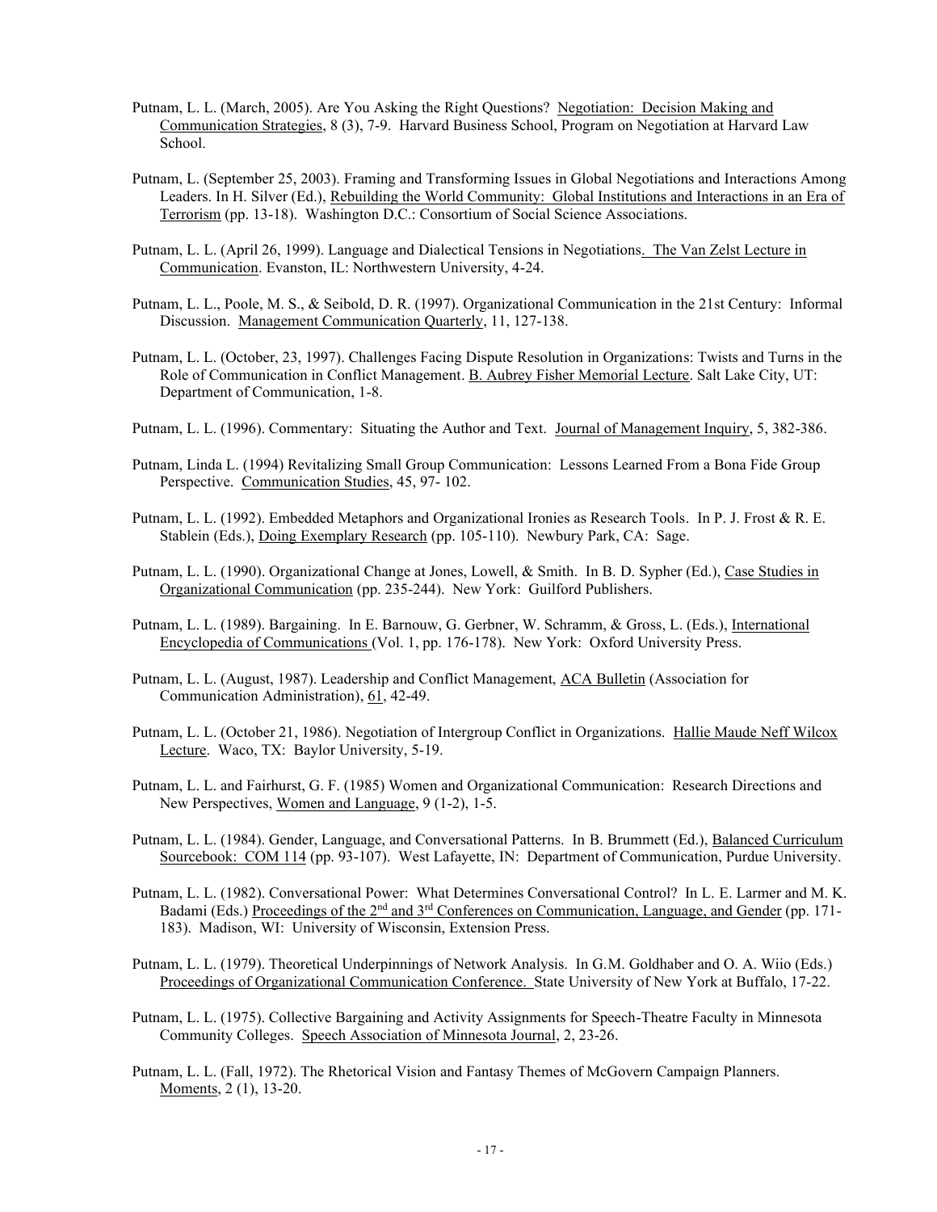Putnam, L. L. (March, 2005). Are You Asking the Right Questions? Negotiation: Decision Making and Communication Strategies, 8 (3), 7-9. Harvard Business School, Program on Negotiation at Harvard Law School.

Putnam, L. (September 25, 2003). Framing and Transforming Issues in Global Negotiations and Interactions Among Leaders. In H. Silver (Ed.), Rebuilding the World Community: Global Institutions and Interactions in an Era of Terrorism (pp. 13-18). Washington D.C.: Consortium of Social Science Associations.

Putnam, L. L. (April 26, 1999). Language and Dialectical Tensions in Negotiations. The Van Zelst Lecture in Communication. Evanston, IL: Northwestern University, 4-24.

Putnam, L. L., Poole, M. S., & Seibold, D. R. (1997). Organizational Communication in the 21st Century: Informal Discussion. Management Communication Quarterly, 11, 127-138.

Putnam, L. L. (October, 23, 1997). Challenges Facing Dispute Resolution in Organizations: Twists and Turns in the Role of Communication in Conflict Management. B. Aubrey Fisher Memorial Lecture. Salt Lake City, UT: Department of Communication, 1-8.

Putnam, L. L. (1996). Commentary: Situating the Author and Text. Journal of Management Inquiry, 5, 382-386.

Putnam, Linda L. (1994) Revitalizing Small Group Communication: Lessons Learned From a Bona Fide Group Perspective. Communication Studies, 45, 97- 102.

Putnam, L. L. (1992). Embedded Metaphors and Organizational Ironies as Research Tools. In P. J. Frost & R. E. Stablein (Eds.), Doing Exemplary Research (pp. 105-110). Newbury Park, CA: Sage.

Putnam, L. L. (1990). Organizational Change at Jones, Lowell, & Smith. In B. D. Sypher (Ed.), Case Studies in Organizational Communication (pp. 235-244). New York: Guilford Publishers.

Putnam, L. L. (1989). Bargaining. In E. Barnouw, G. Gerbner, W. Schramm, & Gross, L. (Eds.), International Encyclopedia of Communications (Vol. 1, pp. 176-178). New York: Oxford University Press.

Putnam, L. L. (August, 1987). Leadership and Conflict Management, ACA Bulletin (Association for Communication Administration), 61, 42-49.

Putnam, L. L. (October 21, 1986). Negotiation of Intergroup Conflict in Organizations. Hallie Maude Neff Wilcox Lecture. Waco, TX: Baylor University, 5-19.

Putnam, L. L. and Fairhurst, G. F. (1985) Women and Organizational Communication: Research Directions and New Perspectives, Women and Language, 9 (1-2), 1-5.

Putnam, L. L. (1984). Gender, Language, and Conversational Patterns. In B. Brummett (Ed.), Balanced Curriculum Sourcebook: COM 114 (pp. 93-107). West Lafayette, IN: Department of Communication, Purdue University.

Putnam, L. L. (1982). Conversational Power: What Determines Conversational Control? In L. E. Larmer and M. K. Badami (Eds.) Proceedings of the 2nd and 3rd Conferences on Communication, Language, and Gender (pp. 171-183). Madison, WI: University of Wisconsin, Extension Press.

Putnam, L. L. (1979). Theoretical Underpinnings of Network Analysis. In G.M. Goldhaber and O. A. Wiio (Eds.) Proceedings of Organizational Communication Conference. State University of New York at Buffalo, 17-22.

Putnam, L. L. (1975). Collective Bargaining and Activity Assignments for Speech-Theatre Faculty in Minnesota Community Colleges. Speech Association of Minnesota Journal, 2, 23-26.

Putnam, L. L. (Fall, 1972). The Rhetorical Vision and Fantasy Themes of McGovern Campaign Planners. Moments, 2 (1), 13-20.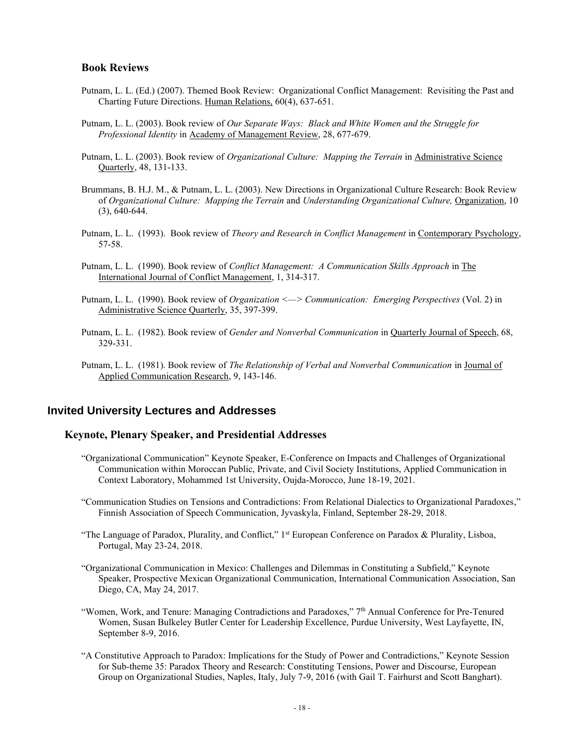### Book Reviews

Putnam, L. L. (Ed.) (2007). Themed Book Review: Organizational Conflict Management: Revisiting the Past and Charting Future Directions. Human Relations, 60(4), 637-651.

Putnam, L. L. (2003). Book review of *Our Separate Ways: Black and White Women and the Struggle for Professional Identity* in Academy of Management Review, 28, 677-679.

Putnam, L. L. (2003). Book review of *Organizational Culture: Mapping the Terrain* in Administrative Science Quarterly, 48, 131-133.

Brummans, B. H.J. M., & Putnam, L. L. (2003). New Directions in Organizational Culture Research: Book Review of *Organizational Culture: Mapping the Terrain* and *Understanding Organizational Culture,* Organization, 10 (3), 640-644.

Putnam, L. L. (1993). Book review of *Theory and Research in Conflict Management* in Contemporary Psychology, 57-58.

Putnam, L. L. (1990). Book review of *Conflict Management: A Communication Skills Approach* in The International Journal of Conflict Management, 1, 314-317.

Putnam, L. L. (1990). Book review of *Organization <—> Communication: Emerging Perspectives* (Vol. 2) in Administrative Science Quarterly, 35, 397-399.

Putnam, L. L. (1982). Book review of *Gender and Nonverbal Communication* in Quarterly Journal of Speech, 68, 329-331.

Putnam, L. L. (1981). Book review of *The Relationship of Verbal and Nonverbal Communication* in Journal of Applied Communication Research, 9, 143-146.

## Invited University Lectures and Addresses

### Keynote, Plenary Speaker, and Presidential Addresses

"Organizational Communication" Keynote Speaker, E-Conference on Impacts and Challenges of Organizational Communication within Moroccan Public, Private, and Civil Society Institutions, Applied Communication in Context Laboratory, Mohammed 1st University, Oujda-Morocco, June 18-19, 2021.

"Communication Studies on Tensions and Contradictions: From Relational Dialectics to Organizational Paradoxes," Finnish Association of Speech Communication, Jyvaskyla, Finland, September 28-29, 2018.

"The Language of Paradox, Plurality, and Conflict," 1st European Conference on Paradox & Plurality, Lisboa, Portugal, May 23-24, 2018.

"Organizational Communication in Mexico: Challenges and Dilemmas in Constituting a Subfield," Keynote Speaker, Prospective Mexican Organizational Communication, International Communication Association, San Diego, CA, May 24, 2017.

"Women, Work, and Tenure: Managing Contradictions and Paradoxes," 7th Annual Conference for Pre-Tenured Women, Susan Bulkeley Butler Center for Leadership Excellence, Purdue University, West Layfayette, IN, September 8-9, 2016.

"A Constitutive Approach to Paradox: Implications for the Study of Power and Contradictions," Keynote Session for Sub-theme 35: Paradox Theory and Research: Constituting Tensions, Power and Discourse, European Group on Organizational Studies, Naples, Italy, July 7-9, 2016 (with Gail T. Fairhurst and Scott Banghart).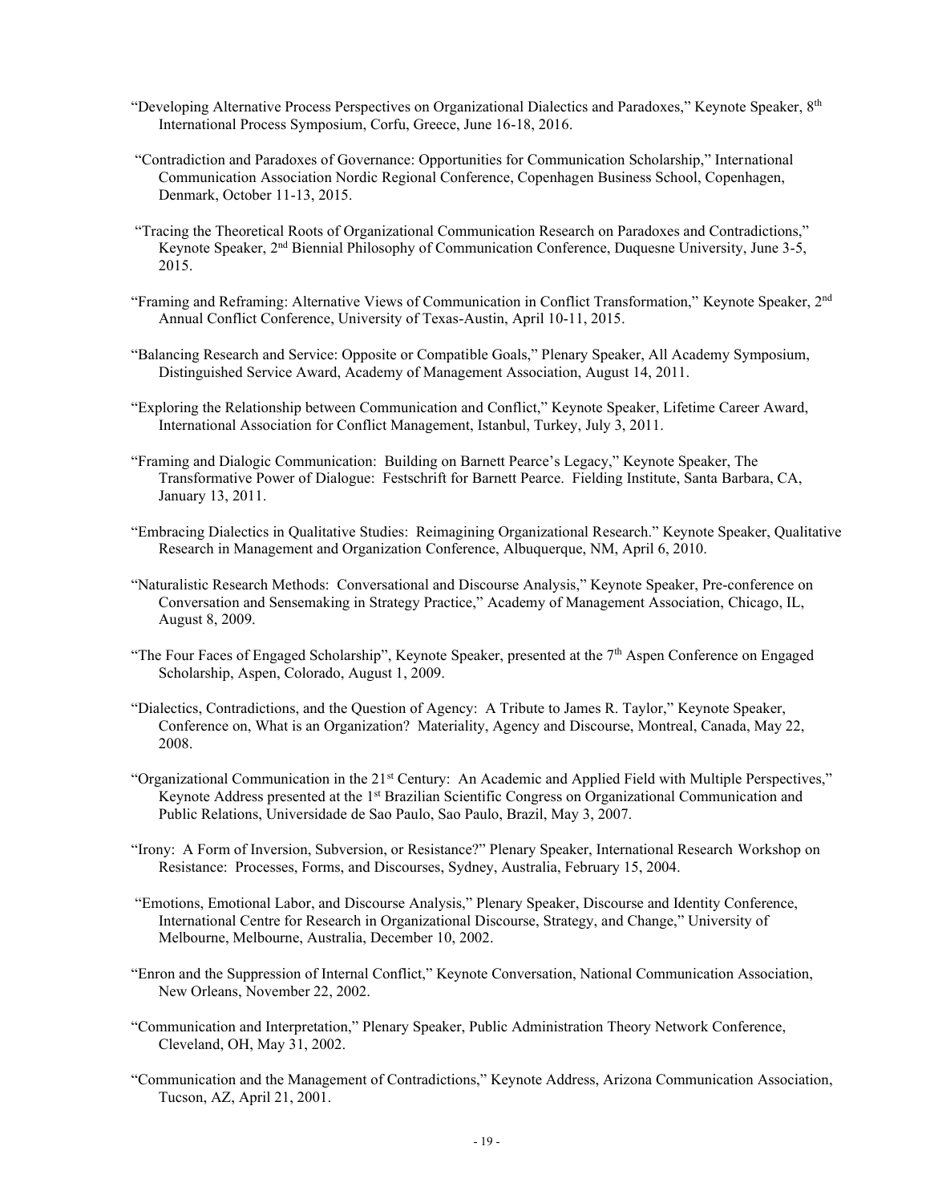"Developing Alternative Process Perspectives on Organizational Dialectics and Paradoxes," Keynote Speaker, 8th International Process Symposium, Corfu, Greece, June 16-18, 2016.

"Contradiction and Paradoxes of Governance: Opportunities for Communication Scholarship," International Communication Association Nordic Regional Conference, Copenhagen Business School, Copenhagen, Denmark, October 11-13, 2015.

"Tracing the Theoretical Roots of Organizational Communication Research on Paradoxes and Contradictions," Keynote Speaker, 2nd Biennial Philosophy of Communication Conference, Duquesne University, June 3-5, 2015.

"Framing and Reframing: Alternative Views of Communication in Conflict Transformation," Keynote Speaker, 2nd Annual Conflict Conference, University of Texas-Austin, April 10-11, 2015.

"Balancing Research and Service: Opposite or Compatible Goals," Plenary Speaker, All Academy Symposium, Distinguished Service Award, Academy of Management Association, August 14, 2011.

"Exploring the Relationship between Communication and Conflict," Keynote Speaker, Lifetime Career Award, International Association for Conflict Management, Istanbul, Turkey, July 3, 2011.

"Framing and Dialogic Communication: Building on Barnett Pearce's Legacy," Keynote Speaker, The Transformative Power of Dialogue: Festschrift for Barnett Pearce. Fielding Institute, Santa Barbara, CA, January 13, 2011.

"Embracing Dialectics in Qualitative Studies: Reimagining Organizational Research." Keynote Speaker, Qualitative Research in Management and Organization Conference, Albuquerque, NM, April 6, 2010.

"Naturalistic Research Methods: Conversational and Discourse Analysis," Keynote Speaker, Pre-conference on Conversation and Sensemaking in Strategy Practice," Academy of Management Association, Chicago, IL, August 8, 2009.

"The Four Faces of Engaged Scholarship", Keynote Speaker, presented at the 7th Aspen Conference on Engaged Scholarship, Aspen, Colorado, August 1, 2009.

"Dialectics, Contradictions, and the Question of Agency: A Tribute to James R. Taylor," Keynote Speaker, Conference on, What is an Organization? Materiality, Agency and Discourse, Montreal, Canada, May 22, 2008.

"Organizational Communication in the 21st Century: An Academic and Applied Field with Multiple Perspectives," Keynote Address presented at the 1st Brazilian Scientific Congress on Organizational Communication and Public Relations, Universidade de Sao Paulo, Sao Paulo, Brazil, May 3, 2007.

"Irony: A Form of Inversion, Subversion, or Resistance?" Plenary Speaker, International Research Workshop on Resistance: Processes, Forms, and Discourses, Sydney, Australia, February 15, 2004.

"Emotions, Emotional Labor, and Discourse Analysis," Plenary Speaker, Discourse and Identity Conference, International Centre for Research in Organizational Discourse, Strategy, and Change," University of Melbourne, Melbourne, Australia, December 10, 2002.

"Enron and the Suppression of Internal Conflict," Keynote Conversation, National Communication Association, New Orleans, November 22, 2002.

"Communication and Interpretation," Plenary Speaker, Public Administration Theory Network Conference, Cleveland, OH, May 31, 2002.

"Communication and the Management of Contradictions," Keynote Address, Arizona Communication Association, Tucson, AZ, April 21, 2001.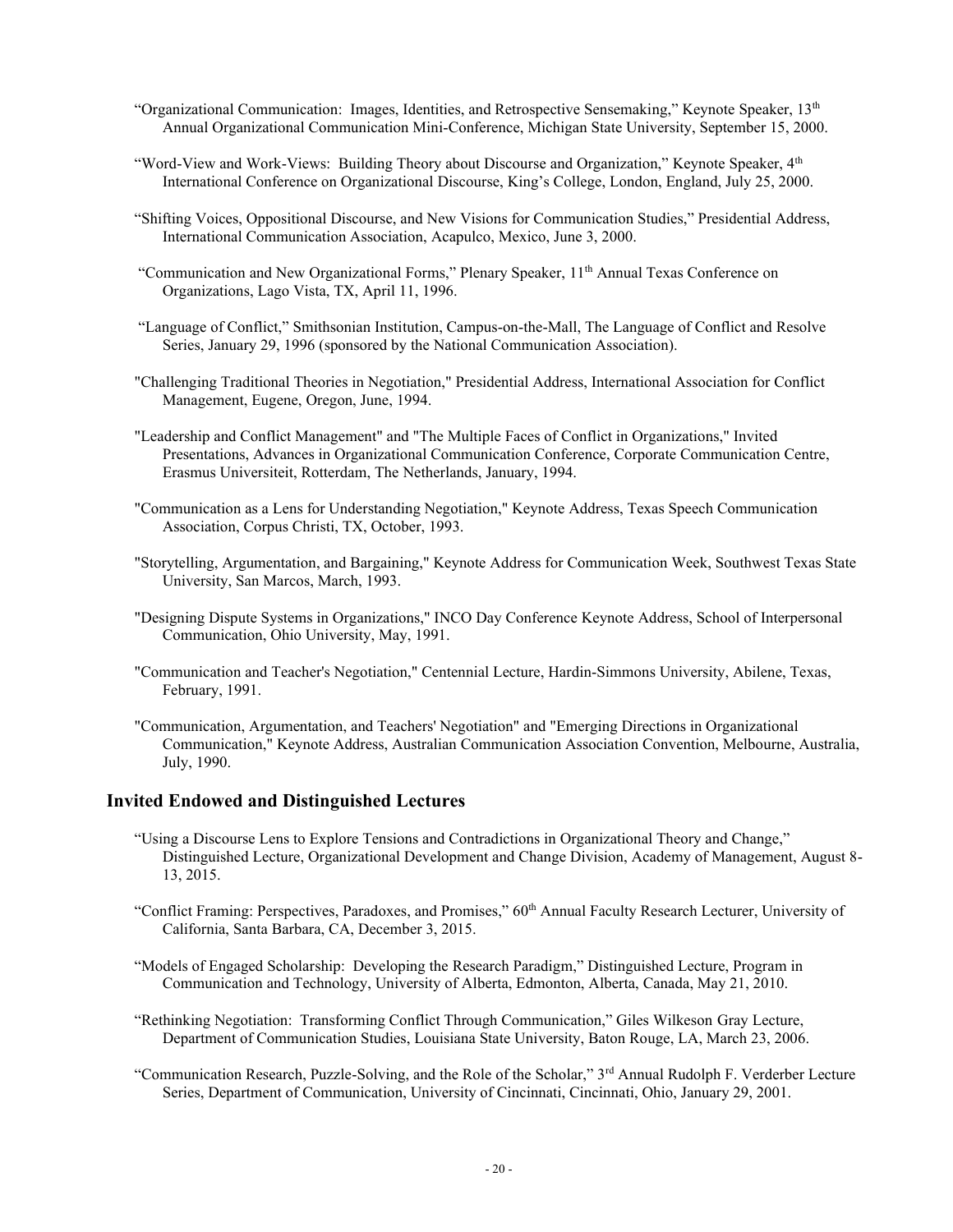"Organizational Communication: Images, Identities, and Retrospective Sensemaking," Keynote Speaker, 13th Annual Organizational Communication Mini-Conference, Michigan State University, September 15, 2000.

"Word-View and Work-Views: Building Theory about Discourse and Organization," Keynote Speaker, 4th International Conference on Organizational Discourse, King's College, London, England, July 25, 2000.

"Shifting Voices, Oppositional Discourse, and New Visions for Communication Studies," Presidential Address, International Communication Association, Acapulco, Mexico, June 3, 2000.

"Communication and New Organizational Forms," Plenary Speaker, 11th Annual Texas Conference on Organizations, Lago Vista, TX, April 11, 1996.

"Language of Conflict," Smithsonian Institution, Campus-on-the-Mall, The Language of Conflict and Resolve Series, January 29, 1996 (sponsored by the National Communication Association).

"Challenging Traditional Theories in Negotiation," Presidential Address, International Association for Conflict Management, Eugene, Oregon, June, 1994.

"Leadership and Conflict Management" and "The Multiple Faces of Conflict in Organizations," Invited Presentations, Advances in Organizational Communication Conference, Corporate Communication Centre, Erasmus Universiteit, Rotterdam, The Netherlands, January, 1994.

"Communication as a Lens for Understanding Negotiation," Keynote Address, Texas Speech Communication Association, Corpus Christi, TX, October, 1993.

"Storytelling, Argumentation, and Bargaining," Keynote Address for Communication Week, Southwest Texas State University, San Marcos, March, 1993.

"Designing Dispute Systems in Organizations," INCO Day Conference Keynote Address, School of Interpersonal Communication, Ohio University, May, 1991.

"Communication and Teacher's Negotiation," Centennial Lecture, Hardin-Simmons University, Abilene, Texas, February, 1991.

"Communication, Argumentation, and Teachers' Negotiation" and "Emerging Directions in Organizational Communication," Keynote Address, Australian Communication Association Convention, Melbourne, Australia, July, 1990.

## Invited Endowed and Distinguished Lectures

"Using a Discourse Lens to Explore Tensions and Contradictions in Organizational Theory and Change," Distinguished Lecture, Organizational Development and Change Division, Academy of Management, August 8-13, 2015.

"Conflict Framing: Perspectives, Paradoxes, and Promises," 60th Annual Faculty Research Lecturer, University of California, Santa Barbara, CA, December 3, 2015.

"Models of Engaged Scholarship: Developing the Research Paradigm," Distinguished Lecture, Program in Communication and Technology, University of Alberta, Edmonton, Alberta, Canada, May 21, 2010.

"Rethinking Negotiation: Transforming Conflict Through Communication," Giles Wilkeson Gray Lecture, Department of Communication Studies, Louisiana State University, Baton Rouge, LA, March 23, 2006.

"Communication Research, Puzzle-Solving, and the Role of the Scholar," 3rd Annual Rudolph F. Verderber Lecture Series, Department of Communication, University of Cincinnati, Cincinnati, Ohio, January 29, 2001.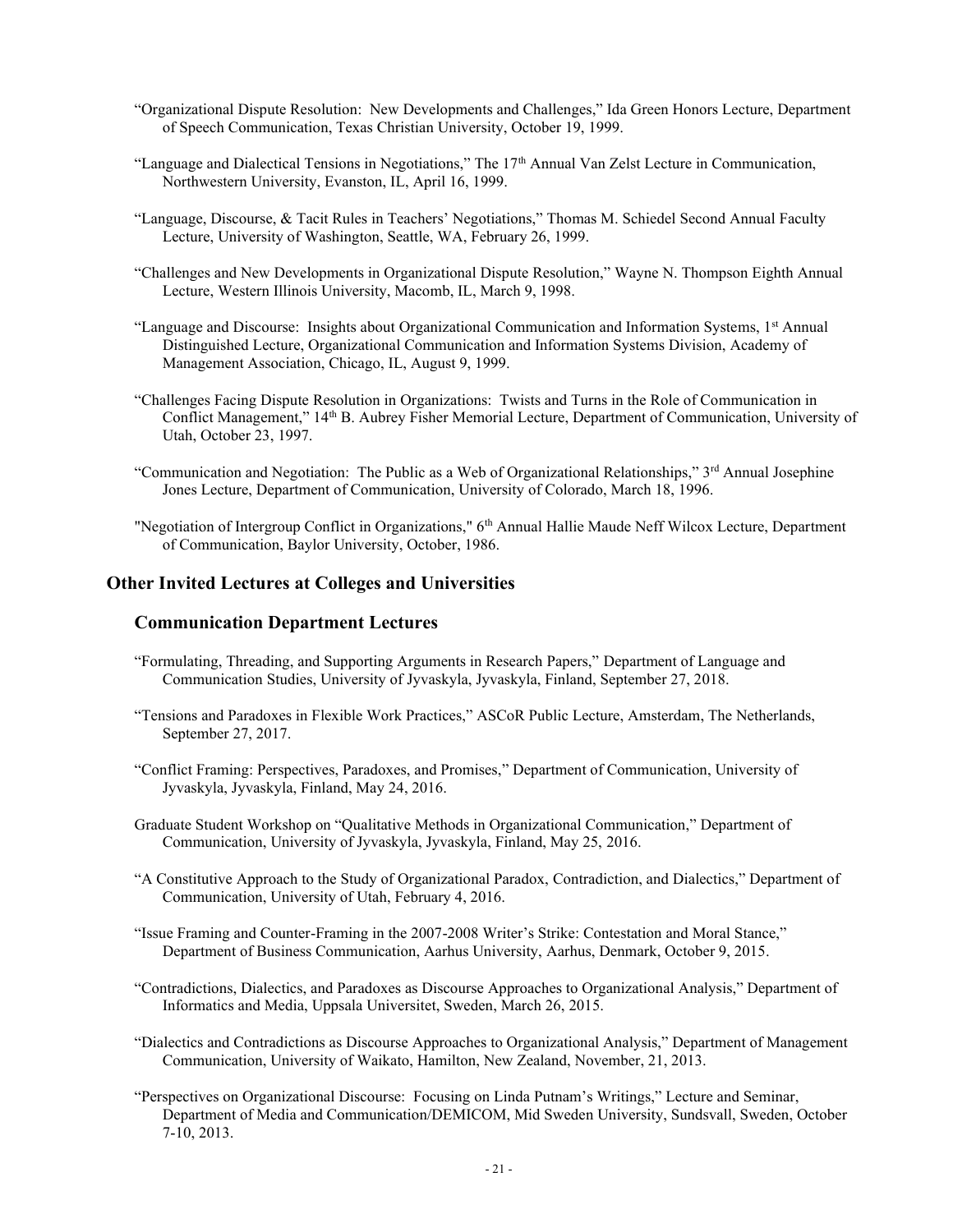"Organizational Dispute Resolution: New Developments and Challenges," Ida Green Honors Lecture, Department of Speech Communication, Texas Christian University, October 19, 1999.

"Language and Dialectical Tensions in Negotiations," The 17th Annual Van Zelst Lecture in Communication, Northwestern University, Evanston, IL, April 16, 1999.

"Language, Discourse, & Tacit Rules in Teachers' Negotiations," Thomas M. Schiedel Second Annual Faculty Lecture, University of Washington, Seattle, WA, February 26, 1999.

"Challenges and New Developments in Organizational Dispute Resolution," Wayne N. Thompson Eighth Annual Lecture, Western Illinois University, Macomb, IL, March 9, 1998.

"Language and Discourse: Insights about Organizational Communication and Information Systems, 1st Annual Distinguished Lecture, Organizational Communication and Information Systems Division, Academy of Management Association, Chicago, IL, August 9, 1999.

"Challenges Facing Dispute Resolution in Organizations: Twists and Turns in the Role of Communication in Conflict Management," 14th B. Aubrey Fisher Memorial Lecture, Department of Communication, University of Utah, October 23, 1997.

"Communication and Negotiation: The Public as a Web of Organizational Relationships," 3rd Annual Josephine Jones Lecture, Department of Communication, University of Colorado, March 18, 1996.

"Negotiation of Intergroup Conflict in Organizations," 6th Annual Hallie Maude Neff Wilcox Lecture, Department of Communication, Baylor University, October, 1986.

## Other Invited Lectures at Colleges and Universities

### Communication Department Lectures

"Formulating, Threading, and Supporting Arguments in Research Papers," Department of Language and Communication Studies, University of Jyvaskyla, Jyvaskyla, Finland, September 27, 2018.

"Tensions and Paradoxes in Flexible Work Practices," ASCoR Public Lecture, Amsterdam, The Netherlands, September 27, 2017.

"Conflict Framing: Perspectives, Paradoxes, and Promises," Department of Communication, University of Jyvaskyla, Jyvaskyla, Finland, May 24, 2016.

Graduate Student Workshop on "Qualitative Methods in Organizational Communication," Department of Communication, University of Jyvaskyla, Jyvaskyla, Finland, May 25, 2016.

"A Constitutive Approach to the Study of Organizational Paradox, Contradiction, and Dialectics," Department of Communication, University of Utah, February 4, 2016.

"Issue Framing and Counter-Framing in the 2007-2008 Writer's Strike: Contestation and Moral Stance," Department of Business Communication, Aarhus University, Aarhus, Denmark, October 9, 2015.

"Contradictions, Dialectics, and Paradoxes as Discourse Approaches to Organizational Analysis," Department of Informatics and Media, Uppsala Universitet, Sweden, March 26, 2015.

"Dialectics and Contradictions as Discourse Approaches to Organizational Analysis," Department of Management Communication, University of Waikato, Hamilton, New Zealand, November, 21, 2013.

"Perspectives on Organizational Discourse: Focusing on Linda Putnam's Writings," Lecture and Seminar, Department of Media and Communication/DEMICOM, Mid Sweden University, Sundsvall, Sweden, October 7-10, 2013.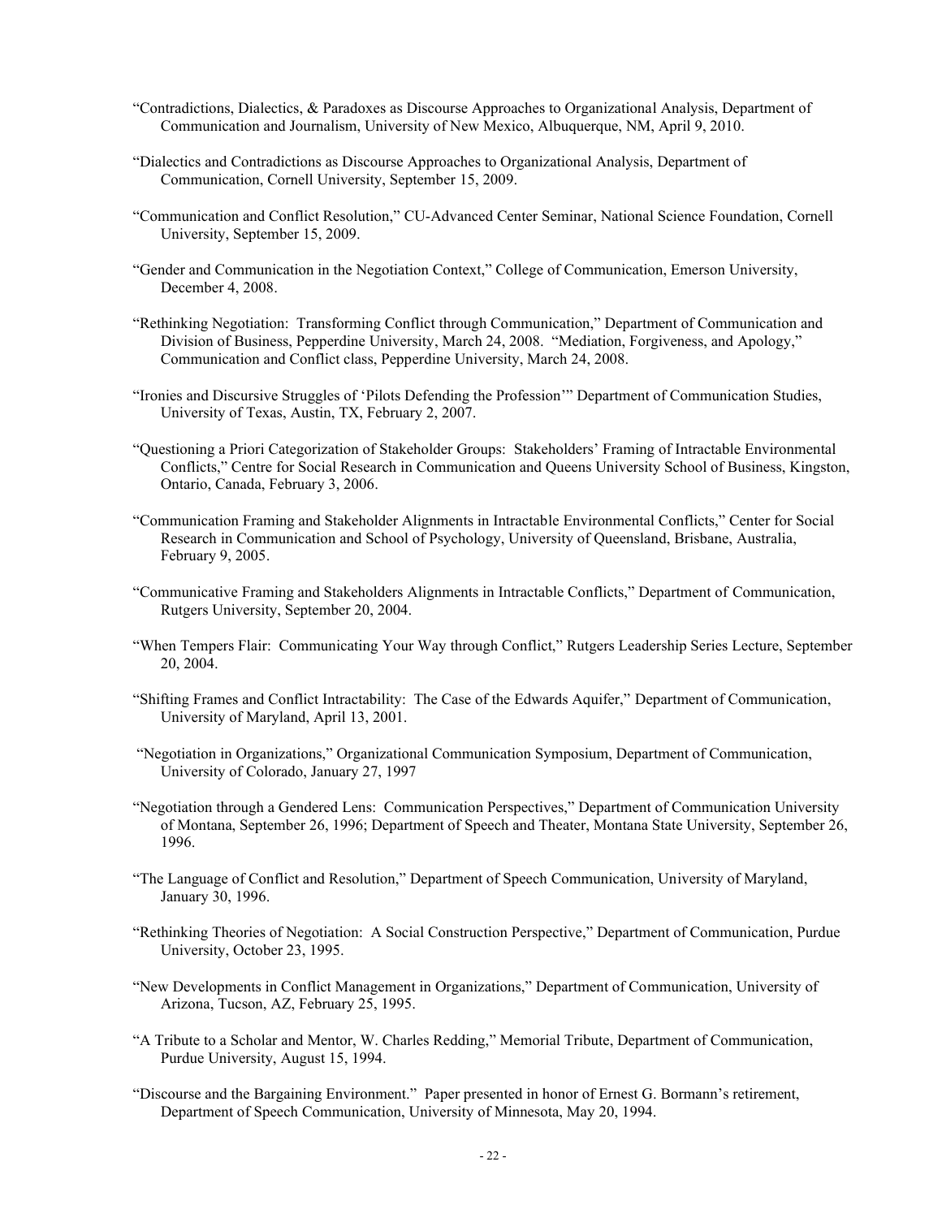"Contradictions, Dialectics, & Paradoxes as Discourse Approaches to Organizational Analysis, Department of Communication and Journalism, University of New Mexico, Albuquerque, NM, April 9, 2010.

"Dialectics and Contradictions as Discourse Approaches to Organizational Analysis, Department of Communication, Cornell University, September 15, 2009.

"Communication and Conflict Resolution," CU-Advanced Center Seminar, National Science Foundation, Cornell University, September 15, 2009.

"Gender and Communication in the Negotiation Context," College of Communication, Emerson University, December 4, 2008.

"Rethinking Negotiation: Transforming Conflict through Communication," Department of Communication and Division of Business, Pepperdine University, March 24, 2008. "Mediation, Forgiveness, and Apology," Communication and Conflict class, Pepperdine University, March 24, 2008.

"Ironies and Discursive Struggles of 'Pilots Defending the Profession'" Department of Communication Studies, University of Texas, Austin, TX, February 2, 2007.

"Questioning a Priori Categorization of Stakeholder Groups: Stakeholders' Framing of Intractable Environmental Conflicts," Centre for Social Research in Communication and Queens University School of Business, Kingston, Ontario, Canada, February 3, 2006.

"Communication Framing and Stakeholder Alignments in Intractable Environmental Conflicts," Center for Social Research in Communication and School of Psychology, University of Queensland, Brisbane, Australia, February 9, 2005.

"Communicative Framing and Stakeholders Alignments in Intractable Conflicts," Department of Communication, Rutgers University, September 20, 2004.

"When Tempers Flair: Communicating Your Way through Conflict," Rutgers Leadership Series Lecture, September 20, 2004.

"Shifting Frames and Conflict Intractability: The Case of the Edwards Aquifer," Department of Communication, University of Maryland, April 13, 2001.

"Negotiation in Organizations," Organizational Communication Symposium, Department of Communication, University of Colorado, January 27, 1997

"Negotiation through a Gendered Lens: Communication Perspectives," Department of Communication University of Montana, September 26, 1996; Department of Speech and Theater, Montana State University, September 26, 1996.

"The Language of Conflict and Resolution," Department of Speech Communication, University of Maryland, January 30, 1996.

"Rethinking Theories of Negotiation: A Social Construction Perspective," Department of Communication, Purdue University, October 23, 1995.

"New Developments in Conflict Management in Organizations," Department of Communication, University of Arizona, Tucson, AZ, February 25, 1995.

"A Tribute to a Scholar and Mentor, W. Charles Redding," Memorial Tribute, Department of Communication, Purdue University, August 15, 1994.

"Discourse and the Bargaining Environment." Paper presented in honor of Ernest G. Bormann's retirement, Department of Speech Communication, University of Minnesota, May 20, 1994.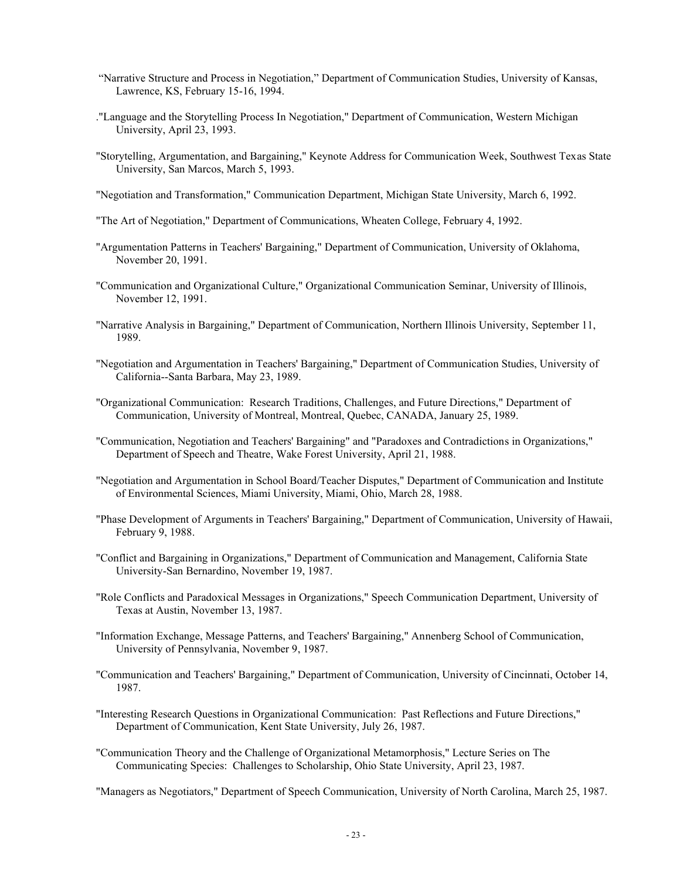"Narrative Structure and Process in Negotiation," Department of Communication Studies, University of Kansas, Lawrence, KS, February 15-16, 1994.

."Language and the Storytelling Process In Negotiation," Department of Communication, Western Michigan University, April 23, 1993.

"Storytelling, Argumentation, and Bargaining," Keynote Address for Communication Week, Southwest Texas State University, San Marcos, March 5, 1993.

"Negotiation and Transformation," Communication Department, Michigan State University, March 6, 1992.

"The Art of Negotiation," Department of Communications, Wheaten College, February 4, 1992.

"Argumentation Patterns in Teachers' Bargaining," Department of Communication, University of Oklahoma, November 20, 1991.

"Communication and Organizational Culture," Organizational Communication Seminar, University of Illinois, November 12, 1991.

"Narrative Analysis in Bargaining," Department of Communication, Northern Illinois University, September 11, 1989.

"Negotiation and Argumentation in Teachers' Bargaining," Department of Communication Studies, University of California--Santa Barbara, May 23, 1989.

"Organizational Communication: Research Traditions, Challenges, and Future Directions," Department of Communication, University of Montreal, Montreal, Quebec, CANADA, January 25, 1989.

"Communication, Negotiation and Teachers' Bargaining" and "Paradoxes and Contradictions in Organizations," Department of Speech and Theatre, Wake Forest University, April 21, 1988.

"Negotiation and Argumentation in School Board/Teacher Disputes," Department of Communication and Institute of Environmental Sciences, Miami University, Miami, Ohio, March 28, 1988.

"Phase Development of Arguments in Teachers' Bargaining," Department of Communication, University of Hawaii, February 9, 1988.

"Conflict and Bargaining in Organizations," Department of Communication and Management, California State University-San Bernardino, November 19, 1987.

"Role Conflicts and Paradoxical Messages in Organizations," Speech Communication Department, University of Texas at Austin, November 13, 1987.

"Information Exchange, Message Patterns, and Teachers' Bargaining," Annenberg School of Communication, University of Pennsylvania, November 9, 1987.

"Communication and Teachers' Bargaining," Department of Communication, University of Cincinnati, October 14, 1987.

"Interesting Research Questions in Organizational Communication: Past Reflections and Future Directions," Department of Communication, Kent State University, July 26, 1987.

"Communication Theory and the Challenge of Organizational Metamorphosis," Lecture Series on The Communicating Species: Challenges to Scholarship, Ohio State University, April 23, 1987.

"Managers as Negotiators," Department of Speech Communication, University of North Carolina, March 25, 1987.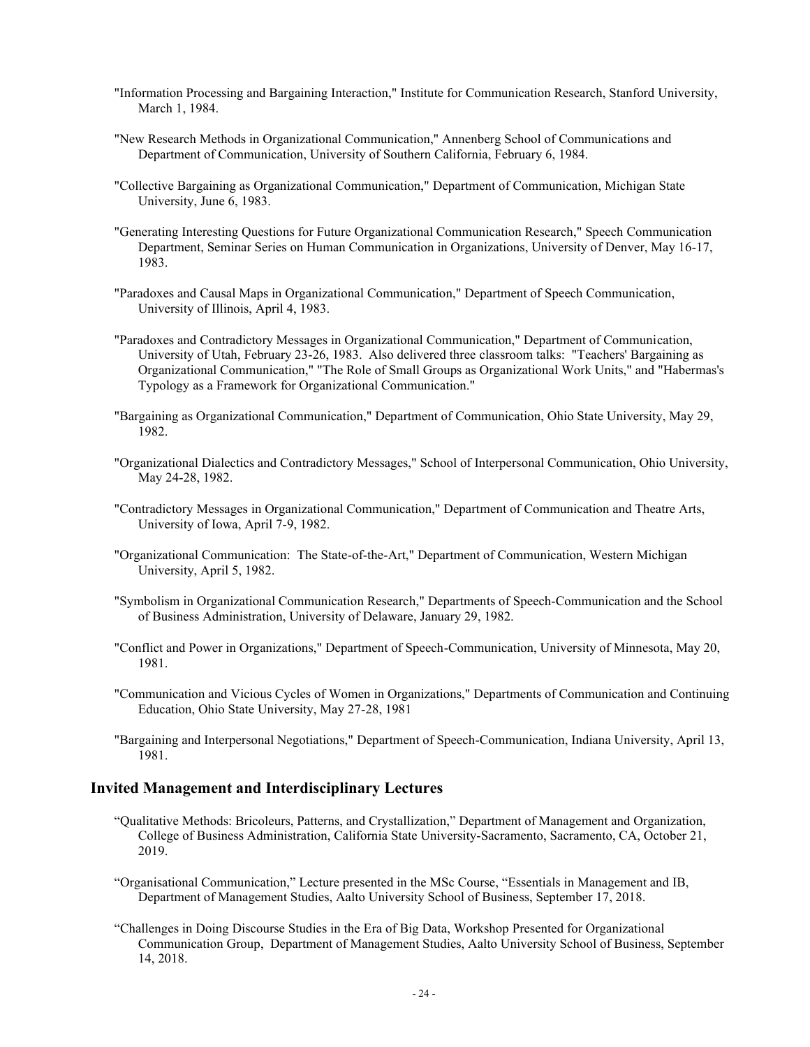"Information Processing and Bargaining Interaction," Institute for Communication Research, Stanford University, March 1, 1984.

"New Research Methods in Organizational Communication," Annenberg School of Communications and Department of Communication, University of Southern California, February 6, 1984.

"Collective Bargaining as Organizational Communication," Department of Communication, Michigan State University, June 6, 1983.

"Generating Interesting Questions for Future Organizational Communication Research," Speech Communication Department, Seminar Series on Human Communication in Organizations, University of Denver, May 16-17, 1983.

"Paradoxes and Causal Maps in Organizational Communication," Department of Speech Communication, University of Illinois, April 4, 1983.

"Paradoxes and Contradictory Messages in Organizational Communication," Department of Communication, University of Utah, February 23-26, 1983. Also delivered three classroom talks: "Teachers' Bargaining as Organizational Communication," "The Role of Small Groups as Organizational Work Units," and "Habermas's Typology as a Framework for Organizational Communication."

"Bargaining as Organizational Communication," Department of Communication, Ohio State University, May 29, 1982.

"Organizational Dialectics and Contradictory Messages," School of Interpersonal Communication, Ohio University, May 24-28, 1982.

"Contradictory Messages in Organizational Communication," Department of Communication and Theatre Arts, University of Iowa, April 7-9, 1982.

"Organizational Communication: The State-of-the-Art," Department of Communication, Western Michigan University, April 5, 1982.

"Symbolism in Organizational Communication Research," Departments of Speech-Communication and the School of Business Administration, University of Delaware, January 29, 1982.

"Conflict and Power in Organizations," Department of Speech-Communication, University of Minnesota, May 20, 1981.

"Communication and Vicious Cycles of Women in Organizations," Departments of Communication and Continuing Education, Ohio State University, May 27-28, 1981

"Bargaining and Interpersonal Negotiations," Department of Speech-Communication, Indiana University, April 13, 1981.

## Invited Management and Interdisciplinary Lectures

"Qualitative Methods: Bricoleurs, Patterns, and Crystallization," Department of Management and Organization, College of Business Administration, California State University-Sacramento, Sacramento, CA, October 21, 2019.

"Organisational Communication," Lecture presented in the MSc Course, "Essentials in Management and IB, Department of Management Studies, Aalto University School of Business, September 17, 2018.

"Challenges in Doing Discourse Studies in the Era of Big Data, Workshop Presented for Organizational Communication Group, Department of Management Studies, Aalto University School of Business, September 14, 2018.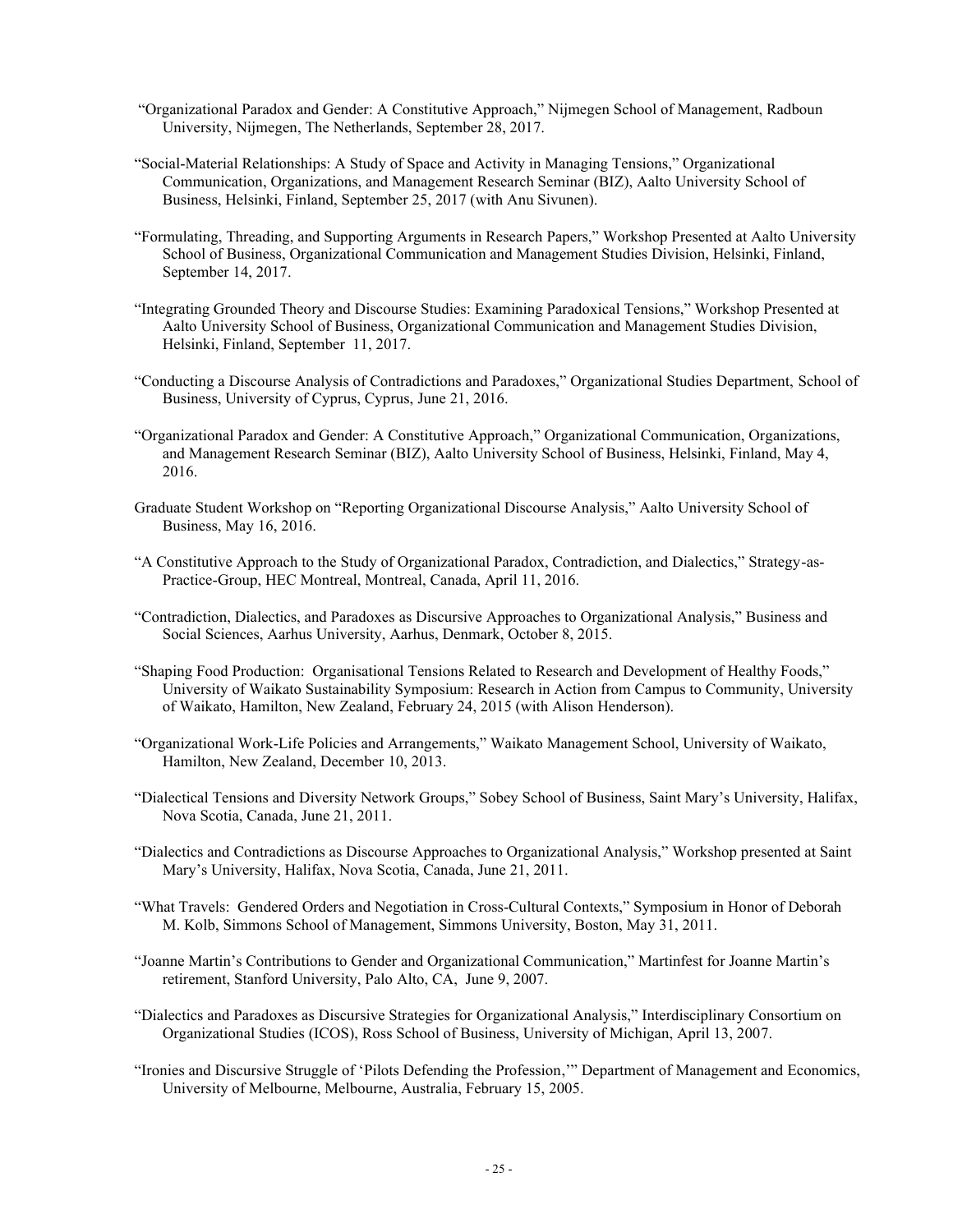"Organizational Paradox and Gender: A Constitutive Approach," Nijmegen School of Management, Radboun University, Nijmegen, The Netherlands, September 28, 2017.

"Social-Material Relationships: A Study of Space and Activity in Managing Tensions," Organizational Communication, Organizations, and Management Research Seminar (BIZ), Aalto University School of Business, Helsinki, Finland, September 25, 2017 (with Anu Sivunen).

"Formulating, Threading, and Supporting Arguments in Research Papers," Workshop Presented at Aalto University School of Business, Organizational Communication and Management Studies Division, Helsinki, Finland, September 14, 2017.

"Integrating Grounded Theory and Discourse Studies: Examining Paradoxical Tensions," Workshop Presented at Aalto University School of Business, Organizational Communication and Management Studies Division, Helsinki, Finland, September 11, 2017.

"Conducting a Discourse Analysis of Contradictions and Paradoxes," Organizational Studies Department, School of Business, University of Cyprus, Cyprus, June 21, 2016.

"Organizational Paradox and Gender: A Constitutive Approach," Organizational Communication, Organizations, and Management Research Seminar (BIZ), Aalto University School of Business, Helsinki, Finland, May 4, 2016.

Graduate Student Workshop on "Reporting Organizational Discourse Analysis," Aalto University School of Business, May 16, 2016.

"A Constitutive Approach to the Study of Organizational Paradox, Contradiction, and Dialectics," Strategy-as-Practice-Group, HEC Montreal, Montreal, Canada, April 11, 2016.

"Contradiction, Dialectics, and Paradoxes as Discursive Approaches to Organizational Analysis," Business and Social Sciences, Aarhus University, Aarhus, Denmark, October 8, 2015.

"Shaping Food Production: Organisational Tensions Related to Research and Development of Healthy Foods," University of Waikato Sustainability Symposium: Research in Action from Campus to Community, University of Waikato, Hamilton, New Zealand, February 24, 2015 (with Alison Henderson).

"Organizational Work-Life Policies and Arrangements," Waikato Management School, University of Waikato, Hamilton, New Zealand, December 10, 2013.

"Dialectical Tensions and Diversity Network Groups," Sobey School of Business, Saint Mary's University, Halifax, Nova Scotia, Canada, June 21, 2011.

"Dialectics and Contradictions as Discourse Approaches to Organizational Analysis," Workshop presented at Saint Mary's University, Halifax, Nova Scotia, Canada, June 21, 2011.

"What Travels: Gendered Orders and Negotiation in Cross-Cultural Contexts," Symposium in Honor of Deborah M. Kolb, Simmons School of Management, Simmons University, Boston, May 31, 2011.

"Joanne Martin's Contributions to Gender and Organizational Communication," Martinfest for Joanne Martin's retirement, Stanford University, Palo Alto, CA, June 9, 2007.

"Dialectics and Paradoxes as Discursive Strategies for Organizational Analysis," Interdisciplinary Consortium on Organizational Studies (ICOS), Ross School of Business, University of Michigan, April 13, 2007.

"Ironies and Discursive Struggle of 'Pilots Defending the Profession,'" Department of Management and Economics, University of Melbourne, Melbourne, Australia, February 15, 2005.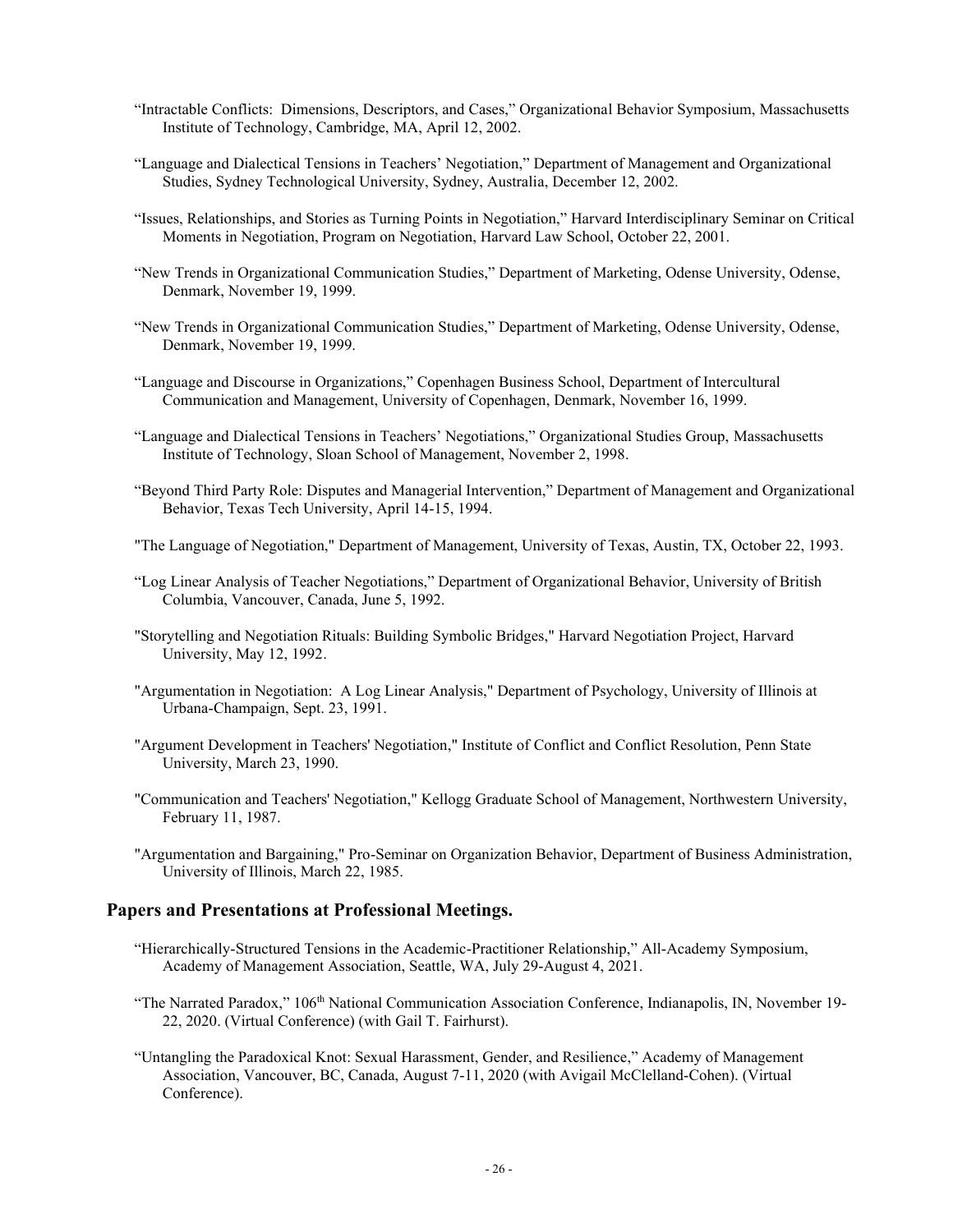"Intractable Conflicts: Dimensions, Descriptors, and Cases," Organizational Behavior Symposium, Massachusetts Institute of Technology, Cambridge, MA, April 12, 2002.

"Language and Dialectical Tensions in Teachers' Negotiation," Department of Management and Organizational Studies, Sydney Technological University, Sydney, Australia, December 12, 2002.

"Issues, Relationships, and Stories as Turning Points in Negotiation," Harvard Interdisciplinary Seminar on Critical Moments in Negotiation, Program on Negotiation, Harvard Law School, October 22, 2001.

"New Trends in Organizational Communication Studies," Department of Marketing, Odense University, Odense, Denmark, November 19, 1999.

"New Trends in Organizational Communication Studies," Department of Marketing, Odense University, Odense, Denmark, November 19, 1999.

"Language and Discourse in Organizations," Copenhagen Business School, Department of Intercultural Communication and Management, University of Copenhagen, Denmark, November 16, 1999.

"Language and Dialectical Tensions in Teachers' Negotiations," Organizational Studies Group, Massachusetts Institute of Technology, Sloan School of Management, November 2, 1998.

"Beyond Third Party Role: Disputes and Managerial Intervention," Department of Management and Organizational Behavior, Texas Tech University, April 14-15, 1994.

"The Language of Negotiation," Department of Management, University of Texas, Austin, TX, October 22, 1993.

"Log Linear Analysis of Teacher Negotiations," Department of Organizational Behavior, University of British Columbia, Vancouver, Canada, June 5, 1992.

"Storytelling and Negotiation Rituals: Building Symbolic Bridges," Harvard Negotiation Project, Harvard University, May 12, 1992.

"Argumentation in Negotiation: A Log Linear Analysis," Department of Psychology, University of Illinois at Urbana-Champaign, Sept. 23, 1991.

"Argument Development in Teachers' Negotiation," Institute of Conflict and Conflict Resolution, Penn State University, March 23, 1990.

"Communication and Teachers' Negotiation," Kellogg Graduate School of Management, Northwestern University, February 11, 1987.

"Argumentation and Bargaining," Pro-Seminar on Organization Behavior, Department of Business Administration, University of Illinois, March 22, 1985.

## Papers and Presentations at Professional Meetings.

"Hierarchically-Structured Tensions in the Academic-Practitioner Relationship," All-Academy Symposium, Academy of Management Association, Seattle, WA, July 29-August 4, 2021.

"The Narrated Paradox," 106th National Communication Association Conference, Indianapolis, IN, November 19-22, 2020. (Virtual Conference) (with Gail T. Fairhurst).

"Untangling the Paradoxical Knot: Sexual Harassment, Gender, and Resilience," Academy of Management Association, Vancouver, BC, Canada, August 7-11, 2020 (with Avigail McClelland-Cohen). (Virtual Conference).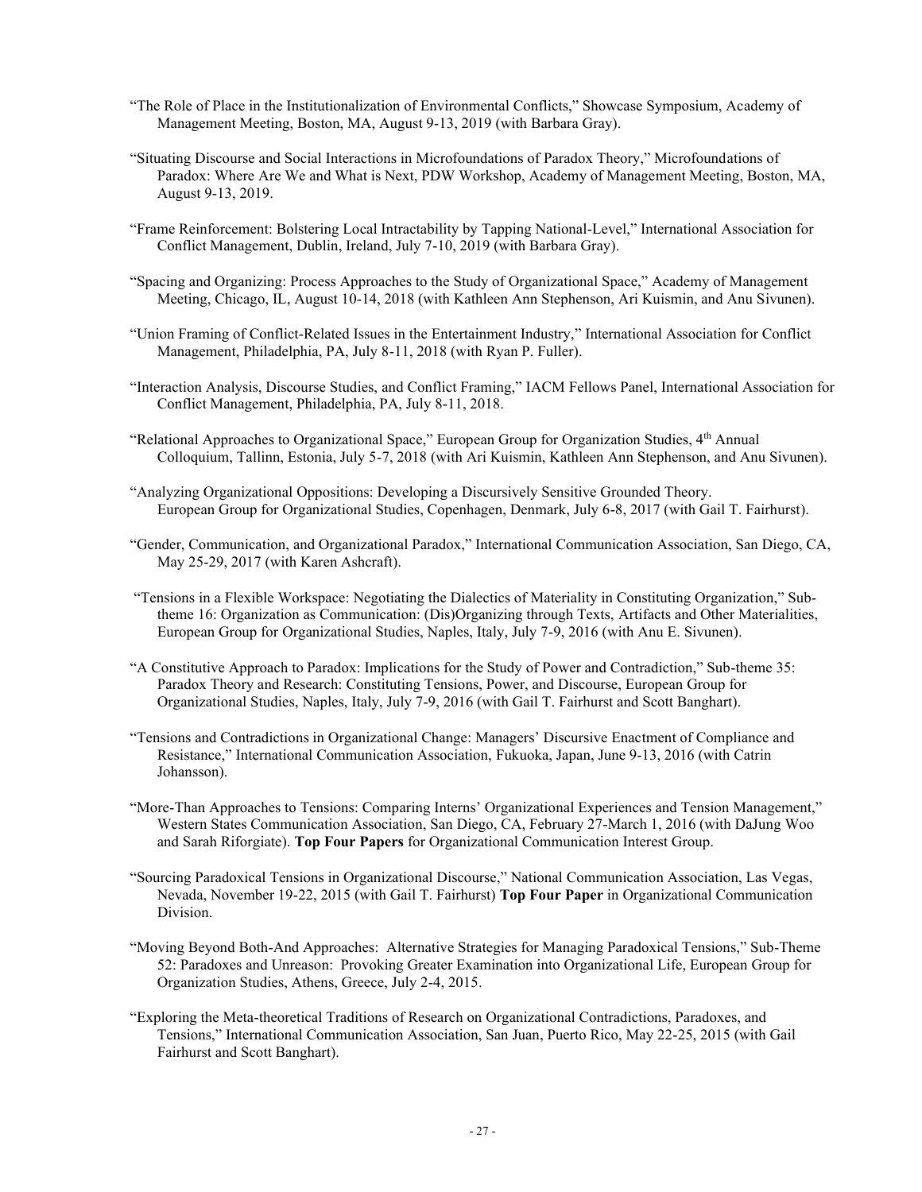"The Role of Place in the Institutionalization of Environmental Conflicts," Showcase Symposium, Academy of Management Meeting, Boston, MA, August 9-13, 2019 (with Barbara Gray).

"Situating Discourse and Social Interactions in Microfoundations of Paradox Theory," Microfoundations of Paradox: Where Are We and What is Next, PDW Workshop, Academy of Management Meeting, Boston, MA, August 9-13, 2019.

"Frame Reinforcement: Bolstering Local Intractability by Tapping National-Level," International Association for Conflict Management, Dublin, Ireland, July 7-10, 2019 (with Barbara Gray).

"Spacing and Organizing: Process Approaches to the Study of Organizational Space," Academy of Management Meeting, Chicago, IL, August 10-14, 2018 (with Kathleen Ann Stephenson, Ari Kuismin, and Anu Sivunen).

"Union Framing of Conflict-Related Issues in the Entertainment Industry," International Association for Conflict Management, Philadelphia, PA, July 8-11, 2018 (with Ryan P. Fuller).

"Interaction Analysis, Discourse Studies, and Conflict Framing," IACM Fellows Panel, International Association for Conflict Management, Philadelphia, PA, July 8-11, 2018.

"Relational Approaches to Organizational Space," European Group for Organization Studies, 4th Annual Colloquium, Tallinn, Estonia, July 5-7, 2018 (with Ari Kuismin, Kathleen Ann Stephenson, and Anu Sivunen).

"Analyzing Organizational Oppositions: Developing a Discursively Sensitive Grounded Theory. European Group for Organizational Studies, Copenhagen, Denmark, July 6-8, 2017 (with Gail T. Fairhurst).

"Gender, Communication, and Organizational Paradox," International Communication Association, San Diego, CA, May 25-29, 2017 (with Karen Ashcraft).

"Tensions in a Flexible Workspace: Negotiating the Dialectics of Materiality in Constituting Organization," Sub-theme 16: Organization as Communication: (Dis)Organizing through Texts, Artifacts and Other Materialities, European Group for Organizational Studies, Naples, Italy, July 7-9, 2016 (with Anu E. Sivunen).

"A Constitutive Approach to Paradox: Implications for the Study of Power and Contradiction," Sub-theme 35: Paradox Theory and Research: Constituting Tensions, Power, and Discourse, European Group for Organizational Studies, Naples, Italy, July 7-9, 2016 (with Gail T. Fairhurst and Scott Banghart).

"Tensions and Contradictions in Organizational Change: Managers' Discursive Enactment of Compliance and Resistance," International Communication Association, Fukuoka, Japan, June 9-13, 2016 (with Catrin Johansson).

"More-Than Approaches to Tensions: Comparing Interns' Organizational Experiences and Tension Management," Western States Communication Association, San Diego, CA, February 27-March 1, 2016 (with DaJung Woo and Sarah Riforgiate). **Top Four Papers** for Organizational Communication Interest Group.

"Sourcing Paradoxical Tensions in Organizational Discourse," National Communication Association, Las Vegas, Nevada, November 19-22, 2015 (with Gail T. Fairhurst) **Top Four Paper** in Organizational Communication Division.

"Moving Beyond Both-And Approaches: Alternative Strategies for Managing Paradoxical Tensions," Sub-Theme 52: Paradoxes and Unreason: Provoking Greater Examination into Organizational Life, European Group for Organization Studies, Athens, Greece, July 2-4, 2015.

"Exploring the Meta-theoretical Traditions of Research on Organizational Contradictions, Paradoxes, and Tensions," International Communication Association, San Juan, Puerto Rico, May 22-25, 2015 (with Gail Fairhurst and Scott Banghart).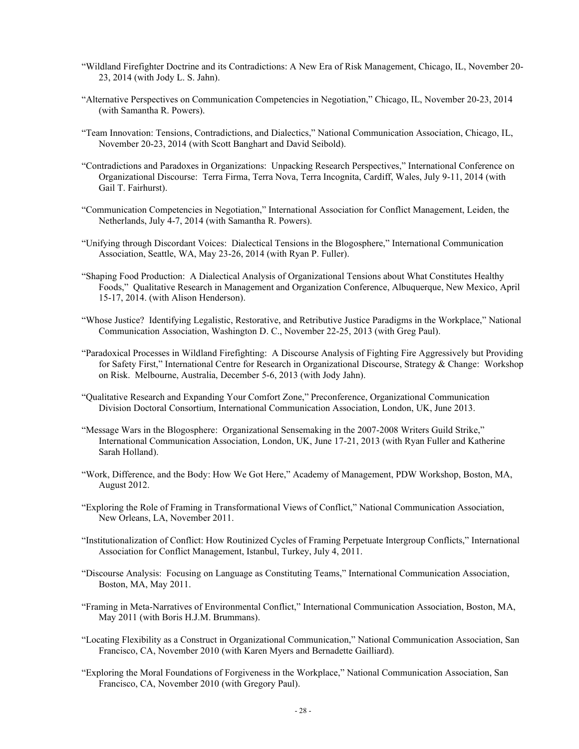"Wildland Firefighter Doctrine and its Contradictions: A New Era of Risk Management, Chicago, IL, November 20-23, 2014 (with Jody L. S. Jahn).

"Alternative Perspectives on Communication Competencies in Negotiation," Chicago, IL, November 20-23, 2014 (with Samantha R. Powers).

"Team Innovation: Tensions, Contradictions, and Dialectics," National Communication Association, Chicago, IL, November 20-23, 2014 (with Scott Banghart and David Seibold).

"Contradictions and Paradoxes in Organizations: Unpacking Research Perspectives," International Conference on Organizational Discourse: Terra Firma, Terra Nova, Terra Incognita, Cardiff, Wales, July 9-11, 2014 (with Gail T. Fairhurst).

"Communication Competencies in Negotiation," International Association for Conflict Management, Leiden, the Netherlands, July 4-7, 2014 (with Samantha R. Powers).

"Unifying through Discordant Voices: Dialectical Tensions in the Blogosphere," International Communication Association, Seattle, WA, May 23-26, 2014 (with Ryan P. Fuller).

"Shaping Food Production: A Dialectical Analysis of Organizational Tensions about What Constitutes Healthy Foods," Qualitative Research in Management and Organization Conference, Albuquerque, New Mexico, April 15-17, 2014. (with Alison Henderson).

"Whose Justice? Identifying Legalistic, Restorative, and Retributive Justice Paradigms in the Workplace," National Communication Association, Washington D. C., November 22-25, 2013 (with Greg Paul).

"Paradoxical Processes in Wildland Firefighting: A Discourse Analysis of Fighting Fire Aggressively but Providing for Safety First," International Centre for Research in Organizational Discourse, Strategy & Change: Workshop on Risk. Melbourne, Australia, December 5-6, 2013 (with Jody Jahn).

"Qualitative Research and Expanding Your Comfort Zone," Preconference, Organizational Communication Division Doctoral Consortium, International Communication Association, London, UK, June 2013.

"Message Wars in the Blogosphere: Organizational Sensemaking in the 2007-2008 Writers Guild Strike," International Communication Association, London, UK, June 17-21, 2013 (with Ryan Fuller and Katherine Sarah Holland).

"Work, Difference, and the Body: How We Got Here," Academy of Management, PDW Workshop, Boston, MA, August 2012.

"Exploring the Role of Framing in Transformational Views of Conflict," National Communication Association, New Orleans, LA, November 2011.

"Institutionalization of Conflict: How Routinized Cycles of Framing Perpetuate Intergroup Conflicts," International Association for Conflict Management, Istanbul, Turkey, July 4, 2011.

"Discourse Analysis: Focusing on Language as Constituting Teams," International Communication Association, Boston, MA, May 2011.

"Framing in Meta-Narratives of Environmental Conflict," International Communication Association, Boston, MA, May 2011 (with Boris H.J.M. Brummans).

"Locating Flexibility as a Construct in Organizational Communication," National Communication Association, San Francisco, CA, November 2010 (with Karen Myers and Bernadette Gailliard).

"Exploring the Moral Foundations of Forgiveness in the Workplace," National Communication Association, San Francisco, CA, November 2010 (with Gregory Paul).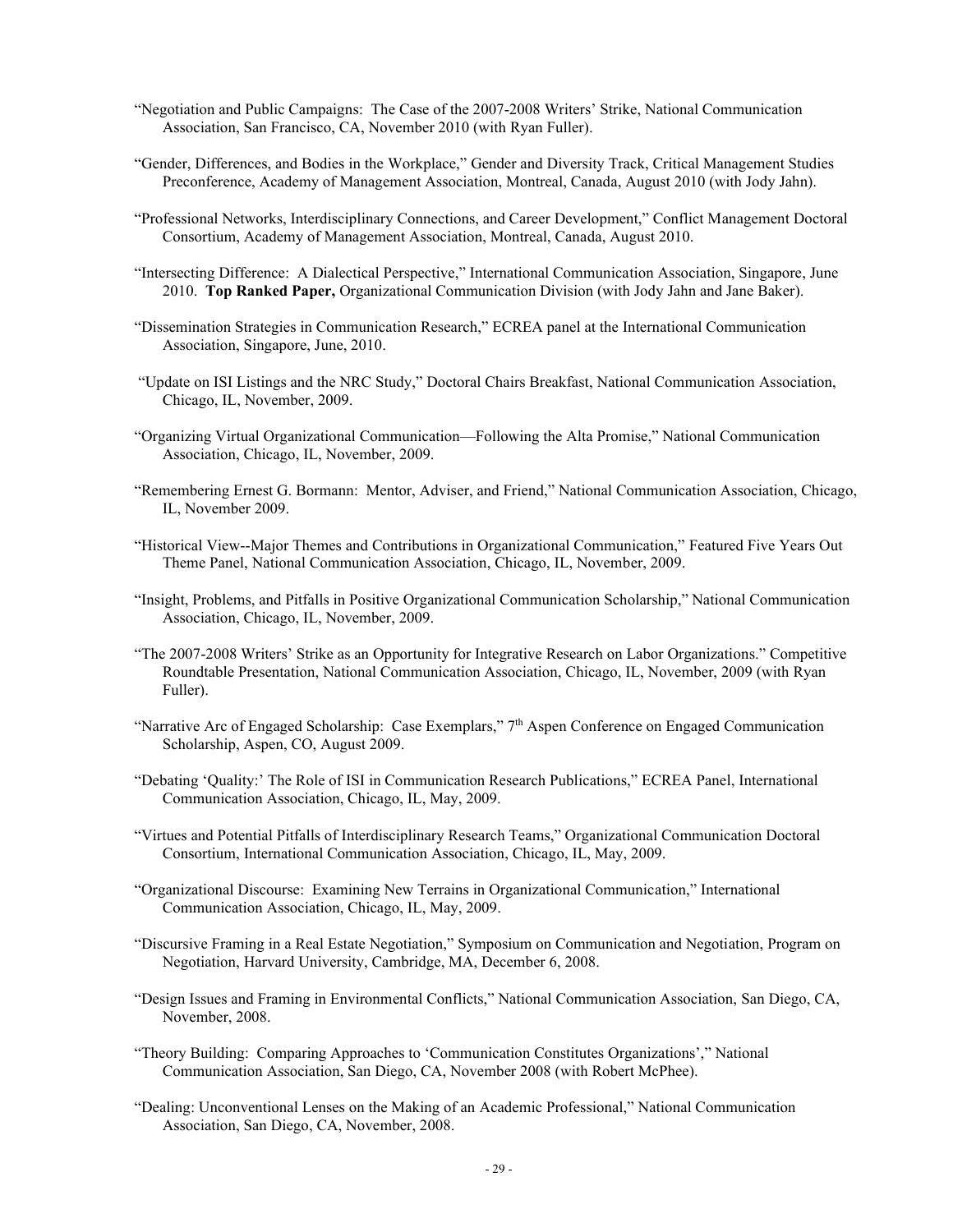"Negotiation and Public Campaigns: The Case of the 2007-2008 Writers' Strike, National Communication Association, San Francisco, CA, November 2010 (with Ryan Fuller).

"Gender, Differences, and Bodies in the Workplace," Gender and Diversity Track, Critical Management Studies Preconference, Academy of Management Association, Montreal, Canada, August 2010 (with Jody Jahn).

"Professional Networks, Interdisciplinary Connections, and Career Development," Conflict Management Doctoral Consortium, Academy of Management Association, Montreal, Canada, August 2010.

"Intersecting Difference: A Dialectical Perspective," International Communication Association, Singapore, June 2010. **Top Ranked Paper,** Organizational Communication Division (with Jody Jahn and Jane Baker).

"Dissemination Strategies in Communication Research," ECREA panel at the International Communication Association, Singapore, June, 2010.

"Update on ISI Listings and the NRC Study," Doctoral Chairs Breakfast, National Communication Association, Chicago, IL, November, 2009.

"Organizing Virtual Organizational Communication—Following the Alta Promise," National Communication Association, Chicago, IL, November, 2009.

"Remembering Ernest G. Bormann: Mentor, Adviser, and Friend," National Communication Association, Chicago, IL, November 2009.

"Historical View--Major Themes and Contributions in Organizational Communication," Featured Five Years Out Theme Panel, National Communication Association, Chicago, IL, November, 2009.

"Insight, Problems, and Pitfalls in Positive Organizational Communication Scholarship," National Communication Association, Chicago, IL, November, 2009.

"The 2007-2008 Writers' Strike as an Opportunity for Integrative Research on Labor Organizations." Competitive Roundtable Presentation, National Communication Association, Chicago, IL, November, 2009 (with Ryan Fuller).

"Narrative Arc of Engaged Scholarship: Case Exemplars," 7th Aspen Conference on Engaged Communication Scholarship, Aspen, CO, August 2009.

"Debating 'Quality:' The Role of ISI in Communication Research Publications," ECREA Panel, International Communication Association, Chicago, IL, May, 2009.

"Virtues and Potential Pitfalls of Interdisciplinary Research Teams," Organizational Communication Doctoral Consortium, International Communication Association, Chicago, IL, May, 2009.

"Organizational Discourse: Examining New Terrains in Organizational Communication," International Communication Association, Chicago, IL, May, 2009.

"Discursive Framing in a Real Estate Negotiation," Symposium on Communication and Negotiation, Program on Negotiation, Harvard University, Cambridge, MA, December 6, 2008.

"Design Issues and Framing in Environmental Conflicts," National Communication Association, San Diego, CA, November, 2008.

"Theory Building: Comparing Approaches to 'Communication Constitutes Organizations'," National Communication Association, San Diego, CA, November 2008 (with Robert McPhee).

"Dealing: Unconventional Lenses on the Making of an Academic Professional," National Communication Association, San Diego, CA, November, 2008.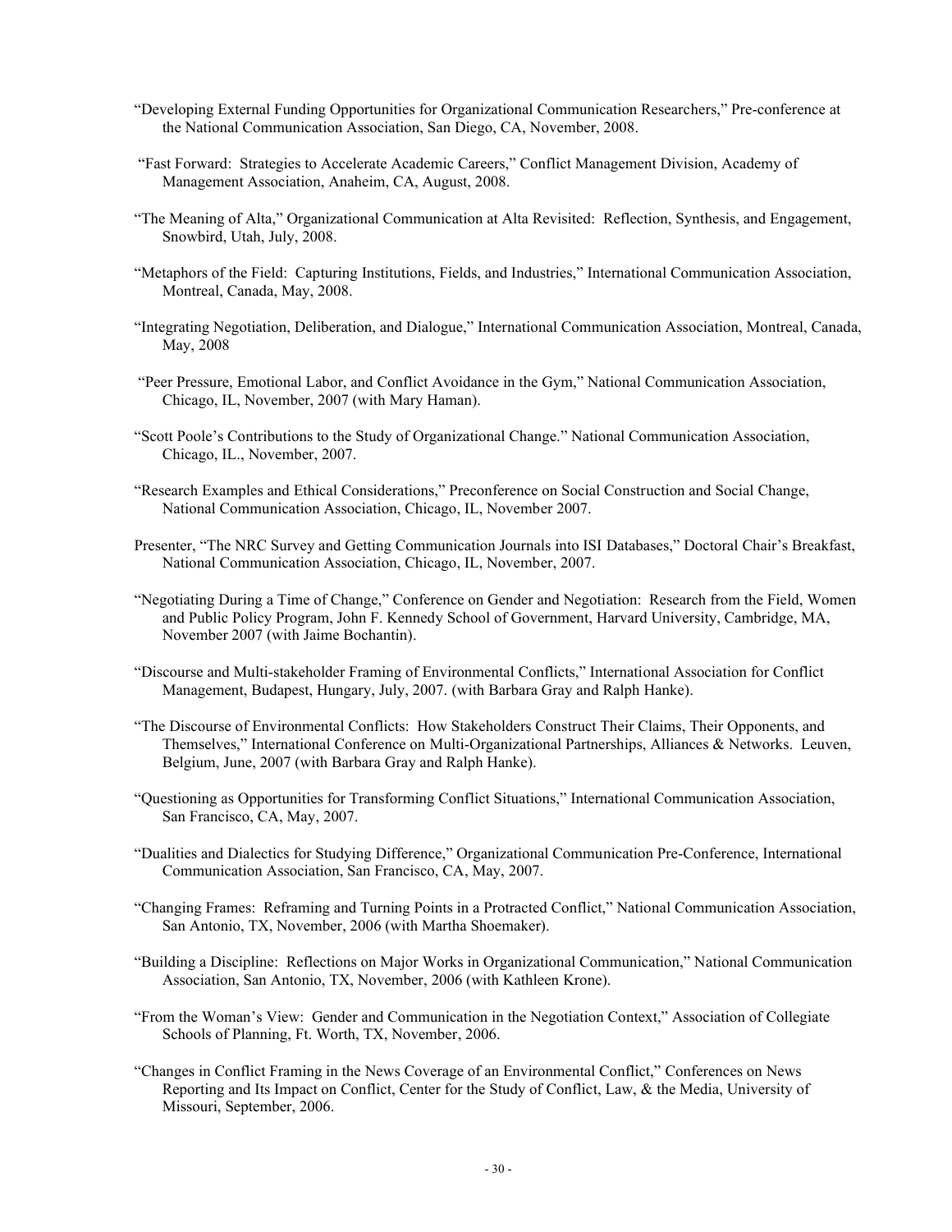"Developing External Funding Opportunities for Organizational Communication Researchers," Pre-conference at the National Communication Association, San Diego, CA, November, 2008.

"Fast Forward: Strategies to Accelerate Academic Careers," Conflict Management Division, Academy of Management Association, Anaheim, CA, August, 2008.

"The Meaning of Alta," Organizational Communication at Alta Revisited: Reflection, Synthesis, and Engagement, Snowbird, Utah, July, 2008.

"Metaphors of the Field: Capturing Institutions, Fields, and Industries," International Communication Association, Montreal, Canada, May, 2008.

"Integrating Negotiation, Deliberation, and Dialogue," International Communication Association, Montreal, Canada, May, 2008

"Peer Pressure, Emotional Labor, and Conflict Avoidance in the Gym," National Communication Association, Chicago, IL, November, 2007 (with Mary Haman).

"Scott Poole's Contributions to the Study of Organizational Change." National Communication Association, Chicago, IL., November, 2007.

"Research Examples and Ethical Considerations," Preconference on Social Construction and Social Change, National Communication Association, Chicago, IL, November 2007.

Presenter, "The NRC Survey and Getting Communication Journals into ISI Databases," Doctoral Chair's Breakfast, National Communication Association, Chicago, IL, November, 2007.

"Negotiating During a Time of Change," Conference on Gender and Negotiation: Research from the Field, Women and Public Policy Program, John F. Kennedy School of Government, Harvard University, Cambridge, MA, November 2007 (with Jaime Bochantin).

"Discourse and Multi-stakeholder Framing of Environmental Conflicts," International Association for Conflict Management, Budapest, Hungary, July, 2007. (with Barbara Gray and Ralph Hanke).

"The Discourse of Environmental Conflicts: How Stakeholders Construct Their Claims, Their Opponents, and Themselves," International Conference on Multi-Organizational Partnerships, Alliances & Networks. Leuven, Belgium, June, 2007 (with Barbara Gray and Ralph Hanke).

"Questioning as Opportunities for Transforming Conflict Situations," International Communication Association, San Francisco, CA, May, 2007.

"Dualities and Dialectics for Studying Difference," Organizational Communication Pre-Conference, International Communication Association, San Francisco, CA, May, 2007.

"Changing Frames: Reframing and Turning Points in a Protracted Conflict," National Communication Association, San Antonio, TX, November, 2006 (with Martha Shoemaker).

"Building a Discipline: Reflections on Major Works in Organizational Communication," National Communication Association, San Antonio, TX, November, 2006 (with Kathleen Krone).

"From the Woman's View: Gender and Communication in the Negotiation Context," Association of Collegiate Schools of Planning, Ft. Worth, TX, November, 2006.

"Changes in Conflict Framing in the News Coverage of an Environmental Conflict," Conferences on News Reporting and Its Impact on Conflict, Center for the Study of Conflict, Law, & the Media, University of Missouri, September, 2006.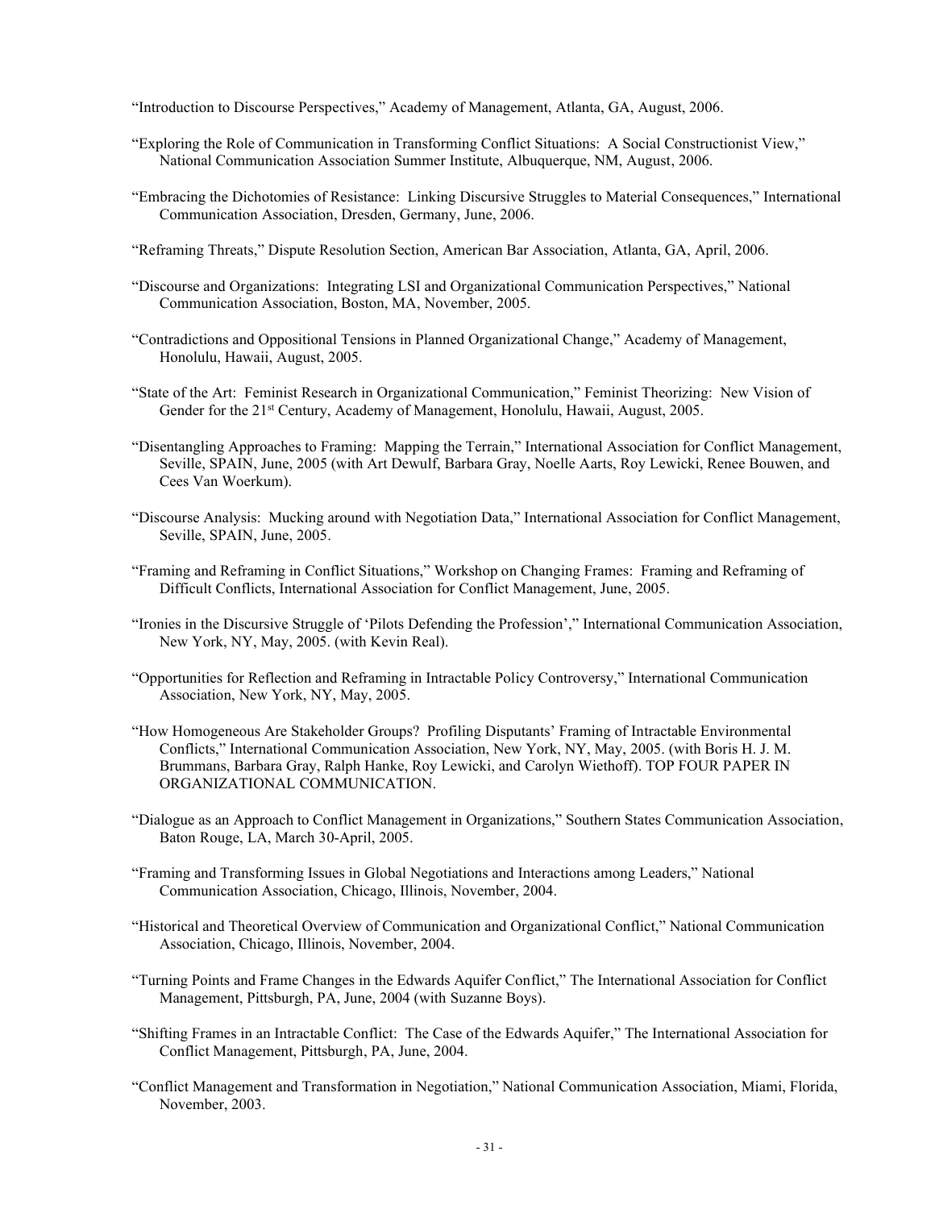"Introduction to Discourse Perspectives," Academy of Management, Atlanta, GA, August, 2006.

"Exploring the Role of Communication in Transforming Conflict Situations: A Social Constructionist View," National Communication Association Summer Institute, Albuquerque, NM, August, 2006.

"Embracing the Dichotomies of Resistance: Linking Discursive Struggles to Material Consequences," International Communication Association, Dresden, Germany, June, 2006.

"Reframing Threats," Dispute Resolution Section, American Bar Association, Atlanta, GA, April, 2006.

"Discourse and Organizations: Integrating LSI and Organizational Communication Perspectives," National Communication Association, Boston, MA, November, 2005.

"Contradictions and Oppositional Tensions in Planned Organizational Change," Academy of Management, Honolulu, Hawaii, August, 2005.

"State of the Art: Feminist Research in Organizational Communication," Feminist Theorizing: New Vision of Gender for the 21st Century, Academy of Management, Honolulu, Hawaii, August, 2005.

"Disentangling Approaches to Framing: Mapping the Terrain," International Association for Conflict Management, Seville, SPAIN, June, 2005 (with Art Dewulf, Barbara Gray, Noelle Aarts, Roy Lewicki, Renee Bouwen, and Cees Van Woerkum).

"Discourse Analysis: Mucking around with Negotiation Data," International Association for Conflict Management, Seville, SPAIN, June, 2005.

"Framing and Reframing in Conflict Situations," Workshop on Changing Frames: Framing and Reframing of Difficult Conflicts, International Association for Conflict Management, June, 2005.

"Ironies in the Discursive Struggle of 'Pilots Defending the Profession'," International Communication Association, New York, NY, May, 2005. (with Kevin Real).

"Opportunities for Reflection and Reframing in Intractable Policy Controversy," International Communication Association, New York, NY, May, 2005.

"How Homogeneous Are Stakeholder Groups? Profiling Disputants' Framing of Intractable Environmental Conflicts," International Communication Association, New York, NY, May, 2005. (with Boris H. J. M. Brummans, Barbara Gray, Ralph Hanke, Roy Lewicki, and Carolyn Wiethoff). TOP FOUR PAPER IN ORGANIZATIONAL COMMUNICATION.

"Dialogue as an Approach to Conflict Management in Organizations," Southern States Communication Association, Baton Rouge, LA, March 30-April, 2005.

"Framing and Transforming Issues in Global Negotiations and Interactions among Leaders," National Communication Association, Chicago, Illinois, November, 2004.

"Historical and Theoretical Overview of Communication and Organizational Conflict," National Communication Association, Chicago, Illinois, November, 2004.

"Turning Points and Frame Changes in the Edwards Aquifer Conflict," The International Association for Conflict Management, Pittsburgh, PA, June, 2004 (with Suzanne Boys).

"Shifting Frames in an Intractable Conflict: The Case of the Edwards Aquifer," The International Association for Conflict Management, Pittsburgh, PA, June, 2004.

"Conflict Management and Transformation in Negotiation," National Communication Association, Miami, Florida, November, 2003.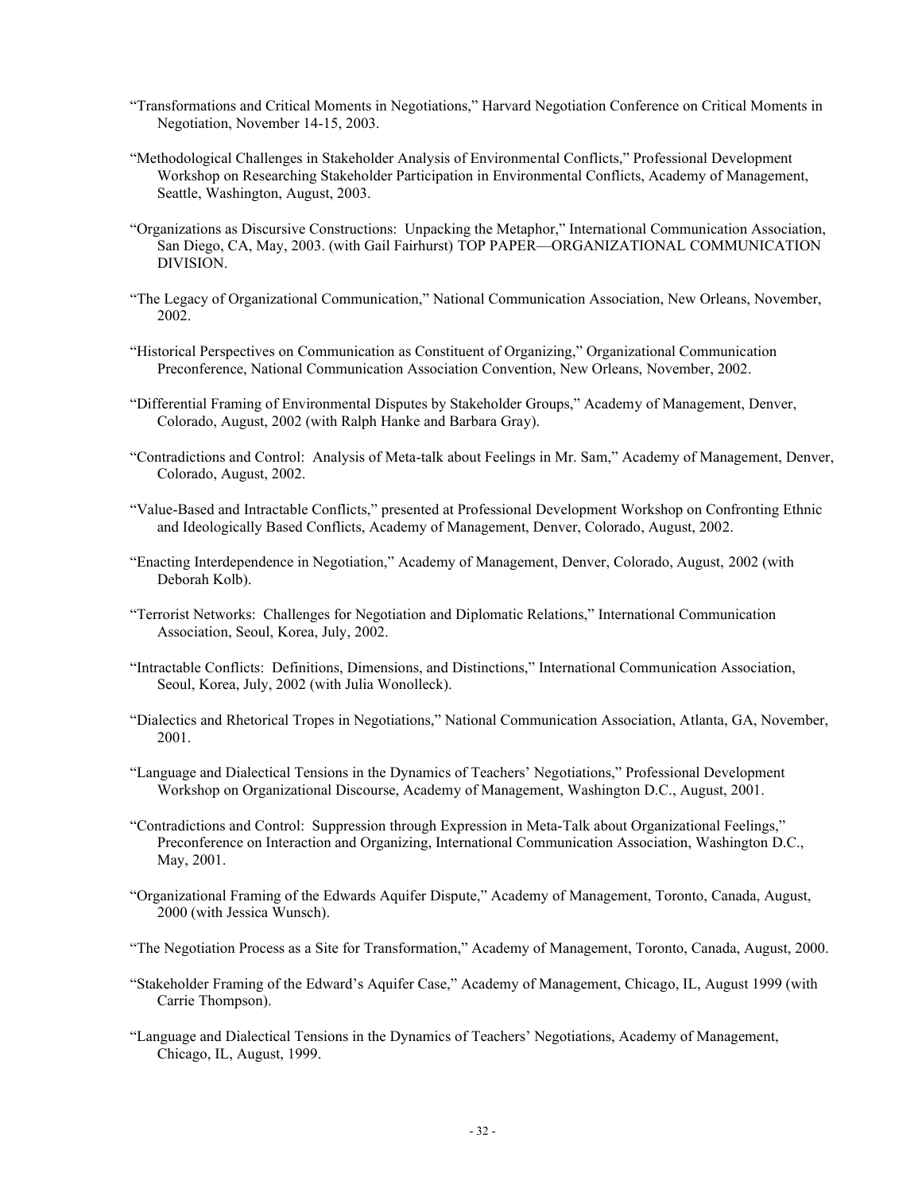"Transformations and Critical Moments in Negotiations," Harvard Negotiation Conference on Critical Moments in Negotiation, November 14-15, 2003.

"Methodological Challenges in Stakeholder Analysis of Environmental Conflicts," Professional Development Workshop on Researching Stakeholder Participation in Environmental Conflicts, Academy of Management, Seattle, Washington, August, 2003.

"Organizations as Discursive Constructions: Unpacking the Metaphor," International Communication Association, San Diego, CA, May, 2003. (with Gail Fairhurst) TOP PAPER—ORGANIZATIONAL COMMUNICATION DIVISION.

"The Legacy of Organizational Communication," National Communication Association, New Orleans, November, 2002.

"Historical Perspectives on Communication as Constituent of Organizing," Organizational Communication Preconference, National Communication Association Convention, New Orleans, November, 2002.

"Differential Framing of Environmental Disputes by Stakeholder Groups," Academy of Management, Denver, Colorado, August, 2002 (with Ralph Hanke and Barbara Gray).

"Contradictions and Control: Analysis of Meta-talk about Feelings in Mr. Sam," Academy of Management, Denver, Colorado, August, 2002.

"Value-Based and Intractable Conflicts," presented at Professional Development Workshop on Confronting Ethnic and Ideologically Based Conflicts, Academy of Management, Denver, Colorado, August, 2002.

"Enacting Interdependence in Negotiation," Academy of Management, Denver, Colorado, August, 2002 (with Deborah Kolb).

"Terrorist Networks: Challenges for Negotiation and Diplomatic Relations," International Communication Association, Seoul, Korea, July, 2002.

"Intractable Conflicts: Definitions, Dimensions, and Distinctions," International Communication Association, Seoul, Korea, July, 2002 (with Julia Wonolleck).

"Dialectics and Rhetorical Tropes in Negotiations," National Communication Association, Atlanta, GA, November, 2001.

"Language and Dialectical Tensions in the Dynamics of Teachers' Negotiations," Professional Development Workshop on Organizational Discourse, Academy of Management, Washington D.C., August, 2001.

"Contradictions and Control: Suppression through Expression in Meta-Talk about Organizational Feelings," Preconference on Interaction and Organizing, International Communication Association, Washington D.C., May, 2001.

"Organizational Framing of the Edwards Aquifer Dispute," Academy of Management, Toronto, Canada, August, 2000 (with Jessica Wunsch).

"The Negotiation Process as a Site for Transformation," Academy of Management, Toronto, Canada, August, 2000.

"Stakeholder Framing of the Edward's Aquifer Case," Academy of Management, Chicago, IL, August 1999 (with Carrie Thompson).

"Language and Dialectical Tensions in the Dynamics of Teachers' Negotiations, Academy of Management, Chicago, IL, August, 1999.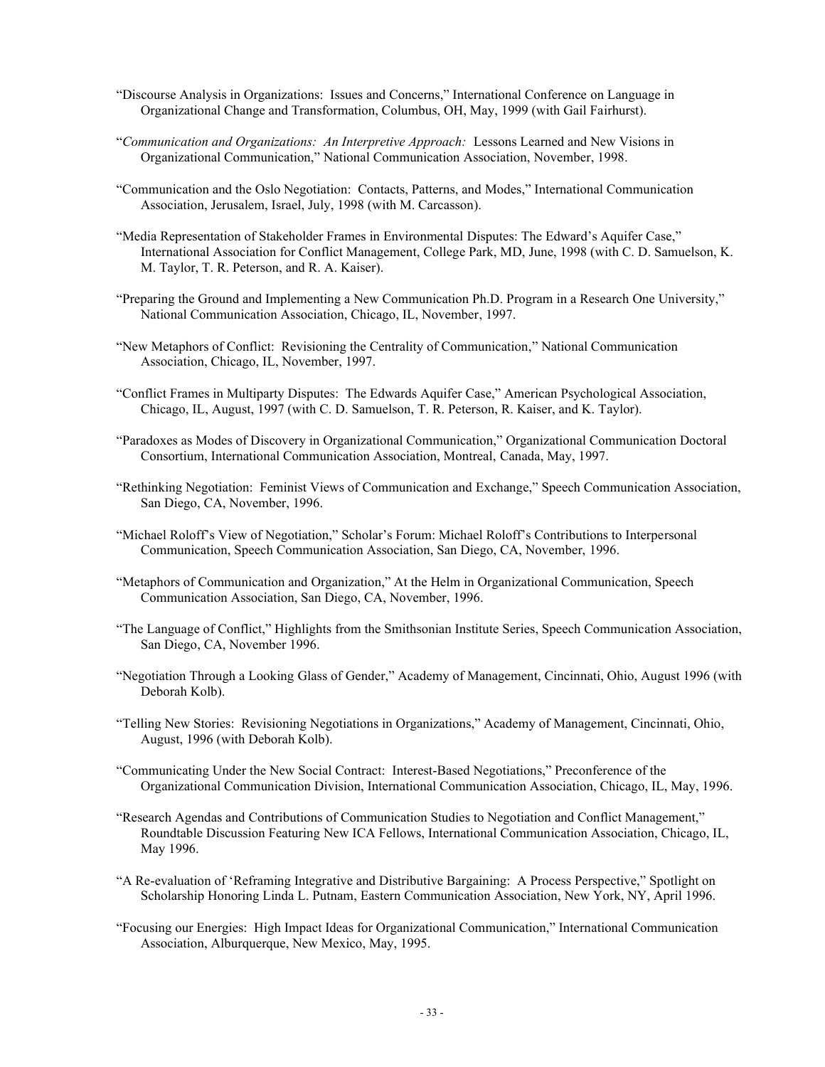"Discourse Analysis in Organizations: Issues and Concerns," International Conference on Language in Organizational Change and Transformation, Columbus, OH, May, 1999 (with Gail Fairhurst).

"*Communication and Organizations: An Interpretive Approach:* Lessons Learned and New Visions in Organizational Communication," National Communication Association, November, 1998.

"Communication and the Oslo Negotiation: Contacts, Patterns, and Modes," International Communication Association, Jerusalem, Israel, July, 1998 (with M. Carcasson).

"Media Representation of Stakeholder Frames in Environmental Disputes: The Edward's Aquifer Case," International Association for Conflict Management, College Park, MD, June, 1998 (with C. D. Samuelson, K. M. Taylor, T. R. Peterson, and R. A. Kaiser).

"Preparing the Ground and Implementing a New Communication Ph.D. Program in a Research One University," National Communication Association, Chicago, IL, November, 1997.

"New Metaphors of Conflict: Revisioning the Centrality of Communication," National Communication Association, Chicago, IL, November, 1997.

"Conflict Frames in Multiparty Disputes: The Edwards Aquifer Case," American Psychological Association, Chicago, IL, August, 1997 (with C. D. Samuelson, T. R. Peterson, R. Kaiser, and K. Taylor).

"Paradoxes as Modes of Discovery in Organizational Communication," Organizational Communication Doctoral Consortium, International Communication Association, Montreal, Canada, May, 1997.

"Rethinking Negotiation: Feminist Views of Communication and Exchange," Speech Communication Association, San Diego, CA, November, 1996.

"Michael Roloff's View of Negotiation," Scholar's Forum: Michael Roloff's Contributions to Interpersonal Communication, Speech Communication Association, San Diego, CA, November, 1996.

"Metaphors of Communication and Organization," At the Helm in Organizational Communication, Speech Communication Association, San Diego, CA, November, 1996.

"The Language of Conflict," Highlights from the Smithsonian Institute Series, Speech Communication Association, San Diego, CA, November 1996.

"Negotiation Through a Looking Glass of Gender," Academy of Management, Cincinnati, Ohio, August 1996 (with Deborah Kolb).

"Telling New Stories: Revisioning Negotiations in Organizations," Academy of Management, Cincinnati, Ohio, August, 1996 (with Deborah Kolb).

"Communicating Under the New Social Contract: Interest-Based Negotiations," Preconference of the Organizational Communication Division, International Communication Association, Chicago, IL, May, 1996.

"Research Agendas and Contributions of Communication Studies to Negotiation and Conflict Management," Roundtable Discussion Featuring New ICA Fellows, International Communication Association, Chicago, IL, May 1996.

"A Re-evaluation of 'Reframing Integrative and Distributive Bargaining: A Process Perspective," Spotlight on Scholarship Honoring Linda L. Putnam, Eastern Communication Association, New York, NY, April 1996.

"Focusing our Energies: High Impact Ideas for Organizational Communication," International Communication Association, Alburquerque, New Mexico, May, 1995.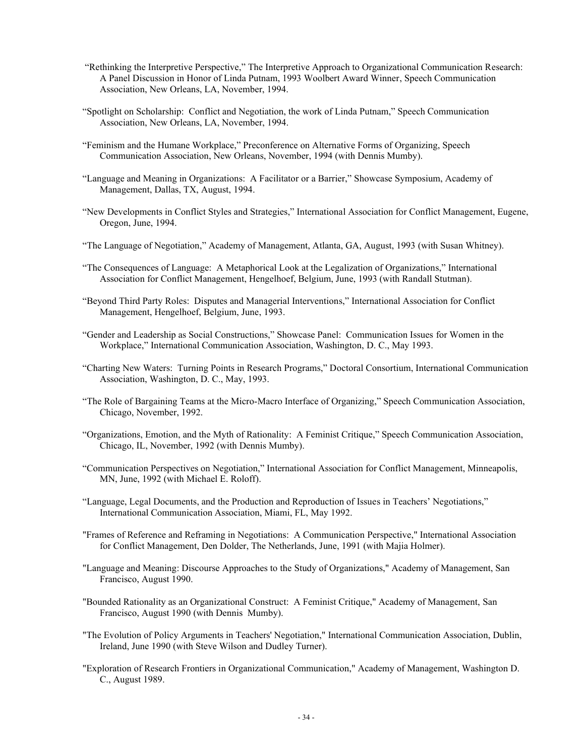"Rethinking the Interpretive Perspective," The Interpretive Approach to Organizational Communication Research: A Panel Discussion in Honor of Linda Putnam, 1993 Woolbert Award Winner, Speech Communication Association, New Orleans, LA, November, 1994.

"Spotlight on Scholarship: Conflict and Negotiation, the work of Linda Putnam," Speech Communication Association, New Orleans, LA, November, 1994.

"Feminism and the Humane Workplace," Preconference on Alternative Forms of Organizing, Speech Communication Association, New Orleans, November, 1994 (with Dennis Mumby).

"Language and Meaning in Organizations: A Facilitator or a Barrier," Showcase Symposium, Academy of Management, Dallas, TX, August, 1994.

"New Developments in Conflict Styles and Strategies," International Association for Conflict Management, Eugene, Oregon, June, 1994.

"The Language of Negotiation," Academy of Management, Atlanta, GA, August, 1993 (with Susan Whitney).

"The Consequences of Language: A Metaphorical Look at the Legalization of Organizations," International Association for Conflict Management, Hengelhoef, Belgium, June, 1993 (with Randall Stutman).

"Beyond Third Party Roles: Disputes and Managerial Interventions," International Association for Conflict Management, Hengelhoef, Belgium, June, 1993.

"Gender and Leadership as Social Constructions," Showcase Panel: Communication Issues for Women in the Workplace," International Communication Association, Washington, D. C., May 1993.

"Charting New Waters: Turning Points in Research Programs," Doctoral Consortium, International Communication Association, Washington, D. C., May, 1993.

"The Role of Bargaining Teams at the Micro-Macro Interface of Organizing," Speech Communication Association, Chicago, November, 1992.

"Organizations, Emotion, and the Myth of Rationality: A Feminist Critique," Speech Communication Association, Chicago, IL, November, 1992 (with Dennis Mumby).

"Communication Perspectives on Negotiation," International Association for Conflict Management, Minneapolis, MN, June, 1992 (with Michael E. Roloff).

"Language, Legal Documents, and the Production and Reproduction of Issues in Teachers' Negotiations," International Communication Association, Miami, FL, May 1992.

"Frames of Reference and Reframing in Negotiations: A Communication Perspective," International Association for Conflict Management, Den Dolder, The Netherlands, June, 1991 (with Majia Holmer).

"Language and Meaning: Discourse Approaches to the Study of Organizations," Academy of Management, San Francisco, August 1990.

"Bounded Rationality as an Organizational Construct: A Feminist Critique," Academy of Management, San Francisco, August 1990 (with Dennis Mumby).

"The Evolution of Policy Arguments in Teachers' Negotiation," International Communication Association, Dublin, Ireland, June 1990 (with Steve Wilson and Dudley Turner).

"Exploration of Research Frontiers in Organizational Communication," Academy of Management, Washington D. C., August 1989.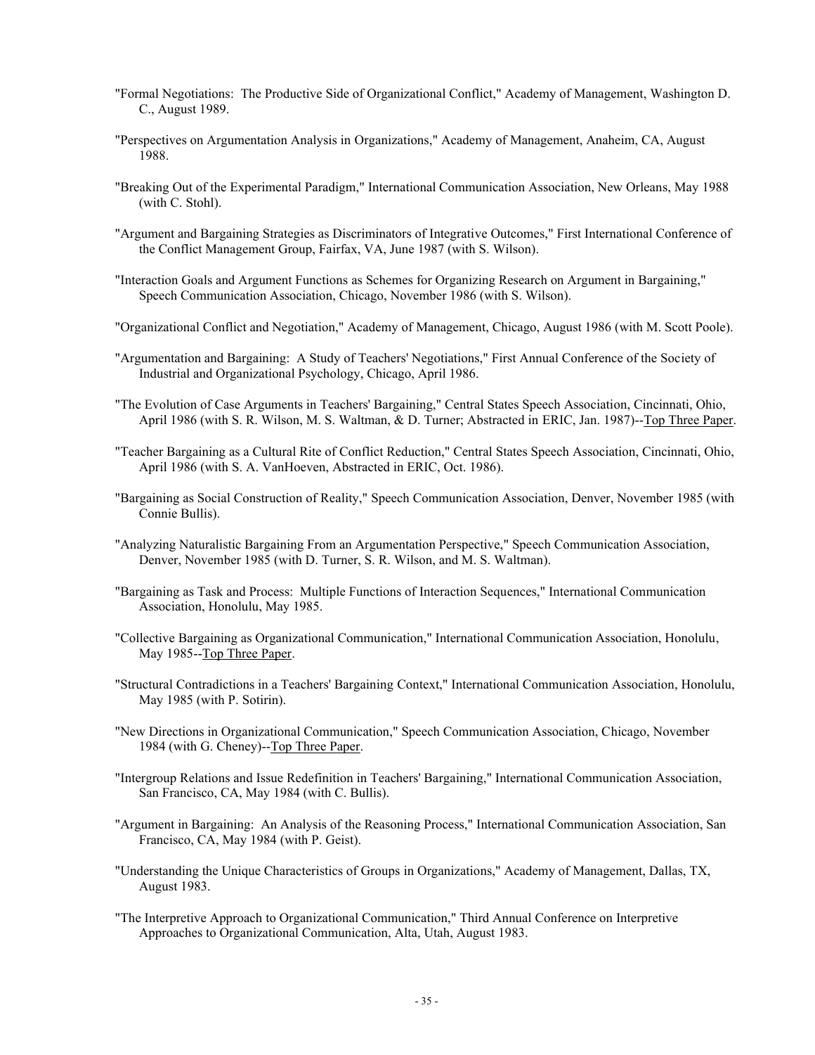"Formal Negotiations: The Productive Side of Organizational Conflict," Academy of Management, Washington D. C., August 1989.

"Perspectives on Argumentation Analysis in Organizations," Academy of Management, Anaheim, CA, August 1988.

"Breaking Out of the Experimental Paradigm," International Communication Association, New Orleans, May 1988 (with C. Stohl).

"Argument and Bargaining Strategies as Discriminators of Integrative Outcomes," First International Conference of the Conflict Management Group, Fairfax, VA, June 1987 (with S. Wilson).

"Interaction Goals and Argument Functions as Schemes for Organizing Research on Argument in Bargaining," Speech Communication Association, Chicago, November 1986 (with S. Wilson).

"Organizational Conflict and Negotiation," Academy of Management, Chicago, August 1986 (with M. Scott Poole).

"Argumentation and Bargaining: A Study of Teachers' Negotiations," First Annual Conference of the Society of Industrial and Organizational Psychology, Chicago, April 1986.

"The Evolution of Case Arguments in Teachers' Bargaining," Central States Speech Association, Cincinnati, Ohio, April 1986 (with S. R. Wilson, M. S. Waltman, & D. Turner; Abstracted in ERIC, Jan. 1987)--<u>Top Three Paper</u>.

"Teacher Bargaining as a Cultural Rite of Conflict Reduction," Central States Speech Association, Cincinnati, Ohio, April 1986 (with S. A. VanHoeven, Abstracted in ERIC, Oct. 1986).

"Bargaining as Social Construction of Reality," Speech Communication Association, Denver, November 1985 (with Connie Bullis).

"Analyzing Naturalistic Bargaining From an Argumentation Perspective," Speech Communication Association, Denver, November 1985 (with D. Turner, S. R. Wilson, and M. S. Waltman).

"Bargaining as Task and Process: Multiple Functions of Interaction Sequences," International Communication Association, Honolulu, May 1985.

"Collective Bargaining as Organizational Communication," International Communication Association, Honolulu, May 1985--<u>Top Three Paper</u>.

"Structural Contradictions in a Teachers' Bargaining Context," International Communication Association, Honolulu, May 1985 (with P. Sotirin).

"New Directions in Organizational Communication," Speech Communication Association, Chicago, November 1984 (with G. Cheney)--<u>Top Three Paper</u>.

"Intergroup Relations and Issue Redefinition in Teachers' Bargaining," International Communication Association, San Francisco, CA, May 1984 (with C. Bullis).

"Argument in Bargaining: An Analysis of the Reasoning Process," International Communication Association, San Francisco, CA, May 1984 (with P. Geist).

"Understanding the Unique Characteristics of Groups in Organizations," Academy of Management, Dallas, TX, August 1983.

"The Interpretive Approach to Organizational Communication," Third Annual Conference on Interpretive Approaches to Organizational Communication, Alta, Utah, August 1983.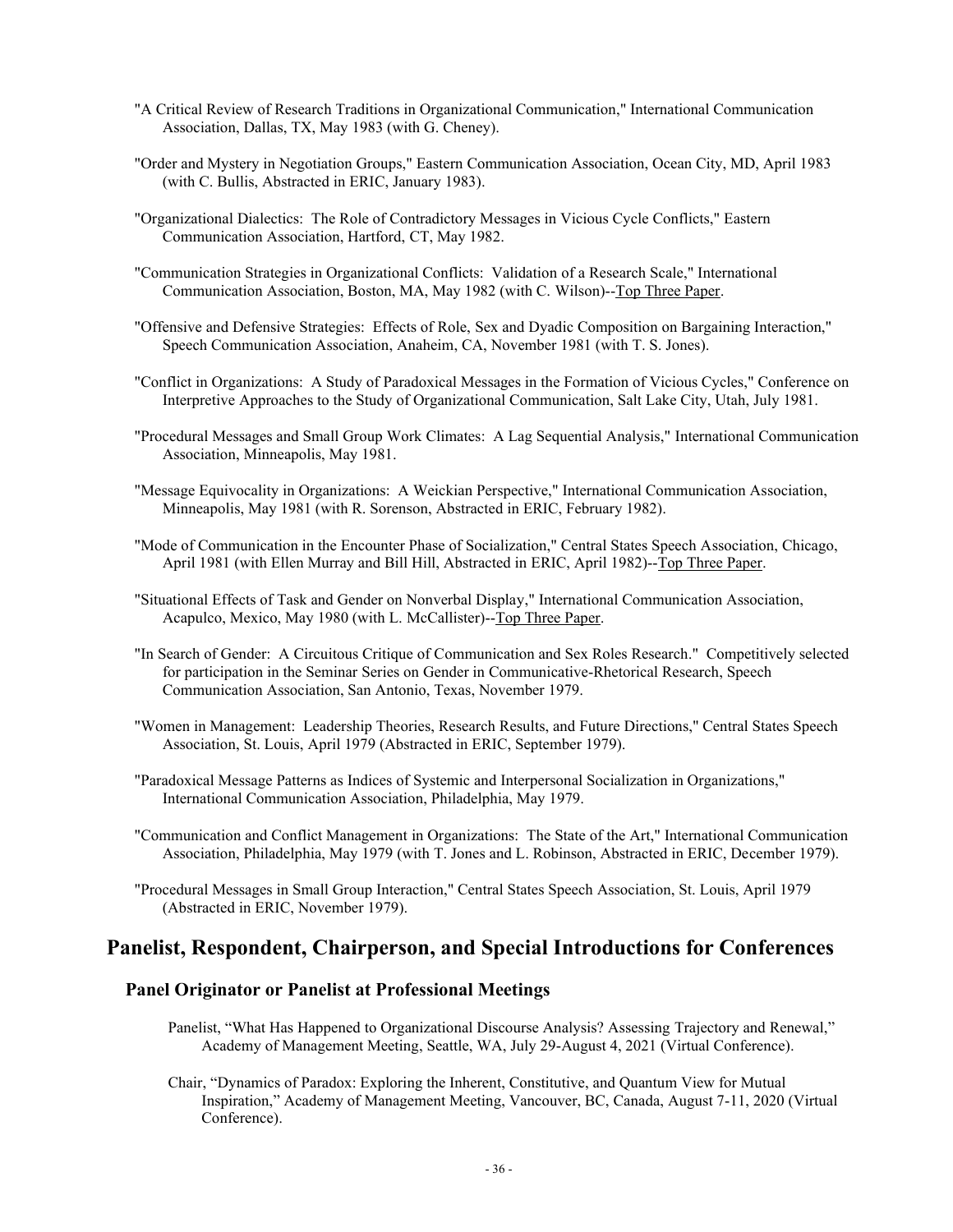"A Critical Review of Research Traditions in Organizational Communication," International Communication Association, Dallas, TX, May 1983 (with G. Cheney).

"Order and Mystery in Negotiation Groups," Eastern Communication Association, Ocean City, MD, April 1983 (with C. Bullis, Abstracted in ERIC, January 1983).

"Organizational Dialectics: The Role of Contradictory Messages in Vicious Cycle Conflicts," Eastern Communication Association, Hartford, CT, May 1982.

"Communication Strategies in Organizational Conflicts: Validation of a Research Scale," International Communication Association, Boston, MA, May 1982 (with C. Wilson)--<u>Top Three Paper</u>.

"Offensive and Defensive Strategies: Effects of Role, Sex and Dyadic Composition on Bargaining Interaction," Speech Communication Association, Anaheim, CA, November 1981 (with T. S. Jones).

"Conflict in Organizations: A Study of Paradoxical Messages in the Formation of Vicious Cycles," Conference on Interpretive Approaches to the Study of Organizational Communication, Salt Lake City, Utah, July 1981.

"Procedural Messages and Small Group Work Climates: A Lag Sequential Analysis," International Communication Association, Minneapolis, May 1981.

"Message Equivocality in Organizations: A Weickian Perspective," International Communication Association, Minneapolis, May 1981 (with R. Sorenson, Abstracted in ERIC, February 1982).

"Mode of Communication in the Encounter Phase of Socialization," Central States Speech Association, Chicago, April 1981 (with Ellen Murray and Bill Hill, Abstracted in ERIC, April 1982)--<u>Top Three Paper</u>.

"Situational Effects of Task and Gender on Nonverbal Display," International Communication Association, Acapulco, Mexico, May 1980 (with L. McCallister)--<u>Top Three Paper</u>.

"In Search of Gender: A Circuitous Critique of Communication and Sex Roles Research." Competitively selected for participation in the Seminar Series on Gender in Communicative-Rhetorical Research, Speech Communication Association, San Antonio, Texas, November 1979.

"Women in Management: Leadership Theories, Research Results, and Future Directions," Central States Speech Association, St. Louis, April 1979 (Abstracted in ERIC, September 1979).

"Paradoxical Message Patterns as Indices of Systemic and Interpersonal Socialization in Organizations," International Communication Association, Philadelphia, May 1979.

"Communication and Conflict Management in Organizations: The State of the Art," International Communication Association, Philadelphia, May 1979 (with T. Jones and L. Robinson, Abstracted in ERIC, December 1979).

"Procedural Messages in Small Group Interaction," Central States Speech Association, St. Louis, April 1979 (Abstracted in ERIC, November 1979).

## Panelist, Respondent, Chairperson, and Special Introductions for Conferences

### Panel Originator or Panelist at Professional Meetings

Panelist, "What Has Happened to Organizational Discourse Analysis? Assessing Trajectory and Renewal," Academy of Management Meeting, Seattle, WA, July 29-August 4, 2021 (Virtual Conference).

Chair, "Dynamics of Paradox: Exploring the Inherent, Constitutive, and Quantum View for Mutual Inspiration," Academy of Management Meeting, Vancouver, BC, Canada, August 7-11, 2020 (Virtual Conference).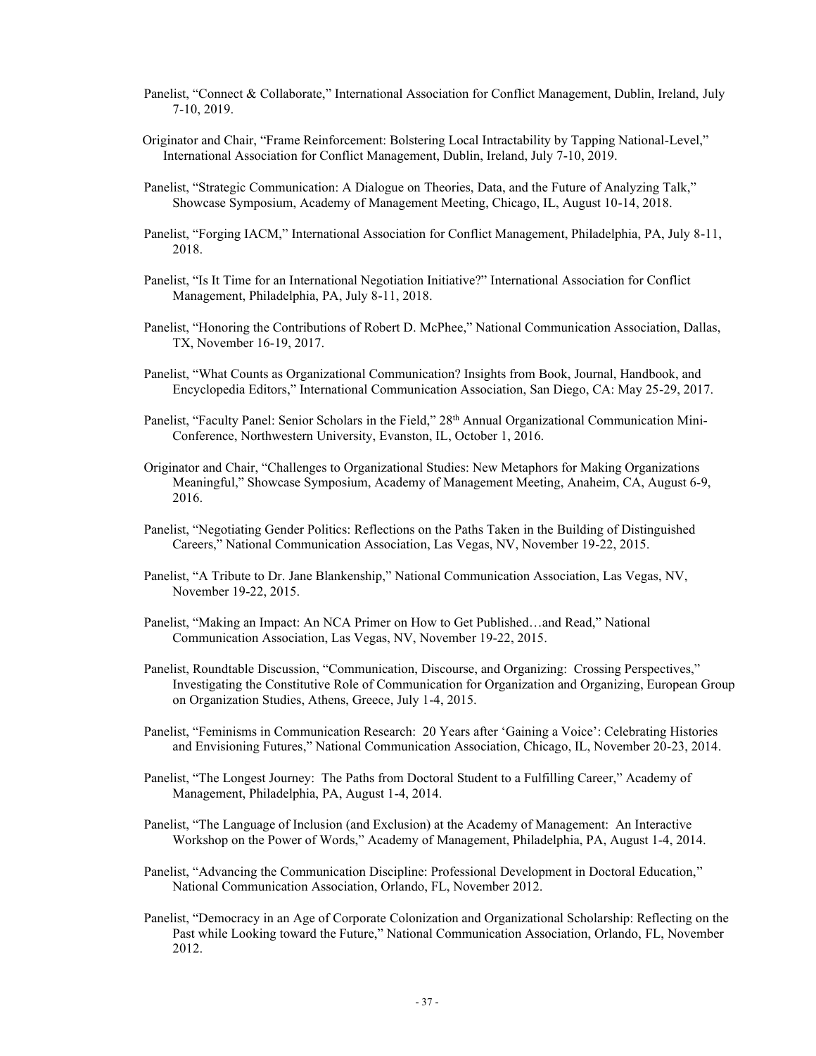Panelist, "Connect & Collaborate," International Association for Conflict Management, Dublin, Ireland, July 7-10, 2019.

Originator and Chair, "Frame Reinforcement: Bolstering Local Intractability by Tapping National-Level," International Association for Conflict Management, Dublin, Ireland, July 7-10, 2019.

Panelist, "Strategic Communication: A Dialogue on Theories, Data, and the Future of Analyzing Talk," Showcase Symposium, Academy of Management Meeting, Chicago, IL, August 10-14, 2018.

Panelist, "Forging IACM," International Association for Conflict Management, Philadelphia, PA, July 8-11, 2018.

Panelist, "Is It Time for an International Negotiation Initiative?" International Association for Conflict Management, Philadelphia, PA, July 8-11, 2018.

Panelist, "Honoring the Contributions of Robert D. McPhee," National Communication Association, Dallas, TX, November 16-19, 2017.

Panelist, "What Counts as Organizational Communication? Insights from Book, Journal, Handbook, and Encyclopedia Editors," International Communication Association, San Diego, CA: May 25-29, 2017.

Panelist, "Faculty Panel: Senior Scholars in the Field," 28th Annual Organizational Communication Mini-Conference, Northwestern University, Evanston, IL, October 1, 2016.

Originator and Chair, "Challenges to Organizational Studies: New Metaphors for Making Organizations Meaningful," Showcase Symposium, Academy of Management Meeting, Anaheim, CA, August 6-9, 2016.

Panelist, "Negotiating Gender Politics: Reflections on the Paths Taken in the Building of Distinguished Careers," National Communication Association, Las Vegas, NV, November 19-22, 2015.

Panelist, "A Tribute to Dr. Jane Blankenship," National Communication Association, Las Vegas, NV, November 19-22, 2015.

Panelist, "Making an Impact: An NCA Primer on How to Get Published…and Read," National Communication Association, Las Vegas, NV, November 19-22, 2015.

Panelist, Roundtable Discussion, "Communication, Discourse, and Organizing: Crossing Perspectives," Investigating the Constitutive Role of Communication for Organization and Organizing, European Group on Organization Studies, Athens, Greece, July 1-4, 2015.

Panelist, "Feminisms in Communication Research: 20 Years after 'Gaining a Voice': Celebrating Histories and Envisioning Futures," National Communication Association, Chicago, IL, November 20-23, 2014.

Panelist, "The Longest Journey: The Paths from Doctoral Student to a Fulfilling Career," Academy of Management, Philadelphia, PA, August 1-4, 2014.

Panelist, "The Language of Inclusion (and Exclusion) at the Academy of Management: An Interactive Workshop on the Power of Words," Academy of Management, Philadelphia, PA, August 1-4, 2014.

Panelist, "Advancing the Communication Discipline: Professional Development in Doctoral Education," National Communication Association, Orlando, FL, November 2012.

Panelist, "Democracy in an Age of Corporate Colonization and Organizational Scholarship: Reflecting on the Past while Looking toward the Future," National Communication Association, Orlando, FL, November 2012.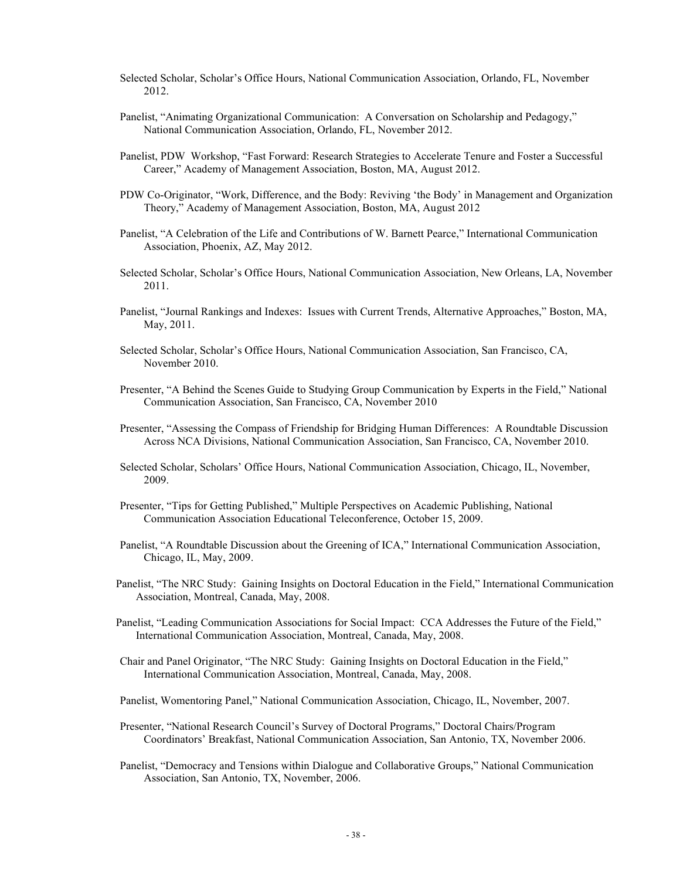Selected Scholar, Scholar's Office Hours, National Communication Association, Orlando, FL, November 2012.

Panelist, "Animating Organizational Communication: A Conversation on Scholarship and Pedagogy," National Communication Association, Orlando, FL, November 2012.

Panelist, PDW Workshop, "Fast Forward: Research Strategies to Accelerate Tenure and Foster a Successful Career," Academy of Management Association, Boston, MA, August 2012.

PDW Co-Originator, "Work, Difference, and the Body: Reviving 'the Body' in Management and Organization Theory," Academy of Management Association, Boston, MA, August 2012

Panelist, "A Celebration of the Life and Contributions of W. Barnett Pearce," International Communication Association, Phoenix, AZ, May 2012.

Selected Scholar, Scholar's Office Hours, National Communication Association, New Orleans, LA, November 2011.

Panelist, "Journal Rankings and Indexes: Issues with Current Trends, Alternative Approaches," Boston, MA, May, 2011.

Selected Scholar, Scholar's Office Hours, National Communication Association, San Francisco, CA, November 2010.

Presenter, "A Behind the Scenes Guide to Studying Group Communication by Experts in the Field," National Communication Association, San Francisco, CA, November 2010

Presenter, "Assessing the Compass of Friendship for Bridging Human Differences: A Roundtable Discussion Across NCA Divisions, National Communication Association, San Francisco, CA, November 2010.

Selected Scholar, Scholars' Office Hours, National Communication Association, Chicago, IL, November, 2009.

Presenter, "Tips for Getting Published," Multiple Perspectives on Academic Publishing, National Communication Association Educational Teleconference, October 15, 2009.

Panelist, "A Roundtable Discussion about the Greening of ICA," International Communication Association, Chicago, IL, May, 2009.

Panelist, "The NRC Study: Gaining Insights on Doctoral Education in the Field," International Communication Association, Montreal, Canada, May, 2008.

Panelist, "Leading Communication Associations for Social Impact: CCA Addresses the Future of the Field," International Communication Association, Montreal, Canada, May, 2008.

Chair and Panel Originator, "The NRC Study: Gaining Insights on Doctoral Education in the Field," International Communication Association, Montreal, Canada, May, 2008.

Panelist, Womentoring Panel," National Communication Association, Chicago, IL, November, 2007.

Presenter, "National Research Council's Survey of Doctoral Programs," Doctoral Chairs/Program Coordinators' Breakfast, National Communication Association, San Antonio, TX, November 2006.

Panelist, "Democracy and Tensions within Dialogue and Collaborative Groups," National Communication Association, San Antonio, TX, November, 2006.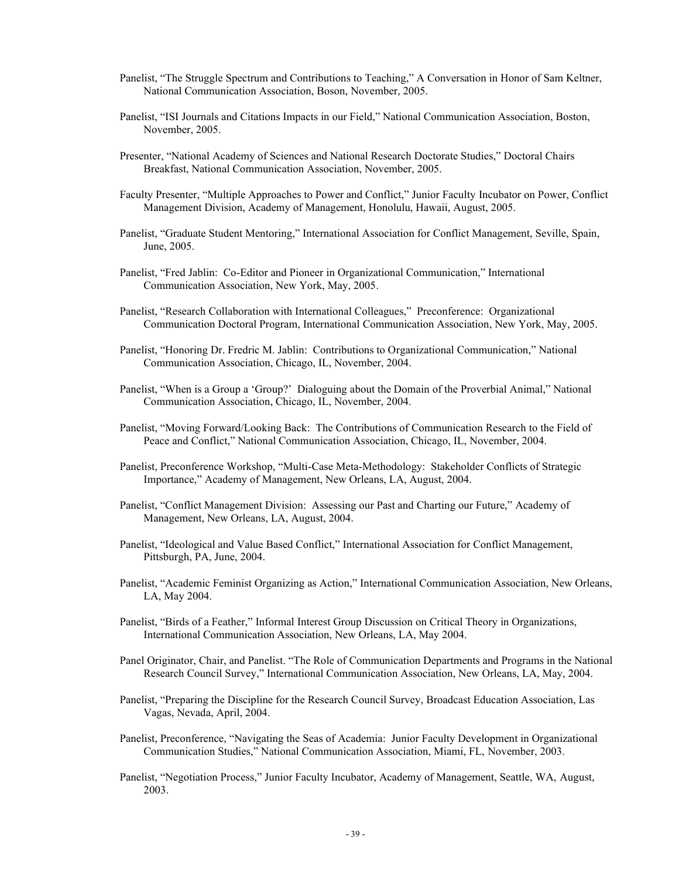Panelist, "The Struggle Spectrum and Contributions to Teaching," A Conversation in Honor of Sam Keltner, National Communication Association, Boson, November, 2005.

Panelist, "ISI Journals and Citations Impacts in our Field," National Communication Association, Boston, November, 2005.

Presenter, "National Academy of Sciences and National Research Doctorate Studies," Doctoral Chairs Breakfast, National Communication Association, November, 2005.

Faculty Presenter, "Multiple Approaches to Power and Conflict," Junior Faculty Incubator on Power, Conflict Management Division, Academy of Management, Honolulu, Hawaii, August, 2005.

Panelist, "Graduate Student Mentoring," International Association for Conflict Management, Seville, Spain, June, 2005.

Panelist, "Fred Jablin: Co-Editor and Pioneer in Organizational Communication," International Communication Association, New York, May, 2005.

Panelist, "Research Collaboration with International Colleagues," Preconference: Organizational Communication Doctoral Program, International Communication Association, New York, May, 2005.

Panelist, "Honoring Dr. Fredric M. Jablin: Contributions to Organizational Communication," National Communication Association, Chicago, IL, November, 2004.

Panelist, "When is a Group a 'Group?' Dialoguing about the Domain of the Proverbial Animal," National Communication Association, Chicago, IL, November, 2004.

Panelist, "Moving Forward/Looking Back: The Contributions of Communication Research to the Field of Peace and Conflict," National Communication Association, Chicago, IL, November, 2004.

Panelist, Preconference Workshop, "Multi-Case Meta-Methodology: Stakeholder Conflicts of Strategic Importance," Academy of Management, New Orleans, LA, August, 2004.

Panelist, "Conflict Management Division: Assessing our Past and Charting our Future," Academy of Management, New Orleans, LA, August, 2004.

Panelist, "Ideological and Value Based Conflict," International Association for Conflict Management, Pittsburgh, PA, June, 2004.

Panelist, "Academic Feminist Organizing as Action," International Communication Association, New Orleans, LA, May 2004.

Panelist, "Birds of a Feather," Informal Interest Group Discussion on Critical Theory in Organizations, International Communication Association, New Orleans, LA, May 2004.

Panel Originator, Chair, and Panelist. "The Role of Communication Departments and Programs in the National Research Council Survey," International Communication Association, New Orleans, LA, May, 2004.

Panelist, "Preparing the Discipline for the Research Council Survey, Broadcast Education Association, Las Vagas, Nevada, April, 2004.

Panelist, Preconference, "Navigating the Seas of Academia: Junior Faculty Development in Organizational Communication Studies," National Communication Association, Miami, FL, November, 2003.

Panelist, "Negotiation Process," Junior Faculty Incubator, Academy of Management, Seattle, WA, August, 2003.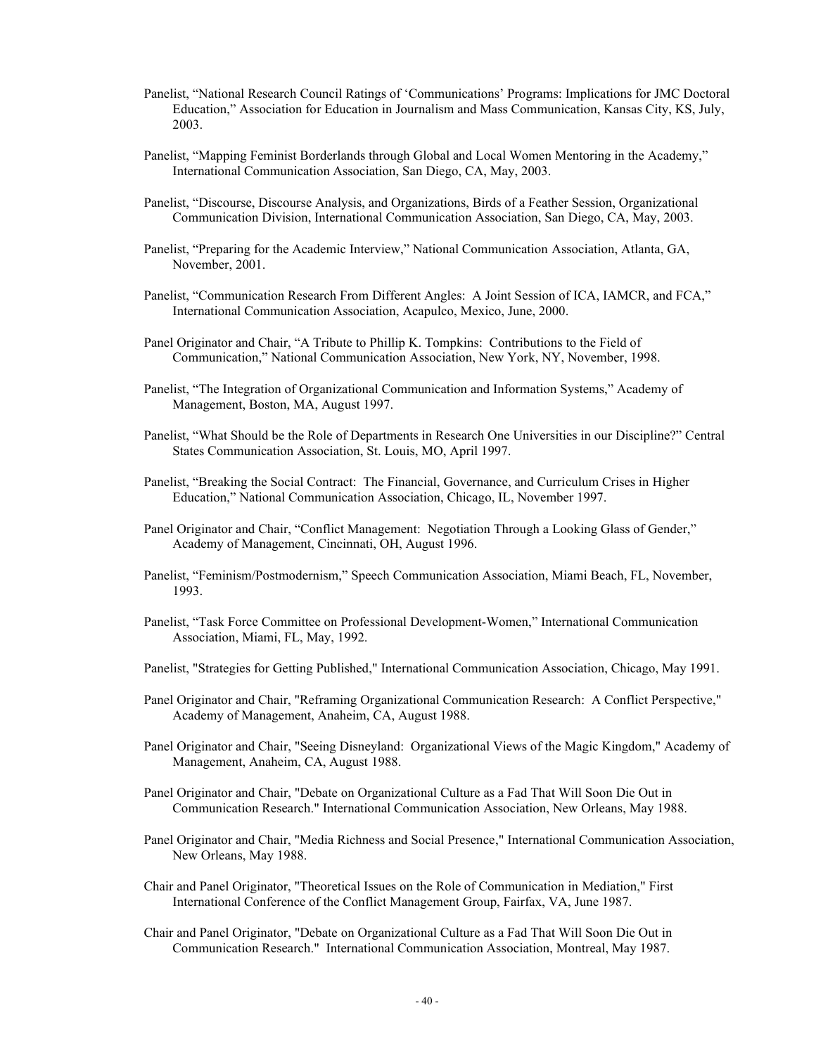Panelist, "National Research Council Ratings of 'Communications' Programs: Implications for JMC Doctoral Education," Association for Education in Journalism and Mass Communication, Kansas City, KS, July, 2003.

Panelist, "Mapping Feminist Borderlands through Global and Local Women Mentoring in the Academy," International Communication Association, San Diego, CA, May, 2003.

Panelist, "Discourse, Discourse Analysis, and Organizations, Birds of a Feather Session, Organizational Communication Division, International Communication Association, San Diego, CA, May, 2003.

Panelist, "Preparing for the Academic Interview," National Communication Association, Atlanta, GA, November, 2001.

Panelist, "Communication Research From Different Angles: A Joint Session of ICA, IAMCR, and FCA," International Communication Association, Acapulco, Mexico, June, 2000.

Panel Originator and Chair, "A Tribute to Phillip K. Tompkins: Contributions to the Field of Communication," National Communication Association, New York, NY, November, 1998.

Panelist, "The Integration of Organizational Communication and Information Systems," Academy of Management, Boston, MA, August 1997.

Panelist, "What Should be the Role of Departments in Research One Universities in our Discipline?" Central States Communication Association, St. Louis, MO, April 1997.

Panelist, "Breaking the Social Contract: The Financial, Governance, and Curriculum Crises in Higher Education," National Communication Association, Chicago, IL, November 1997.

Panel Originator and Chair, "Conflict Management: Negotiation Through a Looking Glass of Gender," Academy of Management, Cincinnati, OH, August 1996.

Panelist, "Feminism/Postmodernism," Speech Communication Association, Miami Beach, FL, November, 1993.

Panelist, "Task Force Committee on Professional Development-Women," International Communication Association, Miami, FL, May, 1992.

Panelist, "Strategies for Getting Published," International Communication Association, Chicago, May 1991.

Panel Originator and Chair, "Reframing Organizational Communication Research: A Conflict Perspective," Academy of Management, Anaheim, CA, August 1988.

Panel Originator and Chair, "Seeing Disneyland: Organizational Views of the Magic Kingdom," Academy of Management, Anaheim, CA, August 1988.

Panel Originator and Chair, "Debate on Organizational Culture as a Fad That Will Soon Die Out in Communication Research." International Communication Association, New Orleans, May 1988.

Panel Originator and Chair, "Media Richness and Social Presence," International Communication Association, New Orleans, May 1988.

Chair and Panel Originator, "Theoretical Issues on the Role of Communication in Mediation," First International Conference of the Conflict Management Group, Fairfax, VA, June 1987.

Chair and Panel Originator, "Debate on Organizational Culture as a Fad That Will Soon Die Out in Communication Research." International Communication Association, Montreal, May 1987.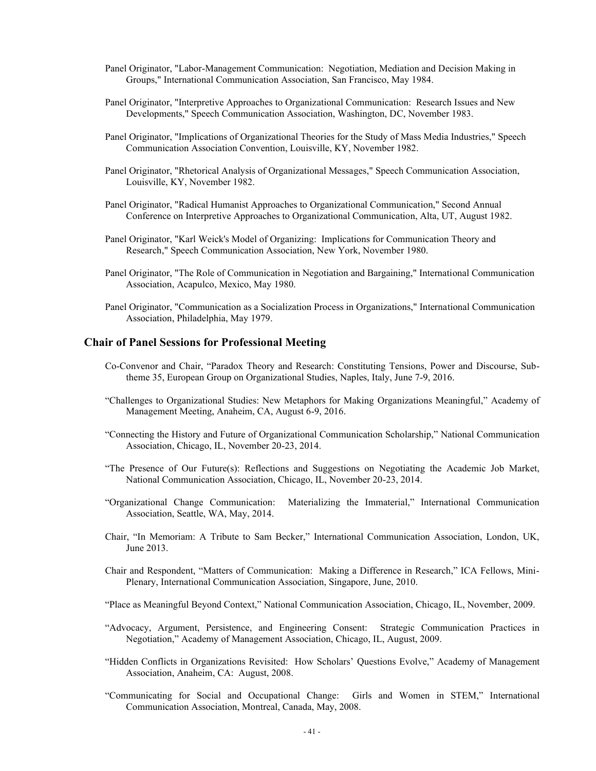Panel Originator, "Labor-Management Communication: Negotiation, Mediation and Decision Making in Groups," International Communication Association, San Francisco, May 1984.

Panel Originator, "Interpretive Approaches to Organizational Communication: Research Issues and New Developments," Speech Communication Association, Washington, DC, November 1983.

Panel Originator, "Implications of Organizational Theories for the Study of Mass Media Industries," Speech Communication Association Convention, Louisville, KY, November 1982.

Panel Originator, "Rhetorical Analysis of Organizational Messages," Speech Communication Association, Louisville, KY, November 1982.

Panel Originator, "Radical Humanist Approaches to Organizational Communication," Second Annual Conference on Interpretive Approaches to Organizational Communication, Alta, UT, August 1982.

Panel Originator, "Karl Weick's Model of Organizing: Implications for Communication Theory and Research," Speech Communication Association, New York, November 1980.

Panel Originator, "The Role of Communication in Negotiation and Bargaining," International Communication Association, Acapulco, Mexico, May 1980.

Panel Originator, "Communication as a Socialization Process in Organizations," International Communication Association, Philadelphia, May 1979.

## Chair of Panel Sessions for Professional Meeting

Co-Convenor and Chair, "Paradox Theory and Research: Constituting Tensions, Power and Discourse, Sub-theme 35, European Group on Organizational Studies, Naples, Italy, June 7-9, 2016.

"Challenges to Organizational Studies: New Metaphors for Making Organizations Meaningful," Academy of Management Meeting, Anaheim, CA, August 6-9, 2016.

"Connecting the History and Future of Organizational Communication Scholarship," National Communication Association, Chicago, IL, November 20-23, 2014.

"The Presence of Our Future(s): Reflections and Suggestions on Negotiating the Academic Job Market, National Communication Association, Chicago, IL, November 20-23, 2014.

"Organizational Change Communication: Materializing the Immaterial," International Communication Association, Seattle, WA, May, 2014.

Chair, "In Memoriam: A Tribute to Sam Becker," International Communication Association, London, UK, June 2013.

Chair and Respondent, "Matters of Communication: Making a Difference in Research," ICA Fellows, Mini-Plenary, International Communication Association, Singapore, June, 2010.

"Place as Meaningful Beyond Context," National Communication Association, Chicago, IL, November, 2009.

"Advocacy, Argument, Persistence, and Engineering Consent: Strategic Communication Practices in Negotiation," Academy of Management Association, Chicago, IL, August, 2009.

"Hidden Conflicts in Organizations Revisited: How Scholars' Questions Evolve," Academy of Management Association, Anaheim, CA: August, 2008.

"Communicating for Social and Occupational Change: Girls and Women in STEM," International Communication Association, Montreal, Canada, May, 2008.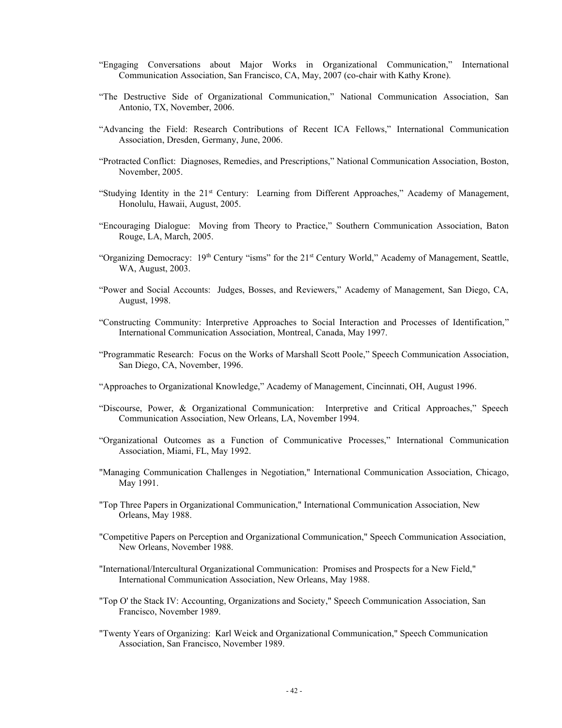"Engaging Conversations about Major Works in Organizational Communication," International Communication Association, San Francisco, CA, May, 2007 (co-chair with Kathy Krone).

"The Destructive Side of Organizational Communication," National Communication Association, San Antonio, TX, November, 2006.

"Advancing the Field: Research Contributions of Recent ICA Fellows," International Communication Association, Dresden, Germany, June, 2006.

"Protracted Conflict: Diagnoses, Remedies, and Prescriptions," National Communication Association, Boston, November, 2005.

"Studying Identity in the 21st Century: Learning from Different Approaches," Academy of Management, Honolulu, Hawaii, August, 2005.

"Encouraging Dialogue: Moving from Theory to Practice," Southern Communication Association, Baton Rouge, LA, March, 2005.

"Organizing Democracy: 19th Century "isms" for the 21st Century World," Academy of Management, Seattle, WA, August, 2003.

"Power and Social Accounts: Judges, Bosses, and Reviewers," Academy of Management, San Diego, CA, August, 1998.

"Constructing Community: Interpretive Approaches to Social Interaction and Processes of Identification," International Communication Association, Montreal, Canada, May 1997.

"Programmatic Research: Focus on the Works of Marshall Scott Poole," Speech Communication Association, San Diego, CA, November, 1996.

"Approaches to Organizational Knowledge," Academy of Management, Cincinnati, OH, August 1996.

"Discourse, Power, & Organizational Communication: Interpretive and Critical Approaches," Speech Communication Association, New Orleans, LA, November 1994.

"Organizational Outcomes as a Function of Communicative Processes," International Communication Association, Miami, FL, May 1992.

"Managing Communication Challenges in Negotiation," International Communication Association, Chicago, May 1991.

"Top Three Papers in Organizational Communication," International Communication Association, New Orleans, May 1988.

"Competitive Papers on Perception and Organizational Communication," Speech Communication Association, New Orleans, November 1988.

"International/Intercultural Organizational Communication: Promises and Prospects for a New Field," International Communication Association, New Orleans, May 1988.

"Top O' the Stack IV: Accounting, Organizations and Society," Speech Communication Association, San Francisco, November 1989.

"Twenty Years of Organizing: Karl Weick and Organizational Communication," Speech Communication Association, San Francisco, November 1989.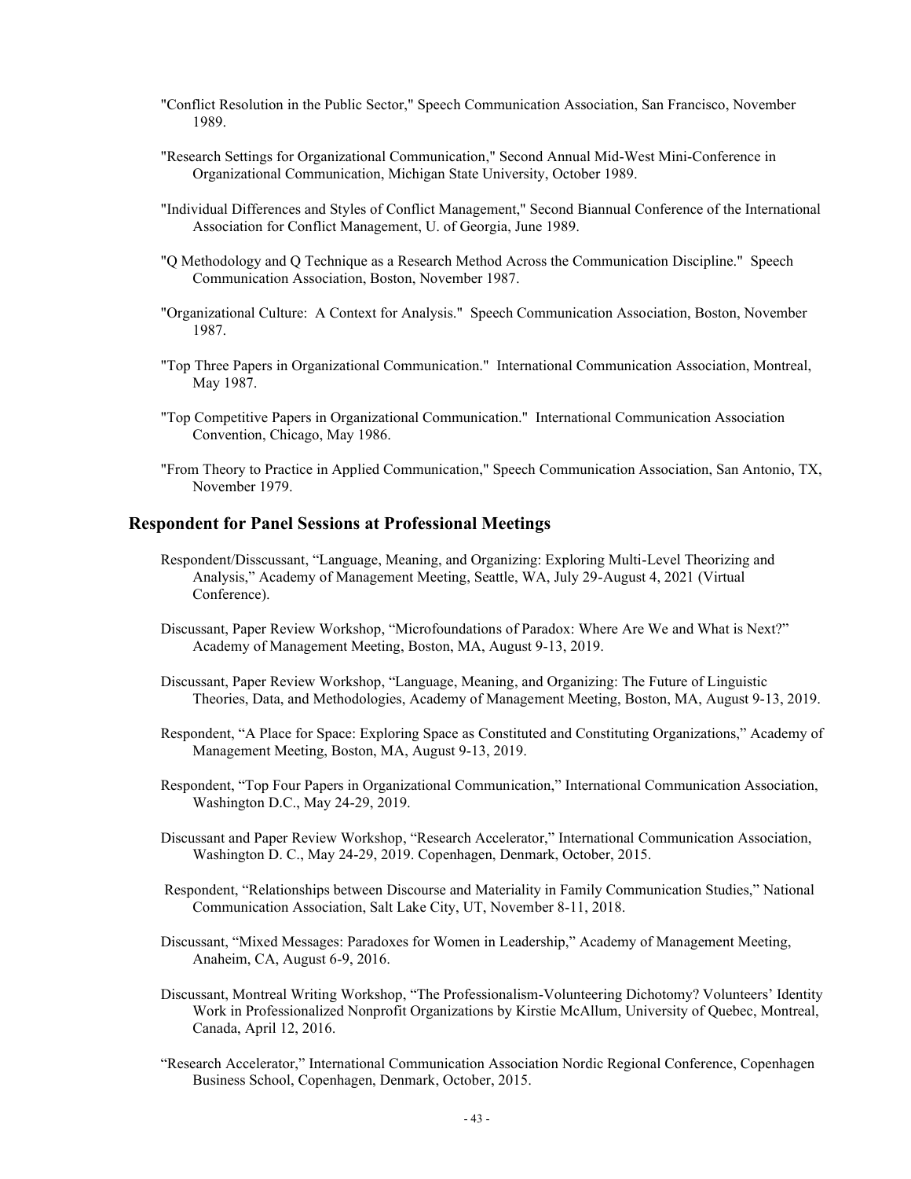"Conflict Resolution in the Public Sector," Speech Communication Association, San Francisco, November 1989.

"Research Settings for Organizational Communication," Second Annual Mid-West Mini-Conference in Organizational Communication, Michigan State University, October 1989.

"Individual Differences and Styles of Conflict Management," Second Biannual Conference of the International Association for Conflict Management, U. of Georgia, June 1989.

"Q Methodology and Q Technique as a Research Method Across the Communication Discipline." Speech Communication Association, Boston, November 1987.

"Organizational Culture: A Context for Analysis." Speech Communication Association, Boston, November 1987.

"Top Three Papers in Organizational Communication." International Communication Association, Montreal, May 1987.

"Top Competitive Papers in Organizational Communication." International Communication Association Convention, Chicago, May 1986.

"From Theory to Practice in Applied Communication," Speech Communication Association, San Antonio, TX, November 1979.

## Respondent for Panel Sessions at Professional Meetings

Respondent/Disscussant, "Language, Meaning, and Organizing: Exploring Multi-Level Theorizing and Analysis," Academy of Management Meeting, Seattle, WA, July 29-August 4, 2021 (Virtual Conference).

Discussant, Paper Review Workshop, "Microfoundations of Paradox: Where Are We and What is Next?" Academy of Management Meeting, Boston, MA, August 9-13, 2019.

Discussant, Paper Review Workshop, "Language, Meaning, and Organizing: The Future of Linguistic Theories, Data, and Methodologies, Academy of Management Meeting, Boston, MA, August 9-13, 2019.

Respondent, "A Place for Space: Exploring Space as Constituted and Constituting Organizations," Academy of Management Meeting, Boston, MA, August 9-13, 2019.

Respondent, "Top Four Papers in Organizational Communication," International Communication Association, Washington D.C., May 24-29, 2019.

Discussant and Paper Review Workshop, "Research Accelerator," International Communication Association, Washington D. C., May 24-29, 2019. Copenhagen, Denmark, October, 2015.

Respondent, "Relationships between Discourse and Materiality in Family Communication Studies," National Communication Association, Salt Lake City, UT, November 8-11, 2018.

Discussant, "Mixed Messages: Paradoxes for Women in Leadership," Academy of Management Meeting, Anaheim, CA, August 6-9, 2016.

Discussant, Montreal Writing Workshop, "The Professionalism-Volunteering Dichotomy? Volunteers' Identity Work in Professionalized Nonprofit Organizations by Kirstie McAllum, University of Quebec, Montreal, Canada, April 12, 2016.

"Research Accelerator," International Communication Association Nordic Regional Conference, Copenhagen Business School, Copenhagen, Denmark, October, 2015.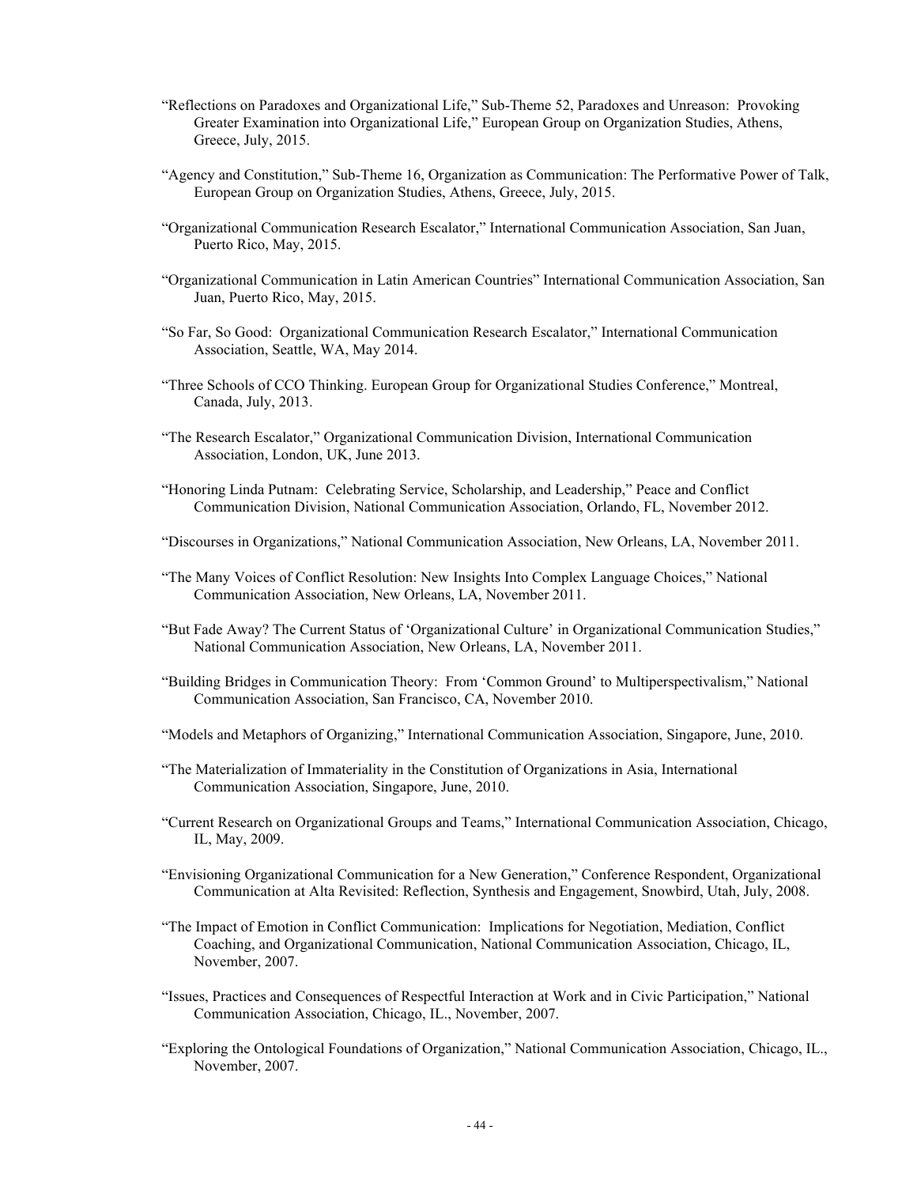"Reflections on Paradoxes and Organizational Life," Sub-Theme 52, Paradoxes and Unreason: Provoking Greater Examination into Organizational Life," European Group on Organization Studies, Athens, Greece, July, 2015.

"Agency and Constitution," Sub-Theme 16, Organization as Communication: The Performative Power of Talk, European Group on Organization Studies, Athens, Greece, July, 2015.

"Organizational Communication Research Escalator," International Communication Association, San Juan, Puerto Rico, May, 2015.

"Organizational Communication in Latin American Countries" International Communication Association, San Juan, Puerto Rico, May, 2015.

"So Far, So Good: Organizational Communication Research Escalator," International Communication Association, Seattle, WA, May 2014.

"Three Schools of CCO Thinking. European Group for Organizational Studies Conference," Montreal, Canada, July, 2013.

"The Research Escalator," Organizational Communication Division, International Communication Association, London, UK, June 2013.

"Honoring Linda Putnam: Celebrating Service, Scholarship, and Leadership," Peace and Conflict Communication Division, National Communication Association, Orlando, FL, November 2012.

"Discourses in Organizations," National Communication Association, New Orleans, LA, November 2011.

"The Many Voices of Conflict Resolution: New Insights Into Complex Language Choices," National Communication Association, New Orleans, LA, November 2011.

"But Fade Away? The Current Status of 'Organizational Culture' in Organizational Communication Studies," National Communication Association, New Orleans, LA, November 2011.

"Building Bridges in Communication Theory: From 'Common Ground' to Multiperspectivalism," National Communication Association, San Francisco, CA, November 2010.

"Models and Metaphors of Organizing," International Communication Association, Singapore, June, 2010.

"The Materialization of Immateriality in the Constitution of Organizations in Asia, International Communication Association, Singapore, June, 2010.

"Current Research on Organizational Groups and Teams," International Communication Association, Chicago, IL, May, 2009.

"Envisioning Organizational Communication for a New Generation," Conference Respondent, Organizational Communication at Alta Revisited: Reflection, Synthesis and Engagement, Snowbird, Utah, July, 2008.

"The Impact of Emotion in Conflict Communication: Implications for Negotiation, Mediation, Conflict Coaching, and Organizational Communication, National Communication Association, Chicago, IL, November, 2007.

"Issues, Practices and Consequences of Respectful Interaction at Work and in Civic Participation," National Communication Association, Chicago, IL., November, 2007.

"Exploring the Ontological Foundations of Organization," National Communication Association, Chicago, IL., November, 2007.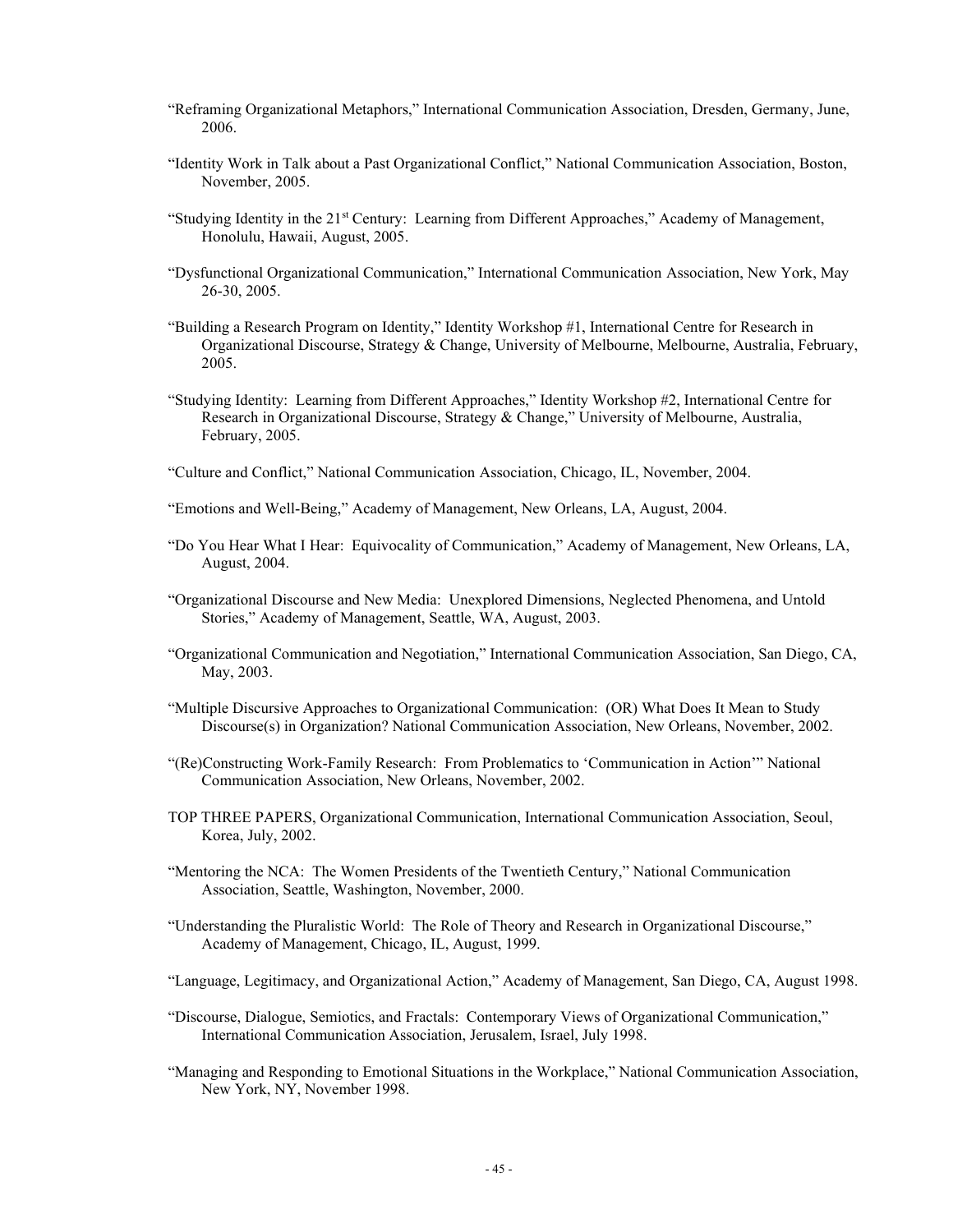"Reframing Organizational Metaphors," International Communication Association, Dresden, Germany, June, 2006.

"Identity Work in Talk about a Past Organizational Conflict," National Communication Association, Boston, November, 2005.

"Studying Identity in the 21st Century: Learning from Different Approaches," Academy of Management, Honolulu, Hawaii, August, 2005.

"Dysfunctional Organizational Communication," International Communication Association, New York, May 26-30, 2005.

"Building a Research Program on Identity," Identity Workshop #1, International Centre for Research in Organizational Discourse, Strategy & Change, University of Melbourne, Melbourne, Australia, February, 2005.

"Studying Identity: Learning from Different Approaches," Identity Workshop #2, International Centre for Research in Organizational Discourse, Strategy & Change," University of Melbourne, Australia, February, 2005.

"Culture and Conflict," National Communication Association, Chicago, IL, November, 2004.

"Emotions and Well-Being," Academy of Management, New Orleans, LA, August, 2004.

"Do You Hear What I Hear: Equivocality of Communication," Academy of Management, New Orleans, LA, August, 2004.

"Organizational Discourse and New Media: Unexplored Dimensions, Neglected Phenomena, and Untold Stories," Academy of Management, Seattle, WA, August, 2003.

"Organizational Communication and Negotiation," International Communication Association, San Diego, CA, May, 2003.

"Multiple Discursive Approaches to Organizational Communication: (OR) What Does It Mean to Study Discourse(s) in Organization? National Communication Association, New Orleans, November, 2002.

"(Re)Constructing Work-Family Research: From Problematics to 'Communication in Action'" National Communication Association, New Orleans, November, 2002.

TOP THREE PAPERS, Organizational Communication, International Communication Association, Seoul, Korea, July, 2002.

"Mentoring the NCA: The Women Presidents of the Twentieth Century," National Communication Association, Seattle, Washington, November, 2000.

"Understanding the Pluralistic World: The Role of Theory and Research in Organizational Discourse," Academy of Management, Chicago, IL, August, 1999.

"Language, Legitimacy, and Organizational Action," Academy of Management, San Diego, CA, August 1998.

"Discourse, Dialogue, Semiotics, and Fractals: Contemporary Views of Organizational Communication," International Communication Association, Jerusalem, Israel, July 1998.

"Managing and Responding to Emotional Situations in the Workplace," National Communication Association, New York, NY, November 1998.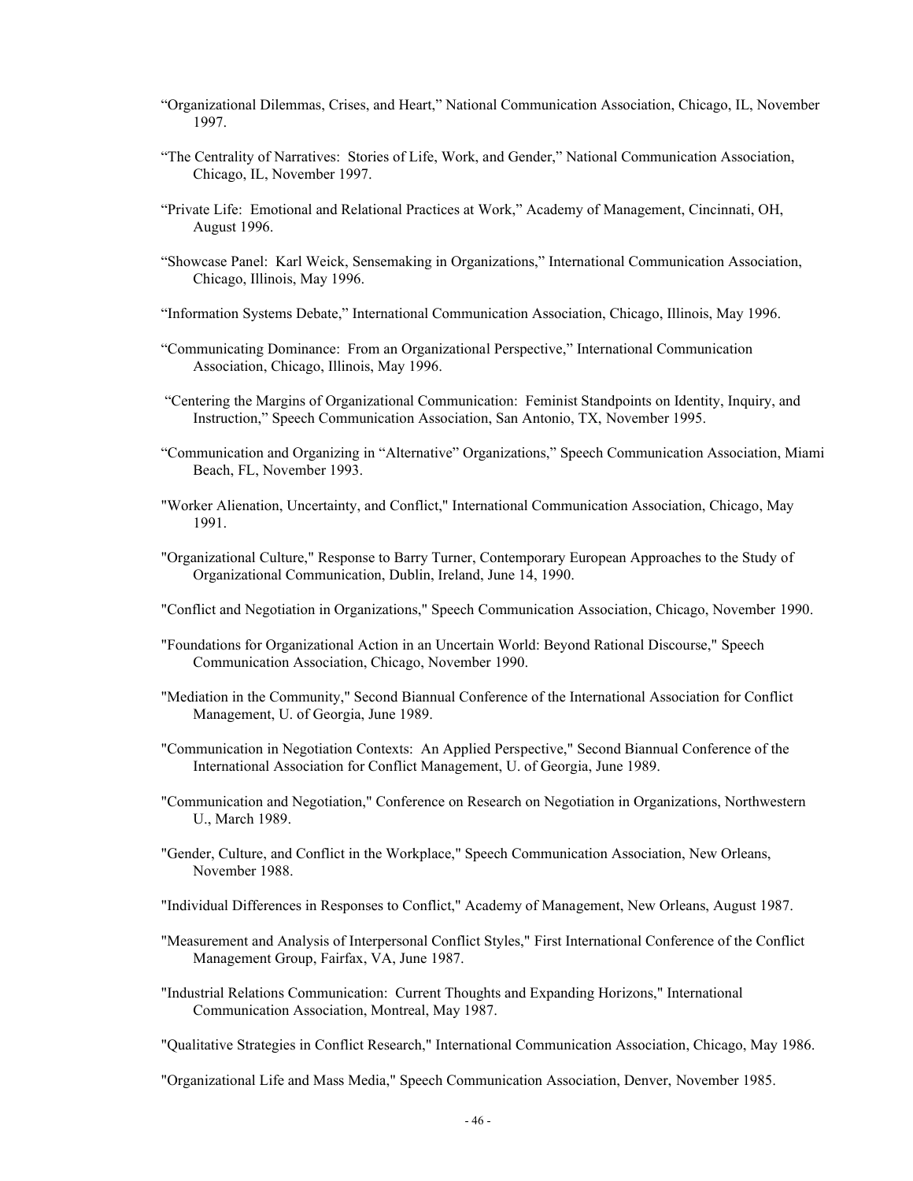"Organizational Dilemmas, Crises, and Heart," National Communication Association, Chicago, IL, November 1997.

"The Centrality of Narratives: Stories of Life, Work, and Gender," National Communication Association, Chicago, IL, November 1997.

"Private Life: Emotional and Relational Practices at Work," Academy of Management, Cincinnati, OH, August 1996.

"Showcase Panel: Karl Weick, Sensemaking in Organizations," International Communication Association, Chicago, Illinois, May 1996.

"Information Systems Debate," International Communication Association, Chicago, Illinois, May 1996.

"Communicating Dominance: From an Organizational Perspective," International Communication Association, Chicago, Illinois, May 1996.

"Centering the Margins of Organizational Communication: Feminist Standpoints on Identity, Inquiry, and Instruction," Speech Communication Association, San Antonio, TX, November 1995.

"Communication and Organizing in "Alternative" Organizations," Speech Communication Association, Miami Beach, FL, November 1993.

"Worker Alienation, Uncertainty, and Conflict," International Communication Association, Chicago, May 1991.

"Organizational Culture," Response to Barry Turner, Contemporary European Approaches to the Study of Organizational Communication, Dublin, Ireland, June 14, 1990.

"Conflict and Negotiation in Organizations," Speech Communication Association, Chicago, November 1990.

"Foundations for Organizational Action in an Uncertain World: Beyond Rational Discourse," Speech Communication Association, Chicago, November 1990.

"Mediation in the Community," Second Biannual Conference of the International Association for Conflict Management, U. of Georgia, June 1989.

"Communication in Negotiation Contexts: An Applied Perspective," Second Biannual Conference of the International Association for Conflict Management, U. of Georgia, June 1989.

"Communication and Negotiation," Conference on Research on Negotiation in Organizations, Northwestern U., March 1989.

"Gender, Culture, and Conflict in the Workplace," Speech Communication Association, New Orleans, November 1988.

"Individual Differences in Responses to Conflict," Academy of Management, New Orleans, August 1987.

"Measurement and Analysis of Interpersonal Conflict Styles," First International Conference of the Conflict Management Group, Fairfax, VA, June 1987.

"Industrial Relations Communication: Current Thoughts and Expanding Horizons," International Communication Association, Montreal, May 1987.

"Qualitative Strategies in Conflict Research," International Communication Association, Chicago, May 1986.

"Organizational Life and Mass Media," Speech Communication Association, Denver, November 1985.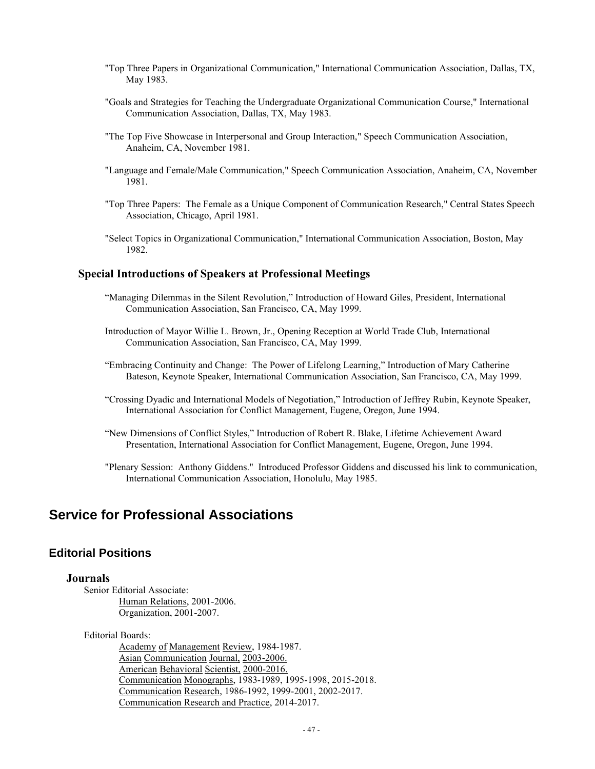"Top Three Papers in Organizational Communication," International Communication Association, Dallas, TX, May 1983.

"Goals and Strategies for Teaching the Undergraduate Organizational Communication Course," International Communication Association, Dallas, TX, May 1983.

"The Top Five Showcase in Interpersonal and Group Interaction," Speech Communication Association, Anaheim, CA, November 1981.

"Language and Female/Male Communication," Speech Communication Association, Anaheim, CA, November 1981.

"Top Three Papers: The Female as a Unique Component of Communication Research," Central States Speech Association, Chicago, April 1981.

"Select Topics in Organizational Communication," International Communication Association, Boston, May 1982.

### Special Introductions of Speakers at Professional Meetings

"Managing Dilemmas in the Silent Revolution," Introduction of Howard Giles, President, International Communication Association, San Francisco, CA, May 1999.

Introduction of Mayor Willie L. Brown, Jr., Opening Reception at World Trade Club, International Communication Association, San Francisco, CA, May 1999.

"Embracing Continuity and Change: The Power of Lifelong Learning," Introduction of Mary Catherine Bateson, Keynote Speaker, International Communication Association, San Francisco, CA, May 1999.

"Crossing Dyadic and International Models of Negotiation," Introduction of Jeffrey Rubin, Keynote Speaker, International Association for Conflict Management, Eugene, Oregon, June 1994.

"New Dimensions of Conflict Styles," Introduction of Robert R. Blake, Lifetime Achievement Award Presentation, International Association for Conflict Management, Eugene, Oregon, June 1994.

"Plenary Session: Anthony Giddens." Introduced Professor Giddens and discussed his link to communication, International Communication Association, Honolulu, May 1985.

# Service for Professional Associations

## Editorial Positions

### Journals

Senior Editorial Associate:

- Human Relations, 2001-2006.
- Organization, 2001-2007.

Editorial Boards:

- Academy of Management Review, 1984-1987.
- Asian Communication Journal, 2003-2006.
- American Behavioral Scientist, 2000-2016.
- Communication Monographs, 1983-1989, 1995-1998, 2015-2018.
- Communication Research, 1986-1992, 1999-2001, 2002-2017.
- Communication Research and Practice, 2014-2017.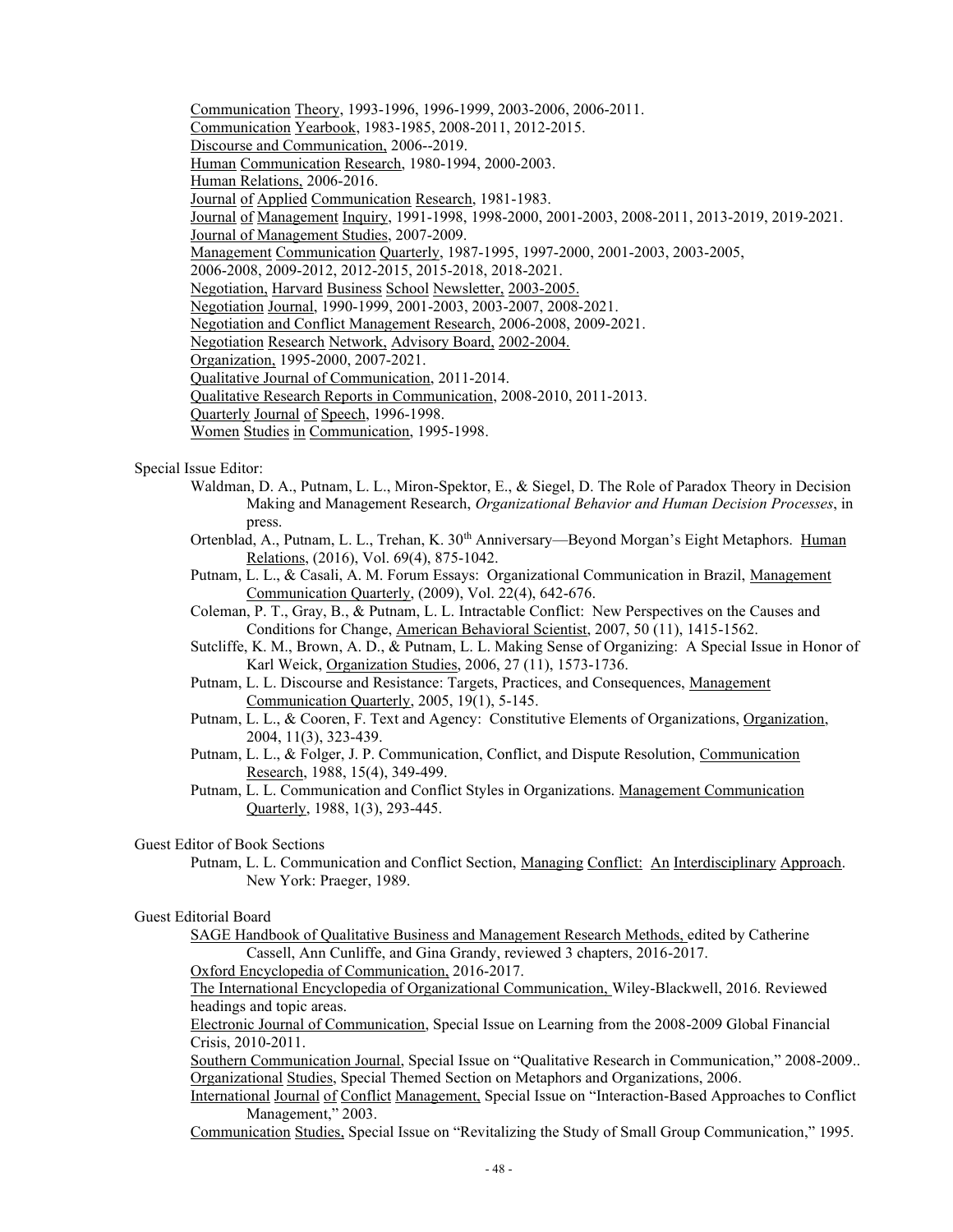Communication Theory, 1993-1996, 1996-1999, 2003-2006, 2006-2011.
Communication Yearbook, 1983-1985, 2008-2011, 2012-2015.
Discourse and Communication, 2006--2019.
Human Communication Research, 1980-1994, 2000-2003.
Human Relations, 2006-2016.
Journal of Applied Communication Research, 1981-1983.
Journal of Management Inquiry, 1991-1998, 1998-2000, 2001-2003, 2008-2011, 2013-2019, 2019-2021.
Journal of Management Studies, 2007-2009.
Management Communication Quarterly, 1987-1995, 1997-2000, 2001-2003, 2003-2005, 2006-2008, 2009-2012, 2012-2015, 2015-2018, 2018-2021.
Negotiation, Harvard Business School Newsletter, 2003-2005.
Negotiation Journal, 1990-1999, 2001-2003, 2003-2007, 2008-2021.
Negotiation and Conflict Management Research, 2006-2008, 2009-2021.
Negotiation Research Network, Advisory Board, 2002-2004.
Organization, 1995-2000, 2007-2021.
Qualitative Journal of Communication, 2011-2014.
Qualitative Research Reports in Communication, 2008-2010, 2011-2013.
Quarterly Journal of Speech, 1996-1998.
Women Studies in Communication, 1995-1998.

Special Issue Editor:

Waldman, D. A., Putnam, L. L., Miron-Spektor, E., & Siegel, D. The Role of Paradox Theory in Decision Making and Management Research, *Organizational Behavior and Human Decision Processes*, in press.

Ortenblad, A., Putnam, L. L., Trehan, K. 30th Anniversary—Beyond Morgan's Eight Metaphors. Human Relations, (2016), Vol. 69(4), 875-1042.

Putnam, L. L., & Casali, A. M. Forum Essays: Organizational Communication in Brazil, Management Communication Quarterly, (2009), Vol. 22(4), 642-676.

Coleman, P. T., Gray, B., & Putnam, L. L. Intractable Conflict: New Perspectives on the Causes and Conditions for Change, American Behavioral Scientist, 2007, 50 (11), 1415-1562.

Sutcliffe, K. M., Brown, A. D., & Putnam, L. L. Making Sense of Organizing: A Special Issue in Honor of Karl Weick, Organization Studies, 2006, 27 (11), 1573-1736.

Putnam, L. L. Discourse and Resistance: Targets, Practices, and Consequences, Management Communication Quarterly, 2005, 19(1), 5-145.

Putnam, L. L., & Cooren, F. Text and Agency: Constitutive Elements of Organizations, Organization, 2004, 11(3), 323-439.

Putnam, L. L., & Folger, J. P. Communication, Conflict, and Dispute Resolution, Communication Research, 1988, 15(4), 349-499.

Putnam, L. L. Communication and Conflict Styles in Organizations. Management Communication Quarterly, 1988, 1(3), 293-445.

Guest Editor of Book Sections

Putnam, L. L. Communication and Conflict Section, Managing Conflict: An Interdisciplinary Approach. New York: Praeger, 1989.

Guest Editorial Board

SAGE Handbook of Qualitative Business and Management Research Methods, edited by Catherine Cassell, Ann Cunliffe, and Gina Grandy, reviewed 3 chapters, 2016-2017.
Oxford Encyclopedia of Communication, 2016-2017.
The International Encyclopedia of Organizational Communication, Wiley-Blackwell, 2016. Reviewed headings and topic areas.
Electronic Journal of Communication, Special Issue on Learning from the 2008-2009 Global Financial Crisis, 2010-2011.
Southern Communication Journal, Special Issue on "Qualitative Research in Communication," 2008-2009..
Organizational Studies, Special Themed Section on Metaphors and Organizations, 2006.
International Journal of Conflict Management, Special Issue on "Interaction-Based Approaches to Conflict Management," 2003.
Communication Studies, Special Issue on "Revitalizing the Study of Small Group Communication," 1995.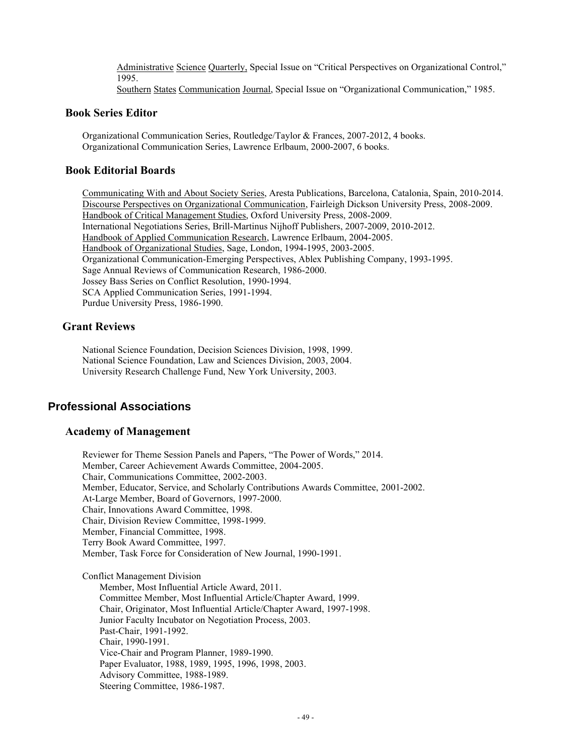Administrative Science Quarterly, Special Issue on "Critical Perspectives on Organizational Control," 1995.
Southern States Communication Journal, Special Issue on "Organizational Communication," 1985.

### Book Series Editor

Organizational Communication Series, Routledge/Taylor & Frances, 2007-2012, 4 books.
Organizational Communication Series, Lawrence Erlbaum, 2000-2007, 6 books.

### Book Editorial Boards

Communicating With and About Society Series, Aresta Publications, Barcelona, Catalonia, Spain, 2010-2014.
Discourse Perspectives on Organizational Communication, Fairleigh Dickson University Press, 2008-2009.
Handbook of Critical Management Studies, Oxford University Press, 2008-2009.
International Negotiations Series, Brill-Martinus Nijhoff Publishers, 2007-2009, 2010-2012.
Handbook of Applied Communication Research, Lawrence Erlbaum, 2004-2005.
Handbook of Organizational Studies, Sage, London, 1994-1995, 2003-2005.
Organizational Communication-Emerging Perspectives, Ablex Publishing Company, 1993-1995.
Sage Annual Reviews of Communication Research, 1986-2000.
Jossey Bass Series on Conflict Resolution, 1990-1994.
SCA Applied Communication Series, 1991-1994.
Purdue University Press, 1986-1990.

### Grant Reviews

National Science Foundation, Decision Sciences Division, 1998, 1999.
National Science Foundation, Law and Sciences Division, 2003, 2004.
University Research Challenge Fund, New York University, 2003.

## Professional Associations

### Academy of Management

Reviewer for Theme Session Panels and Papers, "The Power of Words," 2014.
Member, Career Achievement Awards Committee, 2004-2005.
Chair, Communications Committee, 2002-2003.
Member, Educator, Service, and Scholarly Contributions Awards Committee, 2001-2002.
At-Large Member, Board of Governors, 1997-2000.
Chair, Innovations Award Committee, 1998.
Chair, Division Review Committee, 1998-1999.
Member, Financial Committee, 1998.
Terry Book Award Committee, 1997.
Member, Task Force for Consideration of New Journal, 1990-1991.

Conflict Management Division
- Member, Most Influential Article Award, 2011.
- Committee Member, Most Influential Article/Chapter Award, 1999.
- Chair, Originator, Most Influential Article/Chapter Award, 1997-1998.
- Junior Faculty Incubator on Negotiation Process, 2003.
- Past-Chair, 1991-1992.
- Chair, 1990-1991.
- Vice-Chair and Program Planner, 1989-1990.
- Paper Evaluator, 1988, 1989, 1995, 1996, 1998, 2003.
- Advisory Committee, 1988-1989.
- Steering Committee, 1986-1987.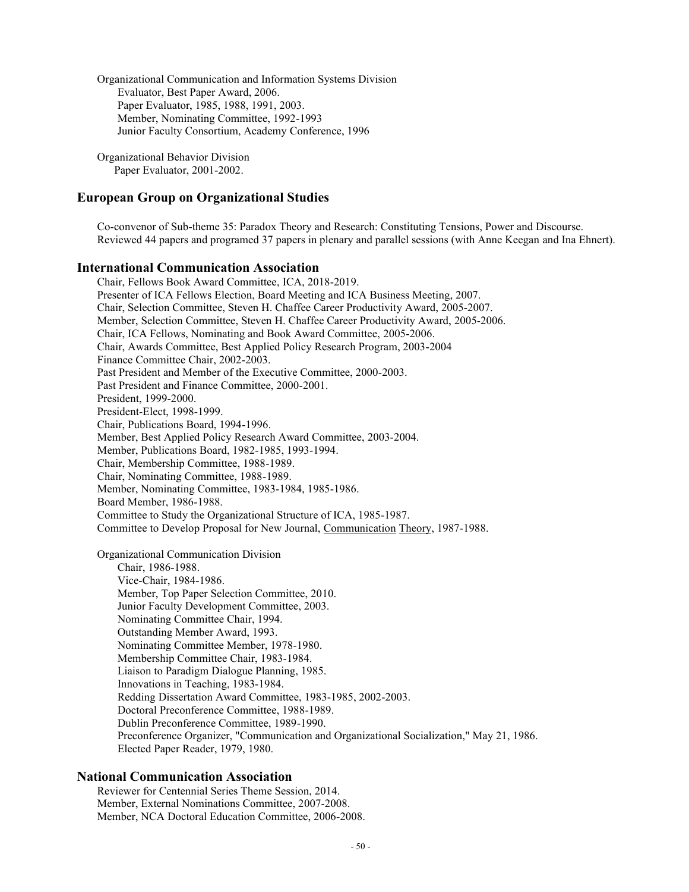Organizational Communication and Information Systems Division
- Evaluator, Best Paper Award, 2006.
- Paper Evaluator, 1985, 1988, 1991, 2003.
- Member, Nominating Committee, 1992-1993
- Junior Faculty Consortium, Academy Conference, 1996

Organizational Behavior Division
- Paper Evaluator, 2001-2002.

## European Group on Organizational Studies

Co-convenor of Sub-theme 35: Paradox Theory and Research: Constituting Tensions, Power and Discourse. Reviewed 44 papers and programed 37 papers in plenary and parallel sessions (with Anne Keegan and Ina Ehnert).

## International Communication Association

Chair, Fellows Book Award Committee, ICA, 2018-2019.
Presenter of ICA Fellows Election, Board Meeting and ICA Business Meeting, 2007.
Chair, Selection Committee, Steven H. Chaffee Career Productivity Award, 2005-2007.
Member, Selection Committee, Steven H. Chaffee Career Productivity Award, 2005-2006.
Chair, ICA Fellows, Nominating and Book Award Committee, 2005-2006.
Chair, Awards Committee, Best Applied Policy Research Program, 2003-2004
Finance Committee Chair, 2002-2003.
Past President and Member of the Executive Committee, 2000-2003.
Past President and Finance Committee, 2000-2001.
President, 1999-2000.
President-Elect, 1998-1999.
Chair, Publications Board, 1994-1996.
Member, Best Applied Policy Research Award Committee, 2003-2004.
Member, Publications Board, 1982-1985, 1993-1994.
Chair, Membership Committee, 1988-1989.
Chair, Nominating Committee, 1988-1989.
Member, Nominating Committee, 1983-1984, 1985-1986.
Board Member, 1986-1988.
Committee to Study the Organizational Structure of ICA, 1985-1987.
Committee to Develop Proposal for New Journal, <u>Communication Theory</u>, 1987-1988.

Organizational Communication Division
- Chair, 1986-1988.
- Vice-Chair, 1984-1986.
- Member, Top Paper Selection Committee, 2010.
- Junior Faculty Development Committee, 2003.
- Nominating Committee Chair, 1994.
- Outstanding Member Award, 1993.
- Nominating Committee Member, 1978-1980.
- Membership Committee Chair, 1983-1984.
- Liaison to Paradigm Dialogue Planning, 1985.
- Innovations in Teaching, 1983-1984.
- Redding Dissertation Award Committee, 1983-1985, 2002-2003.
- Doctoral Preconference Committee, 1988-1989.
- Dublin Preconference Committee, 1989-1990.
- Preconference Organizer, "Communication and Organizational Socialization," May 21, 1986.
- Elected Paper Reader, 1979, 1980.

## National Communication Association

Reviewer for Centennial Series Theme Session, 2014.
Member, External Nominations Committee, 2007-2008.
Member, NCA Doctoral Education Committee, 2006-2008.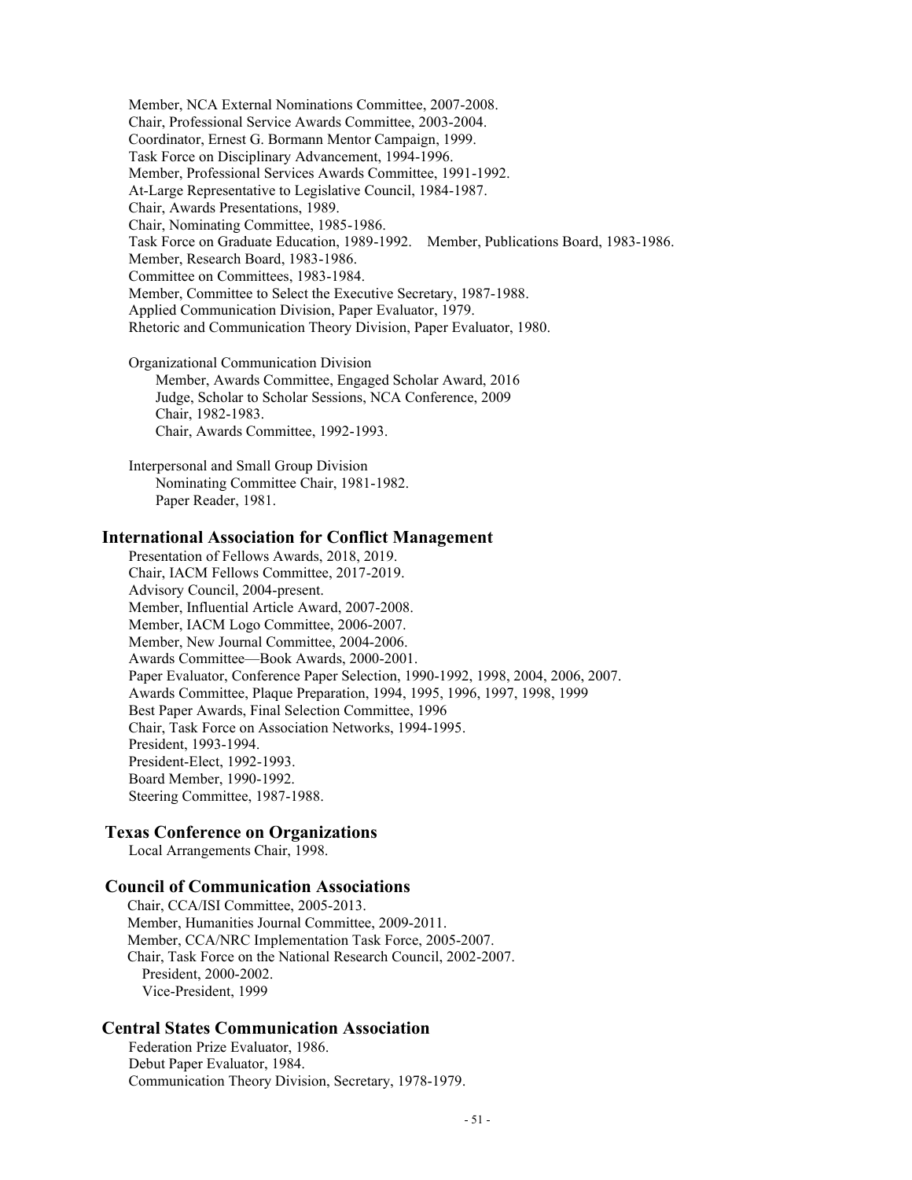Member, NCA External Nominations Committee, 2007-2008.
Chair, Professional Service Awards Committee, 2003-2004.
Coordinator, Ernest G. Bormann Mentor Campaign, 1999.
Task Force on Disciplinary Advancement, 1994-1996.
Member, Professional Services Awards Committee, 1991-1992.
At-Large Representative to Legislative Council, 1984-1987.
Chair, Awards Presentations, 1989.
Chair, Nominating Committee, 1985-1986.
Task Force on Graduate Education, 1989-1992. Member, Publications Board, 1983-1986.
Member, Research Board, 1983-1986.
Committee on Committees, 1983-1984.
Member, Committee to Select the Executive Secretary, 1987-1988.
Applied Communication Division, Paper Evaluator, 1979.
Rhetoric and Communication Theory Division, Paper Evaluator, 1980.

Organizational Communication Division
- Member, Awards Committee, Engaged Scholar Award, 2016
- Judge, Scholar to Scholar Sessions, NCA Conference, 2009
- Chair, 1982-1983.
- Chair, Awards Committee, 1992-1993.

Interpersonal and Small Group Division
- Nominating Committee Chair, 1981-1982.
- Paper Reader, 1981.

## International Association for Conflict Management

Presentation of Fellows Awards, 2018, 2019.
Chair, IACM Fellows Committee, 2017-2019.
Advisory Council, 2004-present.
Member, Influential Article Award, 2007-2008.
Member, IACM Logo Committee, 2006-2007.
Member, New Journal Committee, 2004-2006.
Awards Committee—Book Awards, 2000-2001.
Paper Evaluator, Conference Paper Selection, 1990-1992, 1998, 2004, 2006, 2007.
Awards Committee, Plaque Preparation, 1994, 1995, 1996, 1997, 1998, 1999
Best Paper Awards, Final Selection Committee, 1996
Chair, Task Force on Association Networks, 1994-1995.
President, 1993-1994.
President-Elect, 1992-1993.
Board Member, 1990-1992.
Steering Committee, 1987-1988.

## Texas Conference on Organizations

Local Arrangements Chair, 1998.

## Council of Communication Associations

Chair, CCA/ISI Committee, 2005-2013.
Member, Humanities Journal Committee, 2009-2011.
Member, CCA/NRC Implementation Task Force, 2005-2007.
Chair, Task Force on the National Research Council, 2002-2007.
President, 2000-2002.
Vice-President, 1999

## Central States Communication Association

Federation Prize Evaluator, 1986.
Debut Paper Evaluator, 1984.
Communication Theory Division, Secretary, 1978-1979.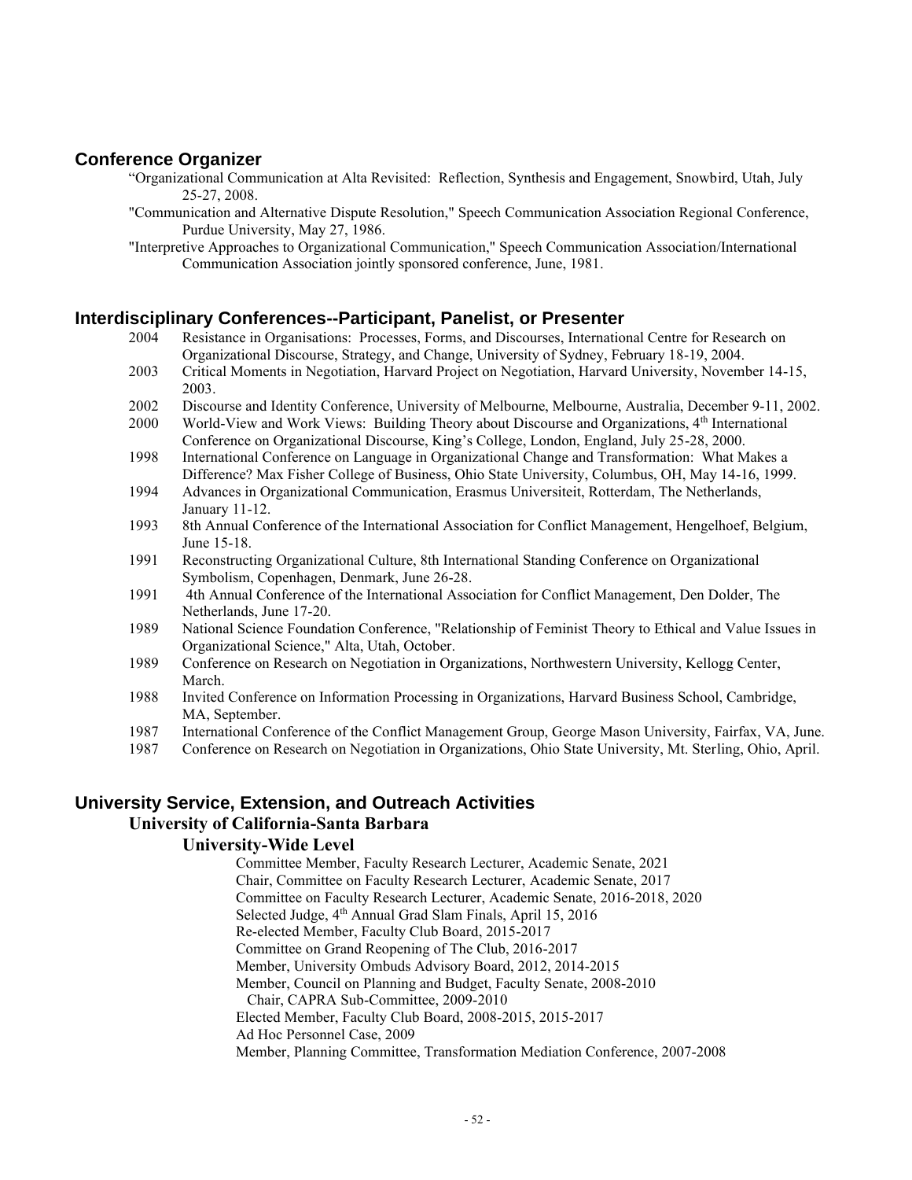## Conference Organizer

"Organizational Communication at Alta Revisited: Reflection, Synthesis and Engagement, Snowbird, Utah, July 25-27, 2008.

"Communication and Alternative Dispute Resolution," Speech Communication Association Regional Conference, Purdue University, May 27, 1986.

"Interpretive Approaches to Organizational Communication," Speech Communication Association/International Communication Association jointly sponsored conference, June, 1981.

## Interdisciplinary Conferences--Participant, Panelist, or Presenter

2004 Resistance in Organisations: Processes, Forms, and Discourses, International Centre for Research on Organizational Discourse, Strategy, and Change, University of Sydney, February 18-19, 2004.

2003 Critical Moments in Negotiation, Harvard Project on Negotiation, Harvard University, November 14-15, 2003.

2002 Discourse and Identity Conference, University of Melbourne, Melbourne, Australia, December 9-11, 2002.

2000 World-View and Work Views: Building Theory about Discourse and Organizations, 4th International Conference on Organizational Discourse, King's College, London, England, July 25-28, 2000.

1998 International Conference on Language in Organizational Change and Transformation: What Makes a Difference? Max Fisher College of Business, Ohio State University, Columbus, OH, May 14-16, 1999.

1994 Advances in Organizational Communication, Erasmus Universiteit, Rotterdam, The Netherlands, January 11-12.

1993 8th Annual Conference of the International Association for Conflict Management, Hengelhoef, Belgium, June 15-18.

1991 Reconstructing Organizational Culture, 8th International Standing Conference on Organizational Symbolism, Copenhagen, Denmark, June 26-28.

1991 4th Annual Conference of the International Association for Conflict Management, Den Dolder, The Netherlands, June 17-20.

1989 National Science Foundation Conference, "Relationship of Feminist Theory to Ethical and Value Issues in Organizational Science," Alta, Utah, October.

1989 Conference on Research on Negotiation in Organizations, Northwestern University, Kellogg Center, March.

1988 Invited Conference on Information Processing in Organizations, Harvard Business School, Cambridge, MA, September.

1987 International Conference of the Conflict Management Group, George Mason University, Fairfax, VA, June.

1987 Conference on Research on Negotiation in Organizations, Ohio State University, Mt. Sterling, Ohio, April.

## University Service, Extension, and Outreach Activities

### University of California-Santa Barbara

#### University-Wide Level

Committee Member, Faculty Research Lecturer, Academic Senate, 2021
Chair, Committee on Faculty Research Lecturer, Academic Senate, 2017
Committee on Faculty Research Lecturer, Academic Senate, 2016-2018, 2020
Selected Judge, 4th Annual Grad Slam Finals, April 15, 2016
Re-elected Member, Faculty Club Board, 2015-2017
Committee on Grand Reopening of The Club, 2016-2017
Member, University Ombuds Advisory Board, 2012, 2014-2015
Member, Council on Planning and Budget, Faculty Senate, 2008-2010
  Chair, CAPRA Sub-Committee, 2009-2010
Elected Member, Faculty Club Board, 2008-2015, 2015-2017
Ad Hoc Personnel Case, 2009
Member, Planning Committee, Transformation Mediation Conference, 2007-2008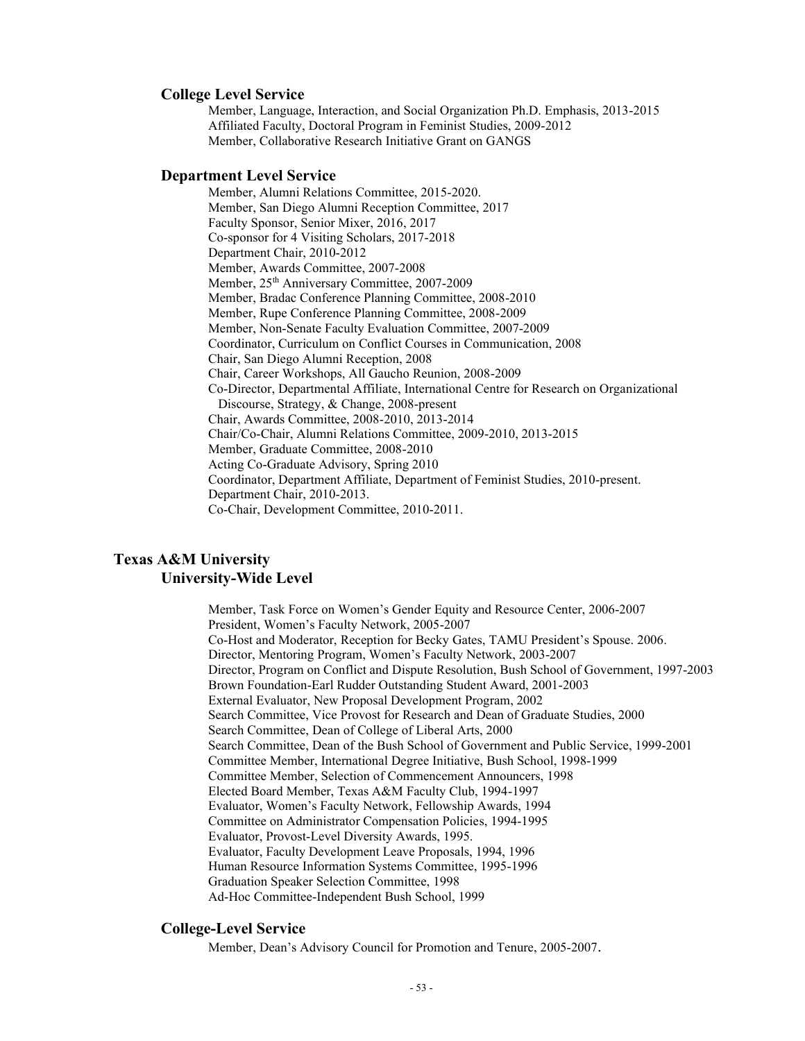### College Level Service

Member, Language, Interaction, and Social Organization Ph.D. Emphasis, 2013-2015
Affiliated Faculty, Doctoral Program in Feminist Studies, 2009-2012
Member, Collaborative Research Initiative Grant on GANGS

### Department Level Service

Member, Alumni Relations Committee, 2015-2020.
Member, San Diego Alumni Reception Committee, 2017
Faculty Sponsor, Senior Mixer, 2016, 2017
Co-sponsor for 4 Visiting Scholars, 2017-2018
Department Chair, 2010-2012
Member, Awards Committee, 2007-2008
Member, 25th Anniversary Committee, 2007-2009
Member, Bradac Conference Planning Committee, 2008-2010
Member, Rupe Conference Planning Committee, 2008-2009
Member, Non-Senate Faculty Evaluation Committee, 2007-2009
Coordinator, Curriculum on Conflict Courses in Communication, 2008
Chair, San Diego Alumni Reception, 2008
Chair, Career Workshops, All Gaucho Reunion, 2008-2009
Co-Director, Departmental Affiliate, International Centre for Research on Organizational Discourse, Strategy, & Change, 2008-present
Chair, Awards Committee, 2008-2010, 2013-2014
Chair/Co-Chair, Alumni Relations Committee, 2009-2010, 2013-2015
Member, Graduate Committee, 2008-2010
Acting Co-Graduate Advisory, Spring 2010
Coordinator, Department Affiliate, Department of Feminist Studies, 2010-present.
Department Chair, 2010-2013.
Co-Chair, Development Committee, 2010-2011.

## Texas A&M University

### University-Wide Level

Member, Task Force on Women's Gender Equity and Resource Center, 2006-2007
President, Women's Faculty Network, 2005-2007
Co-Host and Moderator, Reception for Becky Gates, TAMU President's Spouse. 2006.
Director, Mentoring Program, Women's Faculty Network, 2003-2007
Director, Program on Conflict and Dispute Resolution, Bush School of Government, 1997-2003
Brown Foundation-Earl Rudder Outstanding Student Award, 2001-2003
External Evaluator, New Proposal Development Program, 2002
Search Committee, Vice Provost for Research and Dean of Graduate Studies, 2000
Search Committee, Dean of College of Liberal Arts, 2000
Search Committee, Dean of the Bush School of Government and Public Service, 1999-2001
Committee Member, International Degree Initiative, Bush School, 1998-1999
Committee Member, Selection of Commencement Announcers, 1998
Elected Board Member, Texas A&M Faculty Club, 1994-1997
Evaluator, Women's Faculty Network, Fellowship Awards, 1994
Committee on Administrator Compensation Policies, 1994-1995
Evaluator, Provost-Level Diversity Awards, 1995.
Evaluator, Faculty Development Leave Proposals, 1994, 1996
Human Resource Information Systems Committee, 1995-1996
Graduation Speaker Selection Committee, 1998
Ad-Hoc Committee-Independent Bush School, 1999

### College-Level Service

Member, Dean's Advisory Council for Promotion and Tenure, 2005-2007.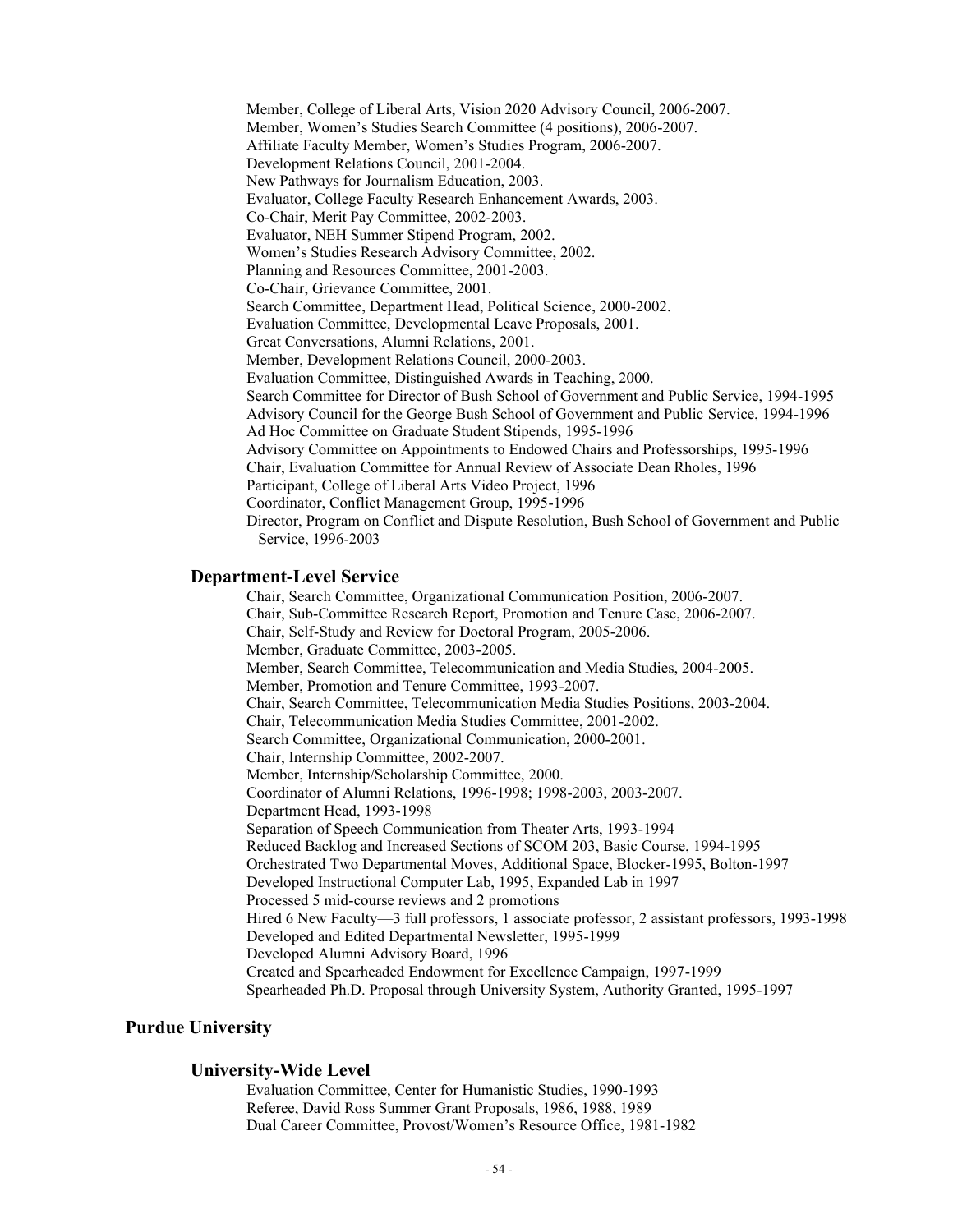Member, College of Liberal Arts, Vision 2020 Advisory Council, 2006-2007.
Member, Women's Studies Search Committee (4 positions), 2006-2007.
Affiliate Faculty Member, Women's Studies Program, 2006-2007.
Development Relations Council, 2001-2004.
New Pathways for Journalism Education, 2003.
Evaluator, College Faculty Research Enhancement Awards, 2003.
Co-Chair, Merit Pay Committee, 2002-2003.
Evaluator, NEH Summer Stipend Program, 2002.
Women's Studies Research Advisory Committee, 2002.
Planning and Resources Committee, 2001-2003.
Co-Chair, Grievance Committee, 2001.
Search Committee, Department Head, Political Science, 2000-2002.
Evaluation Committee, Developmental Leave Proposals, 2001.
Great Conversations, Alumni Relations, 2001.
Member, Development Relations Council, 2000-2003.
Evaluation Committee, Distinguished Awards in Teaching, 2000.
Search Committee for Director of Bush School of Government and Public Service, 1994-1995
Advisory Council for the George Bush School of Government and Public Service, 1994-1996
Ad Hoc Committee on Graduate Student Stipends, 1995-1996
Advisory Committee on Appointments to Endowed Chairs and Professorships, 1995-1996
Chair, Evaluation Committee for Annual Review of Associate Dean Rholes, 1996
Participant, College of Liberal Arts Video Project, 1996
Coordinator, Conflict Management Group, 1995-1996
Director, Program on Conflict and Dispute Resolution, Bush School of Government and Public Service, 1996-2003

### Department-Level Service

Chair, Search Committee, Organizational Communication Position, 2006-2007.
Chair, Sub-Committee Research Report, Promotion and Tenure Case, 2006-2007.
Chair, Self-Study and Review for Doctoral Program, 2005-2006.
Member, Graduate Committee, 2003-2005.
Member, Search Committee, Telecommunication and Media Studies, 2004-2005.
Member, Promotion and Tenure Committee, 1993-2007.
Chair, Search Committee, Telecommunication Media Studies Positions, 2003-2004.
Chair, Telecommunication Media Studies Committee, 2001-2002.
Search Committee, Organizational Communication, 2000-2001.
Chair, Internship Committee, 2002-2007.
Member, Internship/Scholarship Committee, 2000.
Coordinator of Alumni Relations, 1996-1998; 1998-2003, 2003-2007.
Department Head, 1993-1998
Separation of Speech Communication from Theater Arts, 1993-1994
Reduced Backlog and Increased Sections of SCOM 203, Basic Course, 1994-1995
Orchestrated Two Departmental Moves, Additional Space, Blocker-1995, Bolton-1997
Developed Instructional Computer Lab, 1995, Expanded Lab in 1997
Processed 5 mid-course reviews and 2 promotions
Hired 6 New Faculty—3 full professors, 1 associate professor, 2 assistant professors, 1993-1998
Developed and Edited Departmental Newsletter, 1995-1999
Developed Alumni Advisory Board, 1996
Created and Spearheaded Endowment for Excellence Campaign, 1997-1999
Spearheaded Ph.D. Proposal through University System, Authority Granted, 1995-1997

## Purdue University

### University-Wide Level

Evaluation Committee, Center for Humanistic Studies, 1990-1993
Referee, David Ross Summer Grant Proposals, 1986, 1988, 1989
Dual Career Committee, Provost/Women's Resource Office, 1981-1982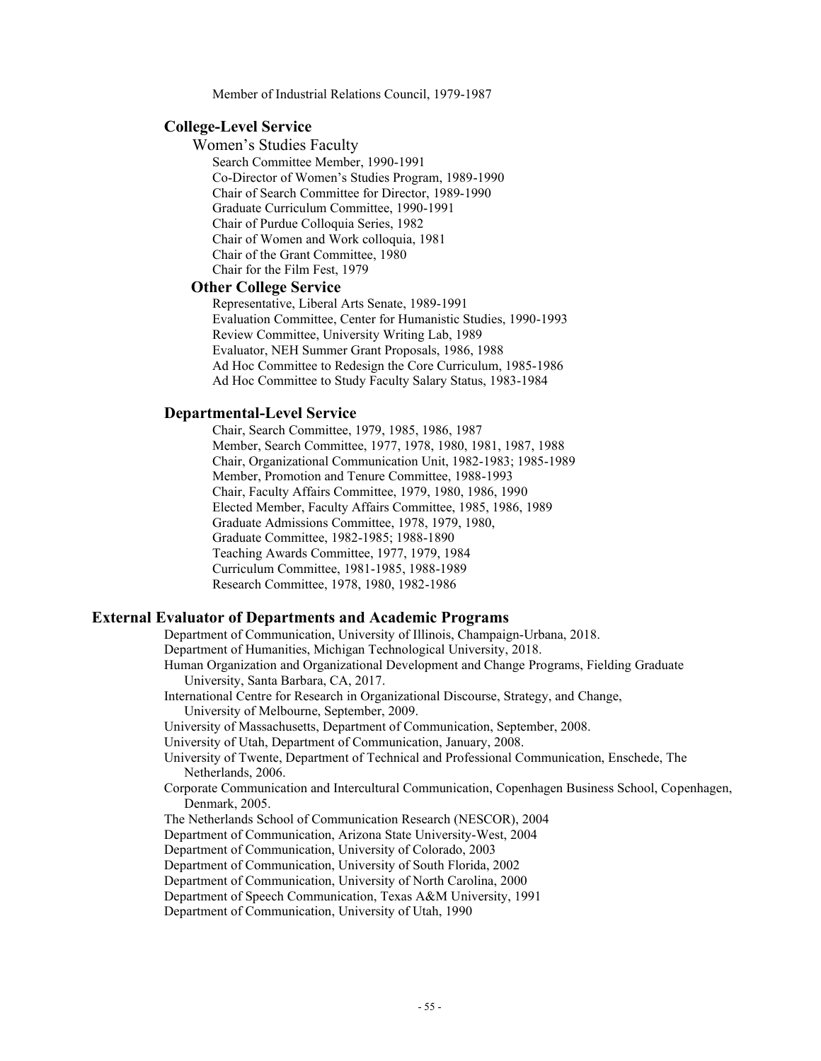Member of Industrial Relations Council, 1979-1987

### College-Level Service

Women's Studies Faculty

Search Committee Member, 1990-1991
Co-Director of Women's Studies Program, 1989-1990
Chair of Search Committee for Director, 1989-1990
Graduate Curriculum Committee, 1990-1991
Chair of Purdue Colloquia Series, 1982
Chair of Women and Work colloquia, 1981
Chair of the Grant Committee, 1980
Chair for the Film Fest, 1979

#### Other College Service

Representative, Liberal Arts Senate, 1989-1991
Evaluation Committee, Center for Humanistic Studies, 1990-1993
Review Committee, University Writing Lab, 1989
Evaluator, NEH Summer Grant Proposals, 1986, 1988
Ad Hoc Committee to Redesign the Core Curriculum, 1985-1986
Ad Hoc Committee to Study Faculty Salary Status, 1983-1984

### Departmental-Level Service

Chair, Search Committee, 1979, 1985, 1986, 1987
Member, Search Committee, 1977, 1978, 1980, 1981, 1987, 1988
Chair, Organizational Communication Unit, 1982-1983; 1985-1989
Member, Promotion and Tenure Committee, 1988-1993
Chair, Faculty Affairs Committee, 1979, 1980, 1986, 1990
Elected Member, Faculty Affairs Committee, 1985, 1986, 1989
Graduate Admissions Committee, 1978, 1979, 1980,
Graduate Committee, 1982-1985; 1988-1890
Teaching Awards Committee, 1977, 1979, 1984
Curriculum Committee, 1981-1985, 1988-1989
Research Committee, 1978, 1980, 1982-1986

## External Evaluator of Departments and Academic Programs

Department of Communication, University of Illinois, Champaign-Urbana, 2018.
Department of Humanities, Michigan Technological University, 2018.
Human Organization and Organizational Development and Change Programs, Fielding Graduate University, Santa Barbara, CA, 2017.
International Centre for Research in Organizational Discourse, Strategy, and Change, University of Melbourne, September, 2009.
University of Massachusetts, Department of Communication, September, 2008.
University of Utah, Department of Communication, January, 2008.
University of Twente, Department of Technical and Professional Communication, Enschede, The Netherlands, 2006.
Corporate Communication and Intercultural Communication, Copenhagen Business School, Copenhagen, Denmark, 2005.
The Netherlands School of Communication Research (NESCOR), 2004
Department of Communication, Arizona State University-West, 2004
Department of Communication, University of Colorado, 2003
Department of Communication, University of South Florida, 2002
Department of Communication, University of North Carolina, 2000
Department of Speech Communication, Texas A&M University, 1991
Department of Communication, University of Utah, 1990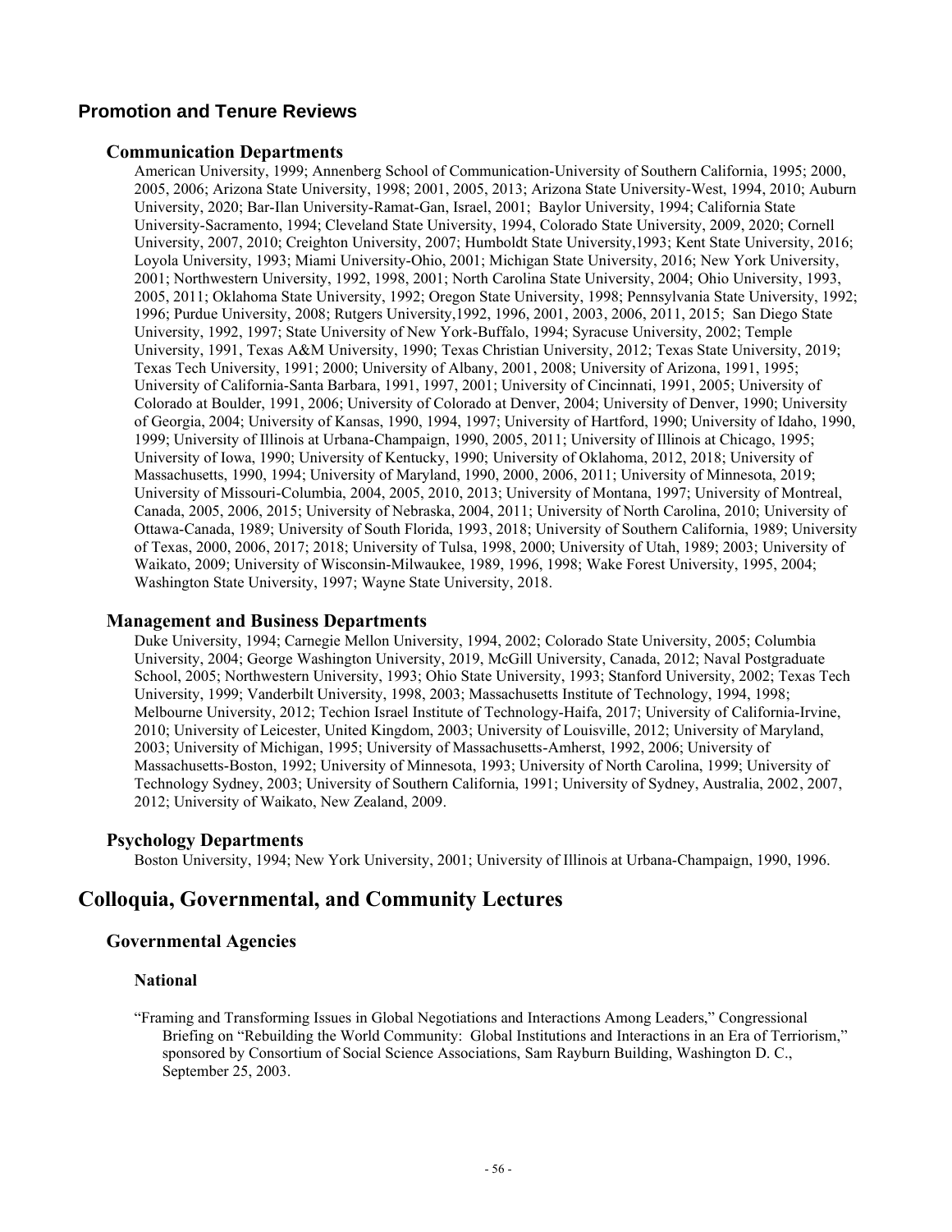## Promotion and Tenure Reviews

### Communication Departments

American University, 1999; Annenberg School of Communication-University of Southern California, 1995; 2000, 2005, 2006; Arizona State University, 1998; 2001, 2005, 2013; Arizona State University-West, 1994, 2010; Auburn University, 2020; Bar-Ilan University-Ramat-Gan, Israel, 2001; Baylor University, 1994; California State University-Sacramento, 1994; Cleveland State University, 1994, Colorado State University, 2009, 2020; Cornell University, 2007, 2010; Creighton University, 2007; Humboldt State University,1993; Kent State University, 2016; Loyola University, 1993; Miami University-Ohio, 2001; Michigan State University, 2016; New York University, 2001; Northwestern University, 1992, 1998, 2001; North Carolina State University, 2004; Ohio University, 1993, 2005, 2011; Oklahoma State University, 1992; Oregon State University, 1998; Pennsylvania State University, 1992; 1996; Purdue University, 2008; Rutgers University,1992, 1996, 2001, 2003, 2006, 2011, 2015; San Diego State University, 1992, 1997; State University of New York-Buffalo, 1994; Syracuse University, 2002; Temple University, 1991, Texas A&M University, 1990; Texas Christian University, 2012; Texas State University, 2019; Texas Tech University, 1991; 2000; University of Albany, 2001, 2008; University of Arizona, 1991, 1995; University of California-Santa Barbara, 1991, 1997, 2001; University of Cincinnati, 1991, 2005; University of Colorado at Boulder, 1991, 2006; University of Colorado at Denver, 2004; University of Denver, 1990; University of Georgia, 2004; University of Kansas, 1990, 1994, 1997; University of Hartford, 1990; University of Idaho, 1990, 1999; University of Illinois at Urbana-Champaign, 1990, 2005, 2011; University of Illinois at Chicago, 1995; University of Iowa, 1990; University of Kentucky, 1990; University of Oklahoma, 2012, 2018; University of Massachusetts, 1990, 1994; University of Maryland, 1990, 2000, 2006, 2011; University of Minnesota, 2019; University of Missouri-Columbia, 2004, 2005, 2010, 2013; University of Montana, 1997; University of Montreal, Canada, 2005, 2006, 2015; University of Nebraska, 2004, 2011; University of North Carolina, 2010; University of Ottawa-Canada, 1989; University of South Florida, 1993, 2018; University of Southern California, 1989; University of Texas, 2000, 2006, 2017; 2018; University of Tulsa, 1998, 2000; University of Utah, 1989; 2003; University of Waikato, 2009; University of Wisconsin-Milwaukee, 1989, 1996, 1998; Wake Forest University, 1995, 2004; Washington State University, 1997; Wayne State University, 2018.

### Management and Business Departments

Duke University, 1994; Carnegie Mellon University, 1994, 2002; Colorado State University, 2005; Columbia University, 2004; George Washington University, 2019, McGill University, Canada, 2012; Naval Postgraduate School, 2005; Northwestern University, 1993; Ohio State University, 1993; Stanford University, 2002; Texas Tech University, 1999; Vanderbilt University, 1998, 2003; Massachusetts Institute of Technology, 1994, 1998; Melbourne University, 2012; Techion Israel Institute of Technology-Haifa, 2017; University of California-Irvine, 2010; University of Leicester, United Kingdom, 2003; University of Louisville, 2012; University of Maryland, 2003; University of Michigan, 1995; University of Massachusetts-Amherst, 1992, 2006; University of Massachusetts-Boston, 1992; University of Minnesota, 1993; University of North Carolina, 1999; University of Technology Sydney, 2003; University of Southern California, 1991; University of Sydney, Australia, 2002, 2007, 2012; University of Waikato, New Zealand, 2009.

### Psychology Departments

Boston University, 1994; New York University, 2001; University of Illinois at Urbana-Champaign, 1990, 1996.

# Colloquia, Governmental, and Community Lectures

## Governmental Agencies

### National

"Framing and Transforming Issues in Global Negotiations and Interactions Among Leaders," Congressional Briefing on "Rebuilding the World Community: Global Institutions and Interactions in an Era of Terriorism," sponsored by Consortium of Social Science Associations, Sam Rayburn Building, Washington D. C., September 25, 2003.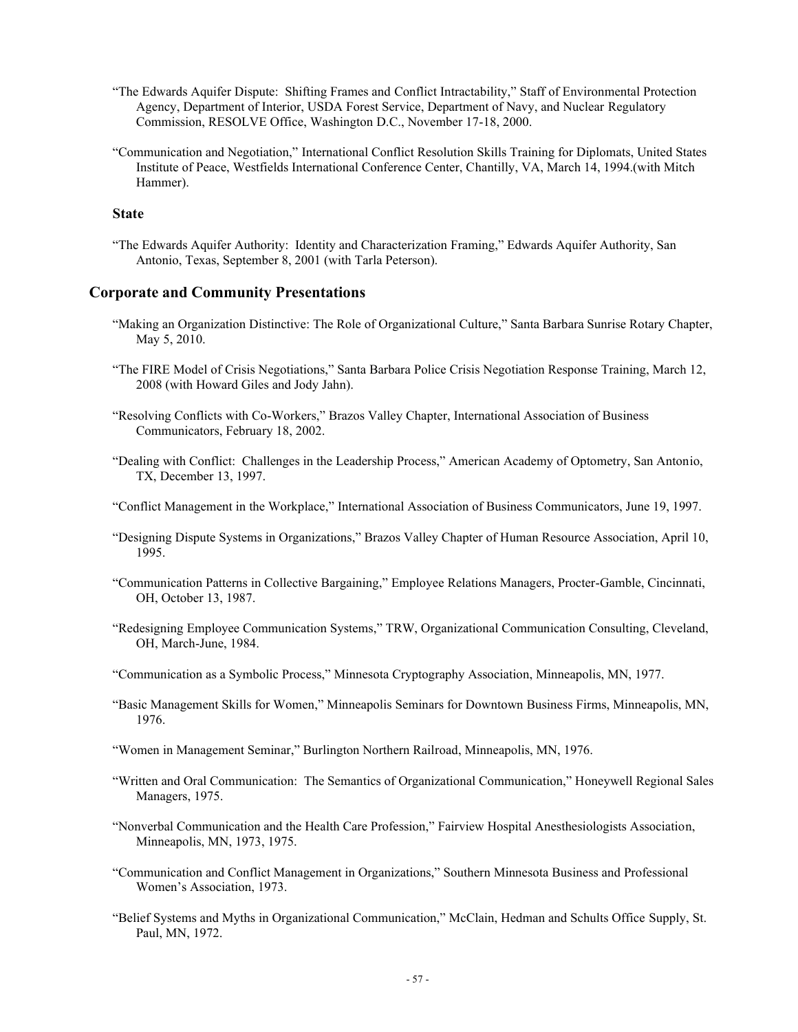"The Edwards Aquifer Dispute: Shifting Frames and Conflict Intractability," Staff of Environmental Protection Agency, Department of Interior, USDA Forest Service, Department of Navy, and Nuclear Regulatory Commission, RESOLVE Office, Washington D.C., November 17-18, 2000.

"Communication and Negotiation," International Conflict Resolution Skills Training for Diplomats, United States Institute of Peace, Westfields International Conference Center, Chantilly, VA, March 14, 1994.(with Mitch Hammer).

### State

"The Edwards Aquifer Authority: Identity and Characterization Framing," Edwards Aquifer Authority, San Antonio, Texas, September 8, 2001 (with Tarla Peterson).

## Corporate and Community Presentations

"Making an Organization Distinctive: The Role of Organizational Culture," Santa Barbara Sunrise Rotary Chapter, May 5, 2010.

"The FIRE Model of Crisis Negotiations," Santa Barbara Police Crisis Negotiation Response Training, March 12, 2008 (with Howard Giles and Jody Jahn).

"Resolving Conflicts with Co-Workers," Brazos Valley Chapter, International Association of Business Communicators, February 18, 2002.

"Dealing with Conflict: Challenges in the Leadership Process," American Academy of Optometry, San Antonio, TX, December 13, 1997.

"Conflict Management in the Workplace," International Association of Business Communicators, June 19, 1997.

"Designing Dispute Systems in Organizations," Brazos Valley Chapter of Human Resource Association, April 10, 1995.

"Communication Patterns in Collective Bargaining," Employee Relations Managers, Procter-Gamble, Cincinnati, OH, October 13, 1987.

"Redesigning Employee Communication Systems," TRW, Organizational Communication Consulting, Cleveland, OH, March-June, 1984.

"Communication as a Symbolic Process," Minnesota Cryptography Association, Minneapolis, MN, 1977.

"Basic Management Skills for Women," Minneapolis Seminars for Downtown Business Firms, Minneapolis, MN, 1976.

"Women in Management Seminar," Burlington Northern Railroad, Minneapolis, MN, 1976.

"Written and Oral Communication: The Semantics of Organizational Communication," Honeywell Regional Sales Managers, 1975.

"Nonverbal Communication and the Health Care Profession," Fairview Hospital Anesthesiologists Association, Minneapolis, MN, 1973, 1975.

"Communication and Conflict Management in Organizations," Southern Minnesota Business and Professional Women's Association, 1973.

"Belief Systems and Myths in Organizational Communication," McClain, Hedman and Schults Office Supply, St. Paul, MN, 1972.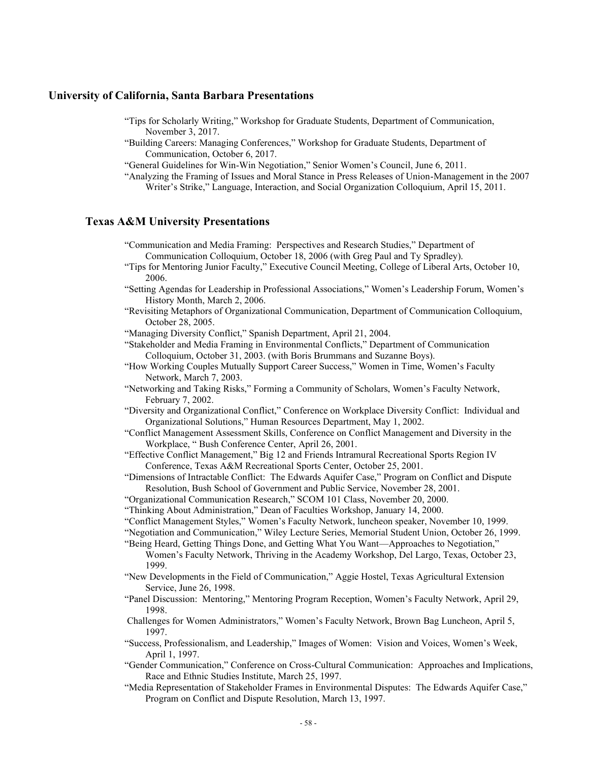## University of California, Santa Barbara Presentations

"Tips for Scholarly Writing," Workshop for Graduate Students, Department of Communication, November 3, 2017.

"Building Careers: Managing Conferences," Workshop for Graduate Students, Department of Communication, October 6, 2017.

"General Guidelines for Win-Win Negotiation," Senior Women's Council, June 6, 2011.

"Analyzing the Framing of Issues and Moral Stance in Press Releases of Union-Management in the 2007 Writer's Strike," Language, Interaction, and Social Organization Colloquium, April 15, 2011.

## Texas A&M University Presentations

"Communication and Media Framing: Perspectives and Research Studies," Department of Communication Colloquium, October 18, 2006 (with Greg Paul and Ty Spradley).

"Tips for Mentoring Junior Faculty," Executive Council Meeting, College of Liberal Arts, October 10, 2006.

"Setting Agendas for Leadership in Professional Associations," Women's Leadership Forum, Women's History Month, March 2, 2006.

"Revisiting Metaphors of Organizational Communication, Department of Communication Colloquium, October 28, 2005.

"Managing Diversity Conflict," Spanish Department, April 21, 2004.

"Stakeholder and Media Framing in Environmental Conflicts," Department of Communication Colloquium, October 31, 2003. (with Boris Brummans and Suzanne Boys).

"How Working Couples Mutually Support Career Success," Women in Time, Women's Faculty Network, March 7, 2003.

"Networking and Taking Risks," Forming a Community of Scholars, Women's Faculty Network, February 7, 2002.

"Diversity and Organizational Conflict," Conference on Workplace Diversity Conflict: Individual and Organizational Solutions," Human Resources Department, May 1, 2002.

"Conflict Management Assessment Skills, Conference on Conflict Management and Diversity in the Workplace, " Bush Conference Center, April 26, 2001.

"Effective Conflict Management," Big 12 and Friends Intramural Recreational Sports Region IV Conference, Texas A&M Recreational Sports Center, October 25, 2001.

"Dimensions of Intractable Conflict: The Edwards Aquifer Case," Program on Conflict and Dispute Resolution, Bush School of Government and Public Service, November 28, 2001.

"Organizational Communication Research," SCOM 101 Class, November 20, 2000.

"Thinking About Administration," Dean of Faculties Workshop, January 14, 2000.

"Conflict Management Styles," Women's Faculty Network, luncheon speaker, November 10, 1999.

"Negotiation and Communication," Wiley Lecture Series, Memorial Student Union, October 26, 1999.

"Being Heard, Getting Things Done, and Getting What You Want—Approaches to Negotiation," Women's Faculty Network, Thriving in the Academy Workshop, Del Largo, Texas, October 23, 1999.

"New Developments in the Field of Communication," Aggie Hostel, Texas Agricultural Extension Service, June 26, 1998.

"Panel Discussion: Mentoring," Mentoring Program Reception, Women's Faculty Network, April 29, 1998.

Challenges for Women Administrators," Women's Faculty Network, Brown Bag Luncheon, April 5, 1997.

"Success, Professionalism, and Leadership," Images of Women: Vision and Voices, Women's Week, April 1, 1997.

"Gender Communication," Conference on Cross-Cultural Communication: Approaches and Implications, Race and Ethnic Studies Institute, March 25, 1997.

"Media Representation of Stakeholder Frames in Environmental Disputes: The Edwards Aquifer Case," Program on Conflict and Dispute Resolution, March 13, 1997.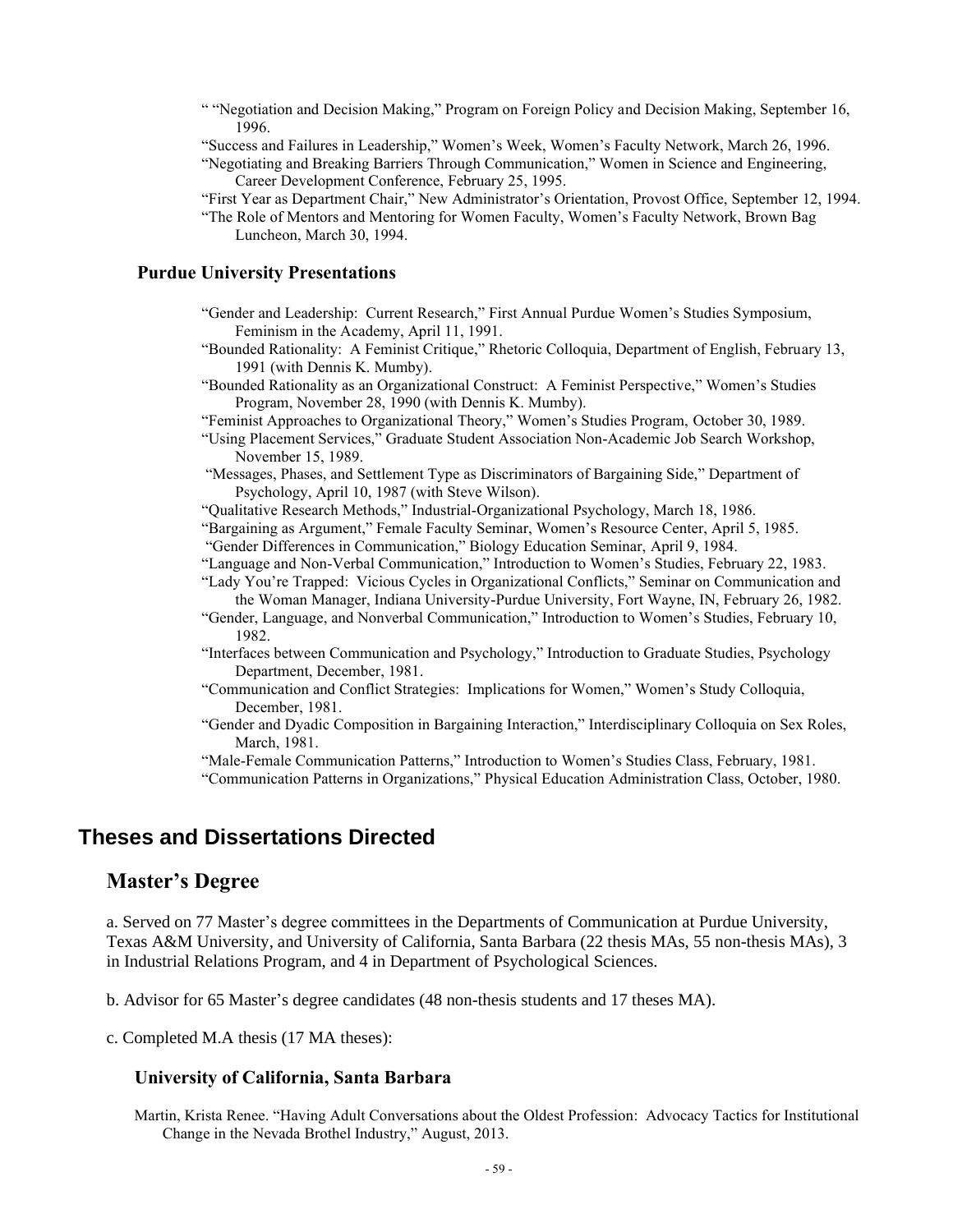" "Negotiation and Decision Making," Program on Foreign Policy and Decision Making, September 16, 1996.

"Success and Failures in Leadership," Women's Week, Women's Faculty Network, March 26, 1996.

"Negotiating and Breaking Barriers Through Communication," Women in Science and Engineering, Career Development Conference, February 25, 1995.

"First Year as Department Chair," New Administrator's Orientation, Provost Office, September 12, 1994.

"The Role of Mentors and Mentoring for Women Faculty, Women's Faculty Network, Brown Bag Luncheon, March 30, 1994.

### Purdue University Presentations

"Gender and Leadership: Current Research," First Annual Purdue Women's Studies Symposium, Feminism in the Academy, April 11, 1991.

"Bounded Rationality: A Feminist Critique," Rhetoric Colloquia, Department of English, February 13, 1991 (with Dennis K. Mumby).

"Bounded Rationality as an Organizational Construct: A Feminist Perspective," Women's Studies Program, November 28, 1990 (with Dennis K. Mumby).

"Feminist Approaches to Organizational Theory," Women's Studies Program, October 30, 1989.

"Using Placement Services," Graduate Student Association Non-Academic Job Search Workshop, November 15, 1989.

"Messages, Phases, and Settlement Type as Discriminators of Bargaining Side," Department of Psychology, April 10, 1987 (with Steve Wilson).

"Qualitative Research Methods," Industrial-Organizational Psychology, March 18, 1986.

"Bargaining as Argument," Female Faculty Seminar, Women's Resource Center, April 5, 1985.

"Gender Differences in Communication," Biology Education Seminar, April 9, 1984.

"Language and Non-Verbal Communication," Introduction to Women's Studies, February 22, 1983.

"Lady You're Trapped: Vicious Cycles in Organizational Conflicts," Seminar on Communication and the Woman Manager, Indiana University-Purdue University, Fort Wayne, IN, February 26, 1982.

"Gender, Language, and Nonverbal Communication," Introduction to Women's Studies, February 10, 1982.

"Interfaces between Communication and Psychology," Introduction to Graduate Studies, Psychology Department, December, 1981.

"Communication and Conflict Strategies: Implications for Women," Women's Study Colloquia, December, 1981.

"Gender and Dyadic Composition in Bargaining Interaction," Interdisciplinary Colloquia on Sex Roles, March, 1981.

"Male-Female Communication Patterns," Introduction to Women's Studies Class, February, 1981.

"Communication Patterns in Organizations," Physical Education Administration Class, October, 1980.

# Theses and Dissertations Directed

## Master's Degree

a. Served on 77 Master's degree committees in the Departments of Communication at Purdue University, Texas A&M University, and University of California, Santa Barbara (22 thesis MAs, 55 non-thesis MAs), 3 in Industrial Relations Program, and 4 in Department of Psychological Sciences.

b. Advisor for 65 Master's degree candidates (48 non-thesis students and 17 theses MA).

c. Completed M.A thesis (17 MA theses):

### University of California, Santa Barbara

Martin, Krista Renee. "Having Adult Conversations about the Oldest Profession: Advocacy Tactics for Institutional Change in the Nevada Brothel Industry," August, 2013.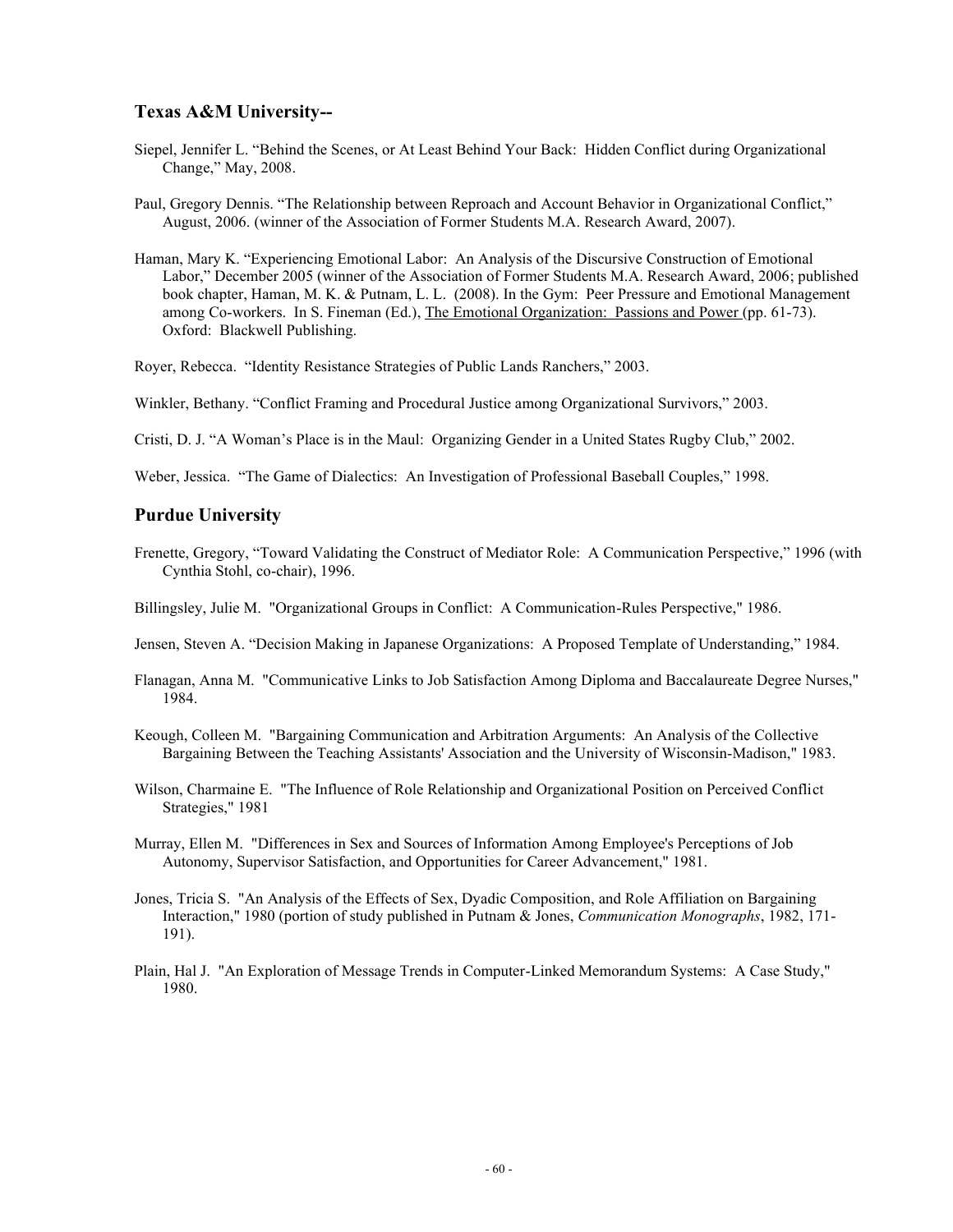### Texas A&M University--

Siepel, Jennifer L. "Behind the Scenes, or At Least Behind Your Back: Hidden Conflict during Organizational Change," May, 2008.

Paul, Gregory Dennis. "The Relationship between Reproach and Account Behavior in Organizational Conflict," August, 2006. (winner of the Association of Former Students M.A. Research Award, 2007).

Haman, Mary K. "Experiencing Emotional Labor: An Analysis of the Discursive Construction of Emotional Labor," December 2005 (winner of the Association of Former Students M.A. Research Award, 2006; published book chapter, Haman, M. K. & Putnam, L. L. (2008). In the Gym: Peer Pressure and Emotional Management among Co-workers. In S. Fineman (Ed.), The Emotional Organization: Passions and Power (pp. 61-73). Oxford: Blackwell Publishing.

Royer, Rebecca. "Identity Resistance Strategies of Public Lands Ranchers," 2003.

Winkler, Bethany. "Conflict Framing and Procedural Justice among Organizational Survivors," 2003.

Cristi, D. J. "A Woman's Place is in the Maul: Organizing Gender in a United States Rugby Club," 2002.

Weber, Jessica. "The Game of Dialectics: An Investigation of Professional Baseball Couples," 1998.

### Purdue University

Frenette, Gregory, "Toward Validating the Construct of Mediator Role: A Communication Perspective," 1996 (with Cynthia Stohl, co-chair), 1996.

Billingsley, Julie M. "Organizational Groups in Conflict: A Communication-Rules Perspective," 1986.

Jensen, Steven A. "Decision Making in Japanese Organizations: A Proposed Template of Understanding," 1984.

Flanagan, Anna M. "Communicative Links to Job Satisfaction Among Diploma and Baccalaureate Degree Nurses," 1984.

Keough, Colleen M. "Bargaining Communication and Arbitration Arguments: An Analysis of the Collective Bargaining Between the Teaching Assistants' Association and the University of Wisconsin-Madison," 1983.

Wilson, Charmaine E. "The Influence of Role Relationship and Organizational Position on Perceived Conflict Strategies," 1981

Murray, Ellen M. "Differences in Sex and Sources of Information Among Employee's Perceptions of Job Autonomy, Supervisor Satisfaction, and Opportunities for Career Advancement," 1981.

Jones, Tricia S. "An Analysis of the Effects of Sex, Dyadic Composition, and Role Affiliation on Bargaining Interaction," 1980 (portion of study published in Putnam & Jones, *Communication Monographs*, 1982, 171-191).

Plain, Hal J. "An Exploration of Message Trends in Computer-Linked Memorandum Systems: A Case Study," 1980.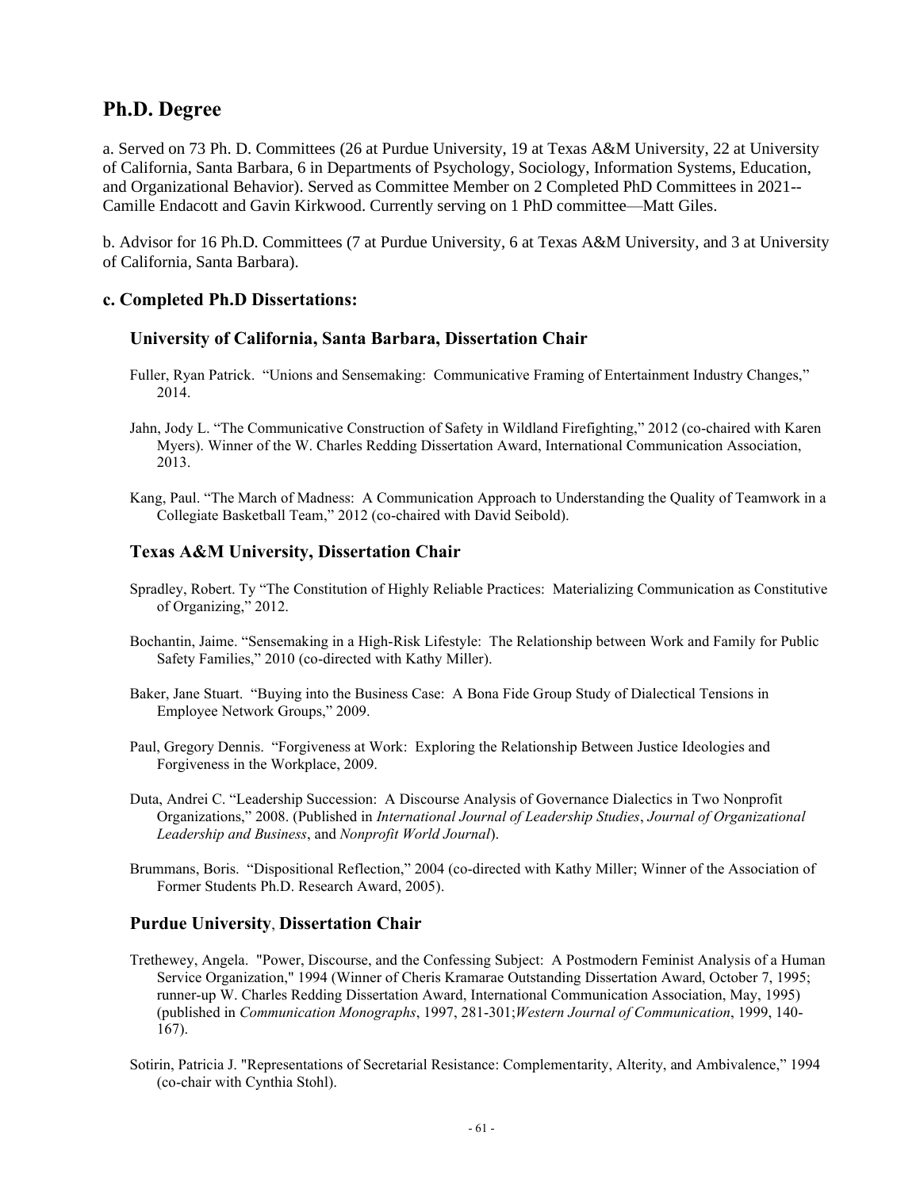## Ph.D. Degree

a. Served on 73 Ph. D. Committees (26 at Purdue University, 19 at Texas A&M University, 22 at University of California, Santa Barbara, 6 in Departments of Psychology, Sociology, Information Systems, Education, and Organizational Behavior). Served as Committee Member on 2 Completed PhD Committees in 2021--Camille Endacott and Gavin Kirkwood. Currently serving on 1 PhD committee—Matt Giles.

b. Advisor for 16 Ph.D. Committees (7 at Purdue University, 6 at Texas A&M University, and 3 at University of California, Santa Barbara).

### c. Completed Ph.D Dissertations:

#### University of California, Santa Barbara, Dissertation Chair

Fuller, Ryan Patrick. "Unions and Sensemaking: Communicative Framing of Entertainment Industry Changes," 2014.

Jahn, Jody L. "The Communicative Construction of Safety in Wildland Firefighting," 2012 (co-chaired with Karen Myers). Winner of the W. Charles Redding Dissertation Award, International Communication Association, 2013.

Kang, Paul. "The March of Madness: A Communication Approach to Understanding the Quality of Teamwork in a Collegiate Basketball Team," 2012 (co-chaired with David Seibold).

#### Texas A&M University, Dissertation Chair

Spradley, Robert. Ty "The Constitution of Highly Reliable Practices: Materializing Communication as Constitutive of Organizing," 2012.

Bochantin, Jaime. "Sensemaking in a High-Risk Lifestyle: The Relationship between Work and Family for Public Safety Families," 2010 (co-directed with Kathy Miller).

Baker, Jane Stuart. "Buying into the Business Case: A Bona Fide Group Study of Dialectical Tensions in Employee Network Groups," 2009.

Paul, Gregory Dennis. "Forgiveness at Work: Exploring the Relationship Between Justice Ideologies and Forgiveness in the Workplace, 2009.

Duta, Andrei C. "Leadership Succession: A Discourse Analysis of Governance Dialectics in Two Nonprofit Organizations," 2008. (Published in *International Journal of Leadership Studies*, *Journal of Organizational Leadership and Business*, and *Nonprofit World Journal*).

Brummans, Boris. "Dispositional Reflection," 2004 (co-directed with Kathy Miller; Winner of the Association of Former Students Ph.D. Research Award, 2005).

#### Purdue University, Dissertation Chair

Trethewey, Angela. "Power, Discourse, and the Confessing Subject: A Postmodern Feminist Analysis of a Human Service Organization," 1994 (Winner of Cheris Kramarae Outstanding Dissertation Award, October 7, 1995; runner-up W. Charles Redding Dissertation Award, International Communication Association, May, 1995) (published in *Communication Monographs*, 1997, 281-301;*Western Journal of Communication*, 1999, 140-167).

Sotirin, Patricia J. "Representations of Secretarial Resistance: Complementarity, Alterity, and Ambivalence," 1994 (co-chair with Cynthia Stohl).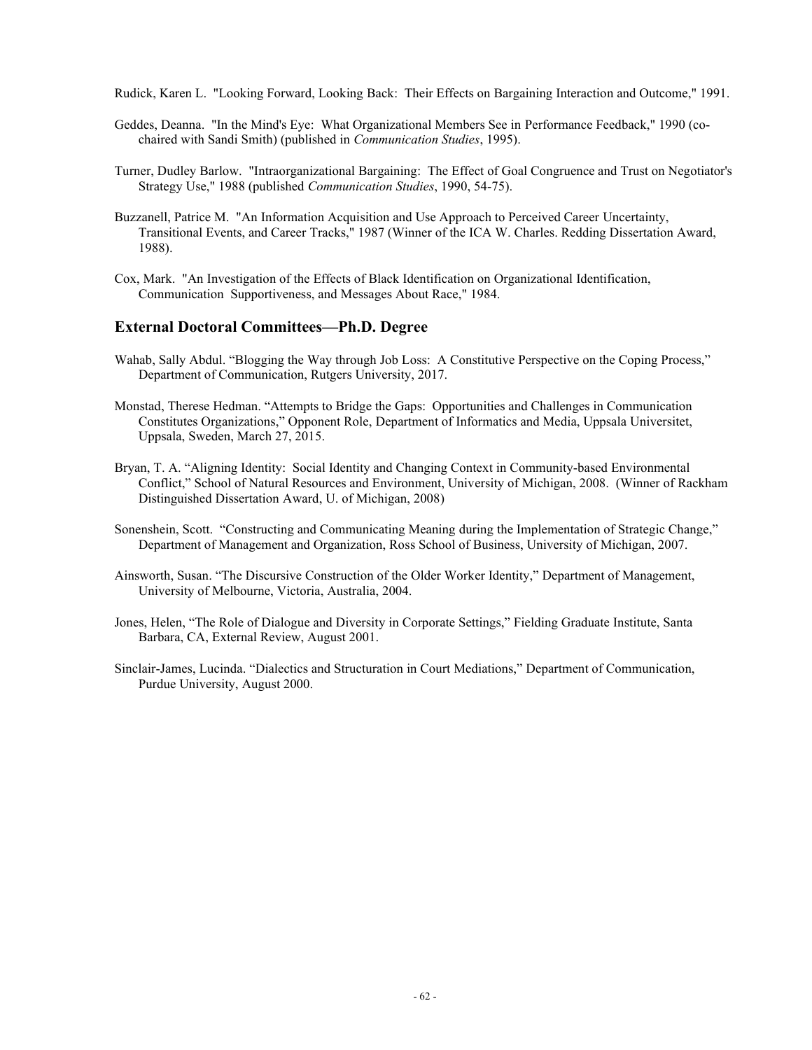Rudick, Karen L. "Looking Forward, Looking Back: Their Effects on Bargaining Interaction and Outcome," 1991.

Geddes, Deanna. "In the Mind's Eye: What Organizational Members See in Performance Feedback," 1990 (co-chaired with Sandi Smith) (published in *Communication Studies*, 1995).

Turner, Dudley Barlow. "Intraorganizational Bargaining: The Effect of Goal Congruence and Trust on Negotiator's Strategy Use," 1988 (published *Communication Studies*, 1990, 54-75).

Buzzanell, Patrice M. "An Information Acquisition and Use Approach to Perceived Career Uncertainty, Transitional Events, and Career Tracks," 1987 (Winner of the ICA W. Charles. Redding Dissertation Award, 1988).

Cox, Mark. "An Investigation of the Effects of Black Identification on Organizational Identification, Communication Supportiveness, and Messages About Race," 1984.

## External Doctoral Committees—Ph.D. Degree

Wahab, Sally Abdul. "Blogging the Way through Job Loss: A Constitutive Perspective on the Coping Process," Department of Communication, Rutgers University, 2017.

Monstad, Therese Hedman. "Attempts to Bridge the Gaps: Opportunities and Challenges in Communication Constitutes Organizations," Opponent Role, Department of Informatics and Media, Uppsala Universitet, Uppsala, Sweden, March 27, 2015.

Bryan, T. A. "Aligning Identity: Social Identity and Changing Context in Community-based Environmental Conflict," School of Natural Resources and Environment, University of Michigan, 2008. (Winner of Rackham Distinguished Dissertation Award, U. of Michigan, 2008)

Sonenshein, Scott. "Constructing and Communicating Meaning during the Implementation of Strategic Change," Department of Management and Organization, Ross School of Business, University of Michigan, 2007.

Ainsworth, Susan. "The Discursive Construction of the Older Worker Identity," Department of Management, University of Melbourne, Victoria, Australia, 2004.

Jones, Helen, "The Role of Dialogue and Diversity in Corporate Settings," Fielding Graduate Institute, Santa Barbara, CA, External Review, August 2001.

Sinclair-James, Lucinda. "Dialectics and Structuration in Court Mediations," Department of Communication, Purdue University, August 2000.